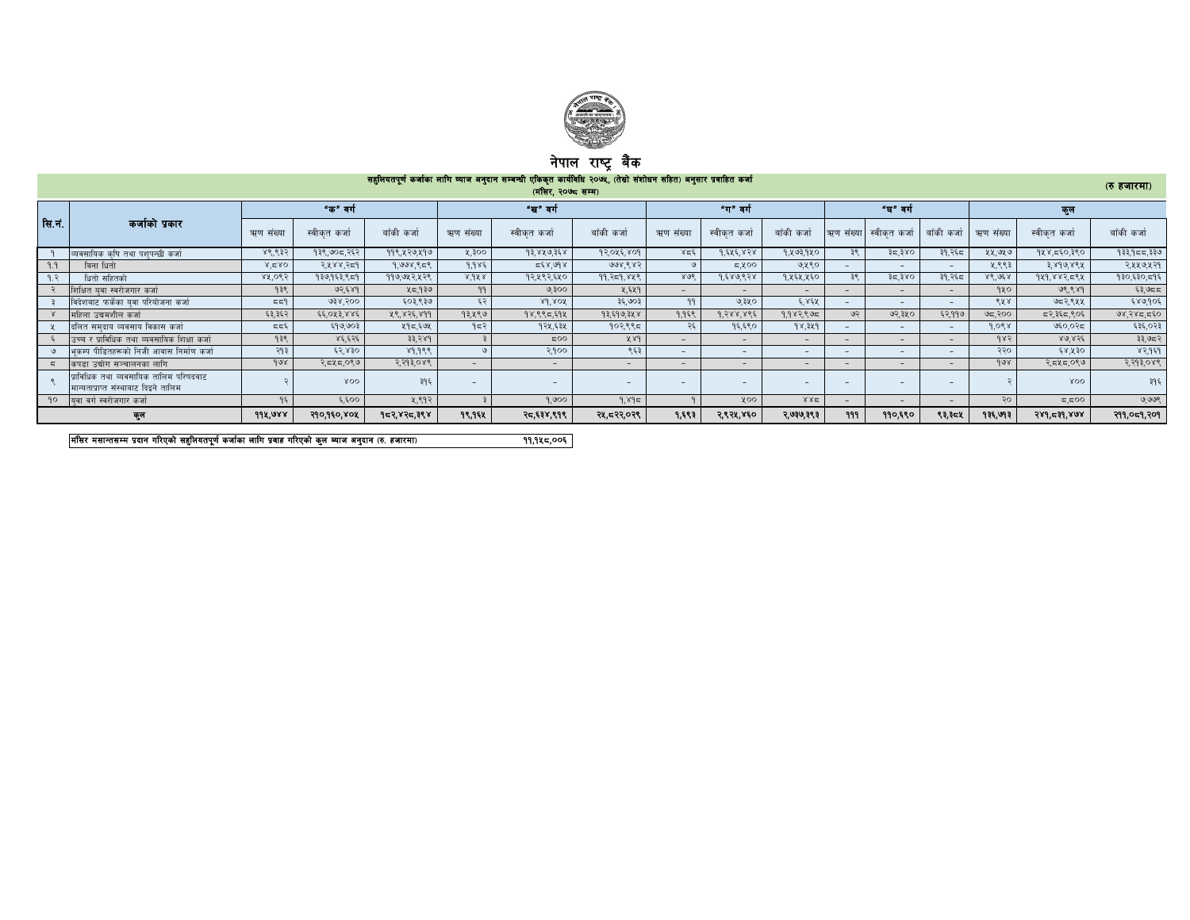# नेपाल राष्ट्र बैंक

**सहुलियतपूर्ण कर्जाका लागि ब्याज अनुदान सम्बन्धी एकिकृत कार्यविधि २०७५, (तेस्रो संशोधन सहित) अनुसार प्रवाहित कर्जा**
**(मंसिर, २०७८ सम्म)**

(रु हजारमा)

| सि.नं. | कर्जाको प्रकार | "क" वर्ग | | | "ख" वर्ग | | | "ग" वर्ग | | | "घ" वर्ग | | | कुल | | |
|---|---|---|---|---|---|---|---|---|---|---|---|---|---|---|---|---|
| | | ऋण संख्या | स्वीकृत कर्जा | बाँकी कर्जा | ऋण संख्या | स्वीकृत कर्जा | बाँकी कर्जा | ऋण संख्या | स्वीकृत कर्जा | बाँकी कर्जा | ऋण संख्या | स्वीकृत कर्जा | बाँकी कर्जा | ऋण संख्या | स्वीकृत कर्जा | बाँकी कर्जा |
| १ | व्यवसायिक कृषि तथा पशुपन्छी कर्जा | ४९,९३२ | १३९,७०८,२६२ | ११९,५२७,५१७ | ५,३०० | १३,४५७,३६४ | १२,०५६,४०१ | ४८६ | १,६५६,४२४ | १,५७३,१५० | ३९ | ३८,३४० | ३१,२६८ | ५५,७५७ | १५४,८६०,३९० | १३३,१८८,३३७ |
| १.१ | बिना धितो | ४,८४० | २,५४४,२८१ | १,७७४,९८९ | १,१४६ | ८६४,७१४ | ७७४,९४२ | ७ | ८,५०० | ७५१० | - | - | - | ५,९९३ | ३,४१७,४९५ | २,५५७,४२१ |
| १.२ | धितो सहितको | ४५,०९२ | १३७,१६३,९८१ | ११७,७५२,५२९ | ४,१५४ | १२,५९२,६५० | ११,२८१,४५९ | ४७९ | १,६४७,९२४ | १,५६५,६४० | ३९ | ३८,३४० | ३१,२६८ | ४९,७६४ | १५१,४४२,८९५ | १३०,६३०,८१६ |
| २ | शिक्षित युवा स्वरोजगार कर्जा | १३९ | ७२,६४१ | ५८,१३७ | ११ | ७,३०० | ५,६५१ | - | - | - | - | - | - | १५० | ७९,९४१ | ६३,७८८ |
| ३ | विदेशबाट फर्केका युवा परियोजना कर्जा | ८८१ | ७३४,२०० | ६०३,९३७ | ६२ | ४१,४०५ | ३६,७०३ | ११ | ७,३५० | ६,४६५ | - | - | - | ९५४ | ७८२,९५५ | ६४७,१०६ |
| ४ | महिला उद्यमशील कर्जा | ६३,३६२ | ६६,०५३,४४६ | ५९,४२६,४११ | १३,५९७ | १४,९९८,६१५ | १३,६१७,३५४ | १,११९ | १,२४४,४९६ | १,१४२,९७८ | ७२ | ७२,३५० | ६२,११७ | ७८,२०० | ८२,३६८,९०६ | ७४,२४८,८६० |
| ५ | दलित समुदाय व्यवसाय विकास कर्जा | ८८६ | ६१७,७०३ | ५१८,६७५ | १८२ | १२५,६३५ | १०२,९९८ | २६ | १६,६९० | १४,३५१ | - | - | - | १,०९४ | ७६०,०२८ | ६३६,०२३ |
| ६ | उच्च र प्राविधिक तथा व्यवसायिक शिक्षा कर्जा | १३९ | ४६,६२६ | ३३,२४१ | ३ | ८०० | ५४१ | - | - | - | - | - | - | १४२ | ४७,४२६ | ३३,७८२ |
| ७ | भूकम्प पीडितहरूको निजी आवास निर्माण कर्जा | २१३ | ६२,४३० | ४१,१९९ | ७ | २,१०० | ९६३ | - | - | - | - | - | - | २२० | ६४,५३० | ४२,१६१ |
| ८ | कपडा उद्योग सञ्चालनका लागि | १७४ | २,८५८,०९७ | २,२१३,०४९ | - | - | - | - | - | - | - | - | - | १७४ | २,८५८,०९७ | २,२१३,०४९ |
| ९ | प्राविधिक तथा व्यवसायिक तालिम परिषदबाट मान्यताप्राप्त संस्थाबाट दिइने तालिम | २ | ४०० | ३१६ | - | - | - | - | - | - | - | - | - | २ | ४०० | ३१६ |
| १० | युवा वर्ग स्वरोजगार कर्जा | १६ | ६,६०० | ५,९१२ | ३ | १,७०० | १,४१८ | १ | ५०० | ४४८ | - | - | - | २० | ८,८०० | ७,७७९ |
| | **कुल** | **११५,७४४** | **२१०,१६०,४०५** | **१८२,४२८,३९४** | **१९,१६५** | **२८,६३४,९१९** | **२५,८२२,०२९** | **१,६४३** | **२,९२५,४६०** | **२,७३७,३९३** | **१११** | **११०,६९०** | **९३,३८५** | **१३६,७१३** | **२४१,८३१,४७४** | **२११,०८१,२०१** |

| मंसिर मसान्तसम्म प्रदान गरिएको सहुलियतपूर्ण कर्जाका लागि प्रवाह गरिएको कुल ब्याज अनुदान (रु. हजारमा) | ११,१५८,००६ |
|---|---|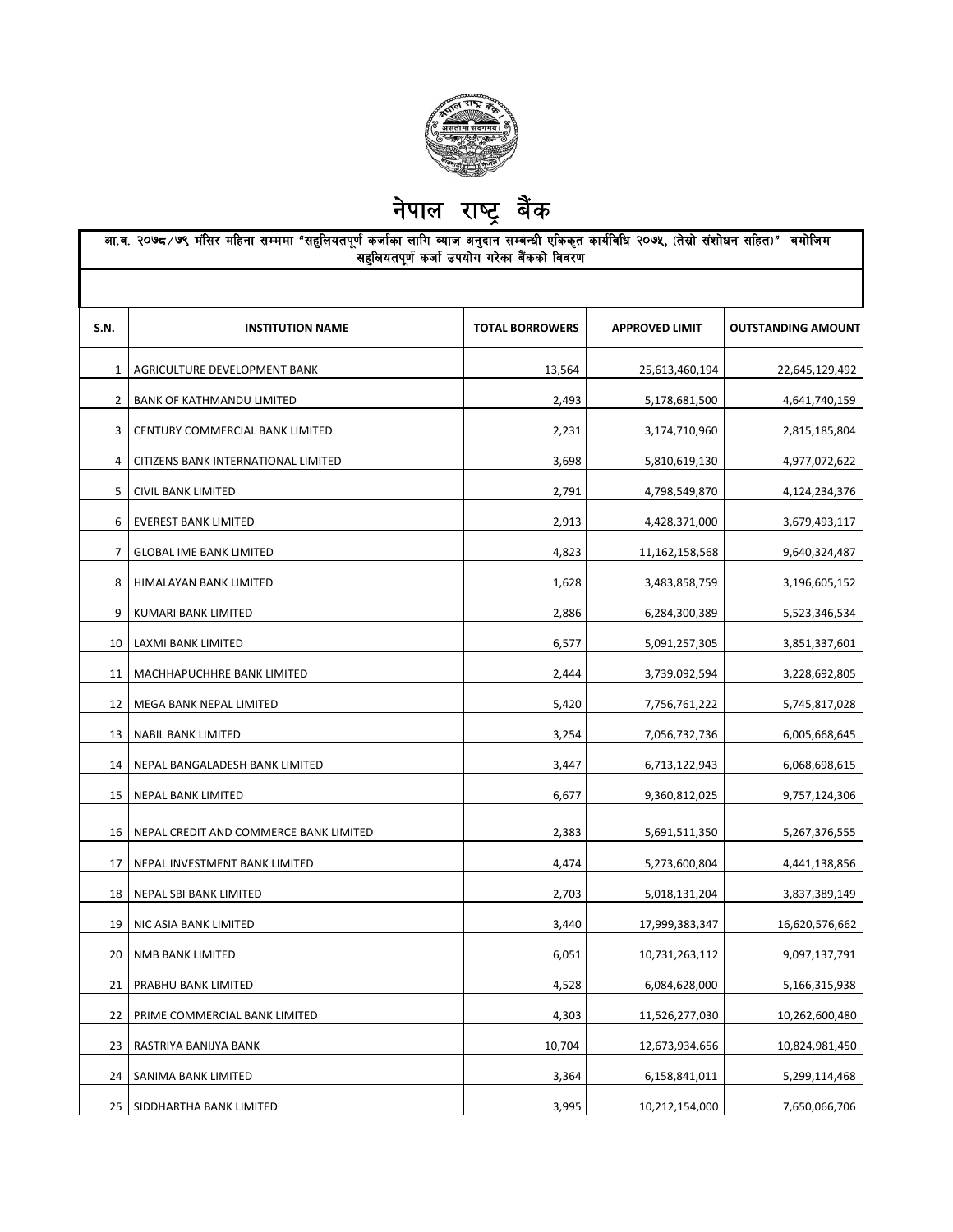# नेपाल राष्ट्र बैंक

आ.व. २०७८/७९ मंसिर महिना सम्ममा "सहुलियतपूर्ण कर्जाका लागि ब्याज अनुदान सम्बन्धी एकिकृत कार्यविधि २०७५, (तेस्रो संशोधन सहित)" बमोजिम सहुलियतपूर्ण कर्जा उपयोग गरेका बैंकको विवरण

| S.N. | INSTITUTION NAME | TOTAL BORROWERS | APPROVED LIMIT | OUTSTANDING AMOUNT |
|---|---|---|---|---|
| 1 | AGRICULTURE DEVELOPMENT BANK | 13,564 | 25,613,460,194 | 22,645,129,492 |
| 2 | BANK OF KATHMANDU LIMITED | 2,493 | 5,178,681,500 | 4,641,740,159 |
| 3 | CENTURY COMMERCIAL BANK LIMITED | 2,231 | 3,174,710,960 | 2,815,185,804 |
| 4 | CITIZENS BANK INTERNATIONAL LIMITED | 3,698 | 5,810,619,130 | 4,977,072,622 |
| 5 | CIVIL BANK LIMITED | 2,791 | 4,798,549,870 | 4,124,234,376 |
| 6 | EVEREST BANK LIMITED | 2,913 | 4,428,371,000 | 3,679,493,117 |
| 7 | GLOBAL IME BANK LIMITED | 4,823 | 11,162,158,568 | 9,640,324,487 |
| 8 | HIMALAYAN BANK LIMITED | 1,628 | 3,483,858,759 | 3,196,605,152 |
| 9 | KUMARI BANK LIMITED | 2,886 | 6,284,300,389 | 5,523,346,534 |
| 10 | LAXMI BANK LIMITED | 6,577 | 5,091,257,305 | 3,851,337,601 |
| 11 | MACHHAPUCHHRE BANK LIMITED | 2,444 | 3,739,092,594 | 3,228,692,805 |
| 12 | MEGA BANK NEPAL LIMITED | 5,420 | 7,756,761,222 | 5,745,817,028 |
| 13 | NABIL BANK LIMITED | 3,254 | 7,056,732,736 | 6,005,668,645 |
| 14 | NEPAL BANGALADESH BANK LIMITED | 3,447 | 6,713,122,943 | 6,068,698,615 |
| 15 | NEPAL BANK LIMITED | 6,677 | 9,360,812,025 | 9,757,124,306 |
| 16 | NEPAL CREDIT AND COMMERCE BANK LIMITED | 2,383 | 5,691,511,350 | 5,267,376,555 |
| 17 | NEPAL INVESTMENT BANK LIMITED | 4,474 | 5,273,600,804 | 4,441,138,856 |
| 18 | NEPAL SBI BANK LIMITED | 2,703 | 5,018,131,204 | 3,837,389,149 |
| 19 | NIC ASIA BANK LIMITED | 3,440 | 17,999,383,347 | 16,620,576,662 |
| 20 | NMB BANK LIMITED | 6,051 | 10,731,263,112 | 9,097,137,791 |
| 21 | PRABHU BANK LIMITED | 4,528 | 6,084,628,000 | 5,166,315,938 |
| 22 | PRIME COMMERCIAL BANK LIMITED | 4,303 | 11,526,277,030 | 10,262,600,480 |
| 23 | RASTRIYA BANIJYA BANK | 10,704 | 12,673,934,656 | 10,824,981,450 |
| 24 | SANIMA BANK LIMITED | 3,364 | 6,158,841,011 | 5,299,114,468 |
| 25 | SIDDHARTHA BANK LIMITED | 3,995 | 10,212,154,000 | 7,650,066,706 |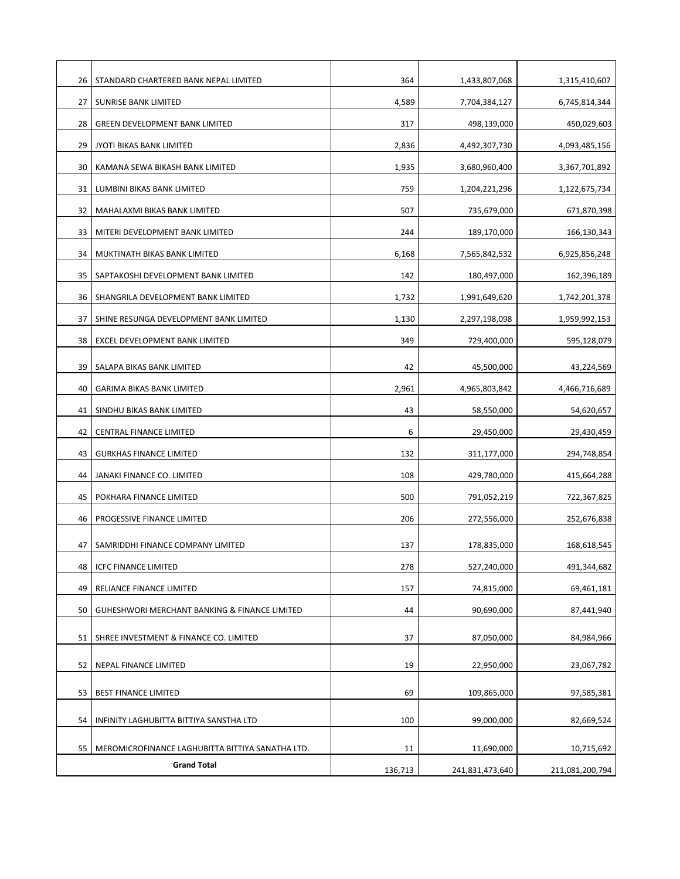| | | | | |
|---|---|---|---|---|
| 26 | STANDARD CHARTERED BANK NEPAL LIMITED | 364 | 1,433,807,068 | 1,315,410,607 |
| 27 | SUNRISE BANK LIMITED | 4,589 | 7,704,384,127 | 6,745,814,344 |
| 28 | GREEN DEVELOPMENT BANK LIMITED | 317 | 498,139,000 | 450,029,603 |
| 29 | JYOTI BIKAS BANK LIMITED | 2,836 | 4,492,307,730 | 4,093,485,156 |
| 30 | KAMANA SEWA BIKASH BANK LIMITED | 1,935 | 3,680,960,400 | 3,367,701,892 |
| 31 | LUMBINI BIKAS BANK LIMITED | 759 | 1,204,221,296 | 1,122,675,734 |
| 32 | MAHALAXMI BIKAS BANK LIMITED | 507 | 735,679,000 | 671,870,398 |
| 33 | MITERI DEVELOPMENT BANK LIMITED | 244 | 189,170,000 | 166,130,343 |
| 34 | MUKTINATH BIKAS BANK LIMITED | 6,168 | 7,565,842,532 | 6,925,856,248 |
| 35 | SAPTAKOSHI DEVELOPMENT BANK LIMITED | 142 | 180,497,000 | 162,396,189 |
| 36 | SHANGRILA DEVELOPMENT BANK LIMITED | 1,732 | 1,991,649,620 | 1,742,201,378 |
| 37 | SHINE RESUNGA DEVELOPMENT BANK LIMITED | 1,130 | 2,297,198,098 | 1,959,992,153 |
| 38 | EXCEL DEVELOPMENT BANK LIMITED | 349 | 729,400,000 | 595,128,079 |
| 39 | SALAPA BIKAS BANK LIMITED | 42 | 45,500,000 | 43,224,569 |
| 40 | GARIMA BIKAS BANK LIMITED | 2,961 | 4,965,803,842 | 4,466,716,689 |
| 41 | SINDHU BIKAS BANK LIMITED | 43 | 58,550,000 | 54,620,657 |
| 42 | CENTRAL FINANCE LIMITED | 6 | 29,450,000 | 29,430,459 |
| 43 | GURKHAS FINANCE LIMITED | 132 | 311,177,000 | 294,748,854 |
| 44 | JANAKI FINANCE CO. LIMITED | 108 | 429,780,000 | 415,664,288 |
| 45 | POKHARA FINANCE LIMITED | 500 | 791,052,219 | 722,367,825 |
| 46 | PROGESSIVE FINANCE LIMITED | 206 | 272,556,000 | 252,676,838 |
| 47 | SAMRIDDHI FINANCE COMPANY LIMITED | 137 | 178,835,000 | 168,618,545 |
| 48 | ICFC FINANCE LIMITED | 278 | 527,240,000 | 491,344,682 |
| 49 | RELIANCE FINANCE LIMITED | 157 | 74,815,000 | 69,461,181 |
| 50 | GUHESHWORI MERCHANT BANKING & FINANCE LIMITED | 44 | 90,690,000 | 87,441,940 |
| 51 | SHREE INVESTMENT & FINANCE CO. LIMITED | 37 | 87,050,000 | 84,984,966 |
| 52 | NEPAL FINANCE LIMITED | 19 | 22,950,000 | 23,067,782 |
| 53 | BEST FINANCE LIMITED | 69 | 109,865,000 | 97,585,381 |
| 54 | INFINITY LAGHUBITTA BITTIYA SANSTHA LTD | 100 | 99,000,000 | 82,669,524 |
| 55 | MEROMICROFINANCE LAGHUBITTA BITTIYA SANATHA LTD. | 11 | 11,690,000 | 10,715,692 |
| **Grand Total** | | 136,713 | 241,831,473,640 | 211,081,200,794 |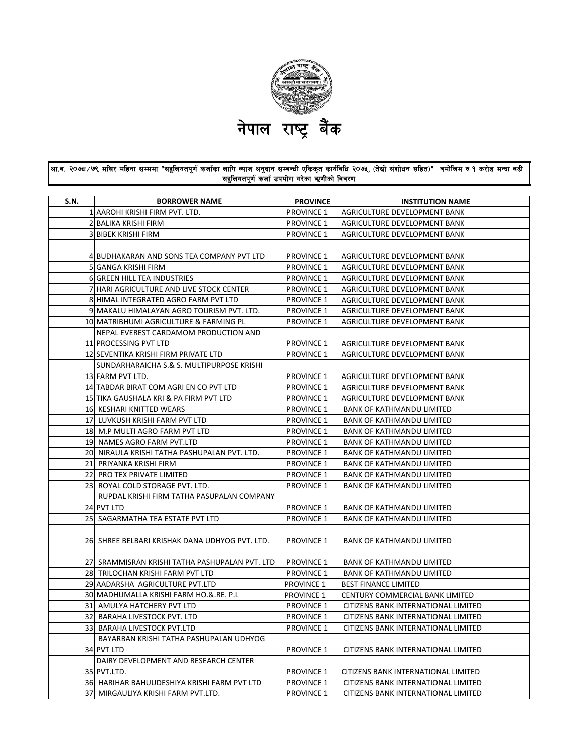# नेपाल राष्ट्र बैंक

**आ.व. २०७८/७९ मंसिर महिना सम्ममा "सहुलियतपूर्ण कर्जाका लागि ब्याज अनुदान सम्बन्धी एकिकृत कार्यविधि २०७५, (तेस्रो संशोधन सहित)" बमोजिम रु १ करोड भन्दा बढी सहुलियतपूर्ण कर्जा उपयोग गरेका ऋणीको विवरण**

| S.N. | BORROWER NAME | PROVINCE | INSTITUTION NAME |
|---|---|---|---|
| 1 | AAROHI KRISHI FIRM PVT. LTD. | PROVINCE 1 | AGRICULTURE DEVELOPMENT BANK |
| 2 | BALIKA KRISHI FIRM | PROVINCE 1 | AGRICULTURE DEVELOPMENT BANK |
| 3 | BIBEK KRISHI FIRM | PROVINCE 1 | AGRICULTURE DEVELOPMENT BANK |
| 4 | BUDHAKARAN AND SONS TEA COMPANY PVT LTD | PROVINCE 1 | AGRICULTURE DEVELOPMENT BANK |
| 5 | GANGA KRISHI FIRM | PROVINCE 1 | AGRICULTURE DEVELOPMENT BANK |
| 6 | GREEN HILL TEA INDUSTRIES | PROVINCE 1 | AGRICULTURE DEVELOPMENT BANK |
| 7 | HARI AGRICULTURE AND LIVE STOCK CENTER | PROVINCE 1 | AGRICULTURE DEVELOPMENT BANK |
| 8 | HIMAL INTEGRATED AGRO FARM PVT LTD | PROVINCE 1 | AGRICULTURE DEVELOPMENT BANK |
| 9 | MAKALU HIMALAYAN AGRO TOURISM PVT. LTD. | PROVINCE 1 | AGRICULTURE DEVELOPMENT BANK |
| 10 | MATRIBHUMI AGRICULTURE & FARMING PL | PROVINCE 1 | AGRICULTURE DEVELOPMENT BANK |
| 11 | NEPAL EVEREST CARDAMOM PRODUCTION AND PROCESSING PVT LTD | PROVINCE 1 | AGRICULTURE DEVELOPMENT BANK |
| 12 | SEVENTIKA KRISHI FIRM PRIVATE LTD | PROVINCE 1 | AGRICULTURE DEVELOPMENT BANK |
| 13 | SUNDARHARAICHA S.& S. MULTIPURPOSE KRISHI FARM PVT LTD. | PROVINCE 1 | AGRICULTURE DEVELOPMENT BANK |
| 14 | TABDAR BIRAT COM AGRI EN CO PVT LTD | PROVINCE 1 | AGRICULTURE DEVELOPMENT BANK |
| 15 | TIKA GAUSHALA KRI & PA FIRM PVT LTD | PROVINCE 1 | AGRICULTURE DEVELOPMENT BANK |
| 16 | KESHARI KNITTED WEARS | PROVINCE 1 | BANK OF KATHMANDU LIMITED |
| 17 | LUVKUSH KRISHI FARM PVT LTD | PROVINCE 1 | BANK OF KATHMANDU LIMITED |
| 18 | M.P MULTI AGRO FARM PVT LTD | PROVINCE 1 | BANK OF KATHMANDU LIMITED |
| 19 | NAMES AGRO FARM PVT.LTD | PROVINCE 1 | BANK OF KATHMANDU LIMITED |
| 20 | NIRAULA KRISHI TATHA PASHUPALAN PVT. LTD. | PROVINCE 1 | BANK OF KATHMANDU LIMITED |
| 21 | PRIYANKA KRISHI FIRM | PROVINCE 1 | BANK OF KATHMANDU LIMITED |
| 22 | PRO TEX PRIVATE LIMITED | PROVINCE 1 | BANK OF KATHMANDU LIMITED |
| 23 | ROYAL COLD STORAGE PVT. LTD. | PROVINCE 1 | BANK OF KATHMANDU LIMITED |
| 24 | RUPDAL KRISHI FIRM TATHA PASUPALAN COMPANY PVT LTD | PROVINCE 1 | BANK OF KATHMANDU LIMITED |
| 25 | SAGARMATHA TEA ESTATE PVT LTD | PROVINCE 1 | BANK OF KATHMANDU LIMITED |
| 26 | SHREE BELBARI KRISHAK DANA UDHYOG PVT. LTD. | PROVINCE 1 | BANK OF KATHMANDU LIMITED |
| 27 | SRAMMISRAN KRISHI TATHA PASHUPALAN PVT. LTD | PROVINCE 1 | BANK OF KATHMANDU LIMITED |
| 28 | TRILOCHAN KRISHI FARM PVT LTD | PROVINCE 1 | BANK OF KATHMANDU LIMITED |
| 29 | AADARSHA AGRICULTURE PVT.LTD | PROVINCE 1 | BEST FINANCE LIMITED |
| 30 | MADHUMALLA KRISHI FARM HO.&.RE. P.L | PROVINCE 1 | CENTURY COMMERCIAL BANK LIMITED |
| 31 | AMULYA HATCHERY PVT LTD | PROVINCE 1 | CITIZENS BANK INTERNATIONAL LIMITED |
| 32 | BARAHA LIVESTOCK PVT. LTD | PROVINCE 1 | CITIZENS BANK INTERNATIONAL LIMITED |
| 33 | BARAHA LIVESTOCK PVT.LTD | PROVINCE 1 | CITIZENS BANK INTERNATIONAL LIMITED |
| 34 | BAYARBAN KRISHI TATHA PASHUPALAN UDHYOG PVT LTD | PROVINCE 1 | CITIZENS BANK INTERNATIONAL LIMITED |
| 35 | DAIRY DEVELOPMENT AND RESEARCH CENTER PVT.LTD. | PROVINCE 1 | CITIZENS BANK INTERNATIONAL LIMITED |
| 36 | HARIHAR BAHUUDESHIYA KRISHI FARM PVT LTD | PROVINCE 1 | CITIZENS BANK INTERNATIONAL LIMITED |
| 37 | MIRGAULIYA KRISHI FARM PVT.LTD. | PROVINCE 1 | CITIZENS BANK INTERNATIONAL LIMITED |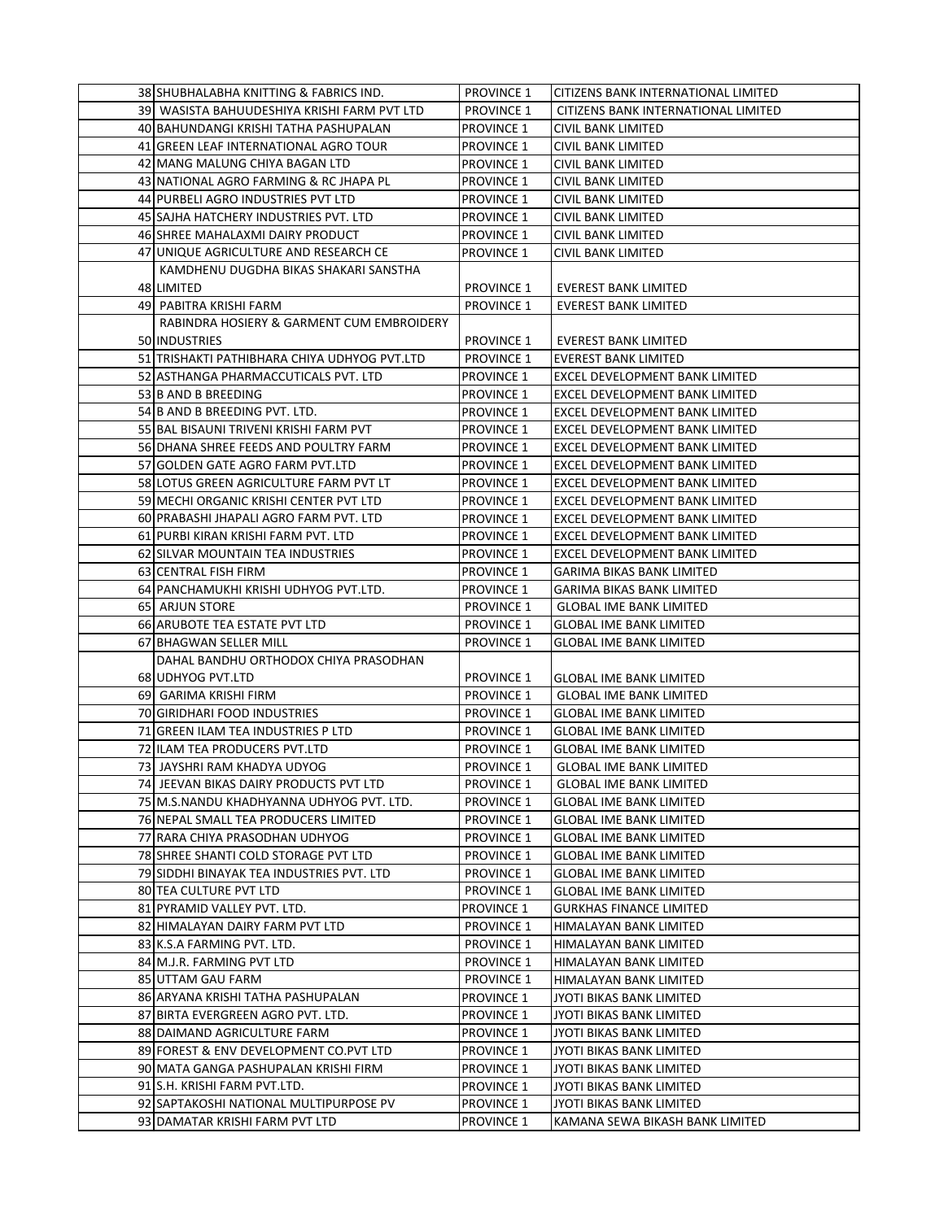| | | | |
|---|---|---|---|
| 38 | SHUBHALABHA KNITTING & FABRICS IND. | PROVINCE 1 | CITIZENS BANK INTERNATIONAL LIMITED |
| 39 | WASISTA BAHUUDESHIYA KRISHI FARM PVT LTD | PROVINCE 1 | CITIZENS BANK INTERNATIONAL LIMITED |
| 40 | BAHUNDANGI KRISHI TATHA PASHUPALAN | PROVINCE 1 | CIVIL BANK LIMITED |
| 41 | GREEN LEAF INTERNATIONAL AGRO TOUR | PROVINCE 1 | CIVIL BANK LIMITED |
| 42 | MANG MALUNG CHIYA BAGAN LTD | PROVINCE 1 | CIVIL BANK LIMITED |
| 43 | NATIONAL AGRO FARMING & RC JHAPA PL | PROVINCE 1 | CIVIL BANK LIMITED |
| 44 | PURBELI AGRO INDUSTRIES PVT LTD | PROVINCE 1 | CIVIL BANK LIMITED |
| 45 | SAJHA HATCHERY INDUSTRIES PVT. LTD | PROVINCE 1 | CIVIL BANK LIMITED |
| 46 | SHREE MAHALAXMI DAIRY PRODUCT | PROVINCE 1 | CIVIL BANK LIMITED |
| 47 | UNIQUE AGRICULTURE AND RESEARCH CE | PROVINCE 1 | CIVIL BANK LIMITED |
| 48 | KAMDHENU DUGDHA BIKAS SHAKARI SANSTHA LIMITED | PROVINCE 1 | EVEREST BANK LIMITED |
| 49 | PABITRA KRISHI FARM | PROVINCE 1 | EVEREST BANK LIMITED |
| 50 | RABINDRA HOSIERY & GARMENT CUM EMBROIDERY INDUSTRIES | PROVINCE 1 | EVEREST BANK LIMITED |
| 51 | TRISHAKTI PATHIBHARA CHIYA UDHYOG PVT.LTD | PROVINCE 1 | EVEREST BANK LIMITED |
| 52 | ASTHANGA PHARMACCUTICALS PVT. LTD | PROVINCE 1 | EXCEL DEVELOPMENT BANK LIMITED |
| 53 | B AND B BREEDING | PROVINCE 1 | EXCEL DEVELOPMENT BANK LIMITED |
| 54 | B AND B BREEDING PVT. LTD. | PROVINCE 1 | EXCEL DEVELOPMENT BANK LIMITED |
| 55 | BAL BISAUNI TRIVENI KRISHI FARM PVT | PROVINCE 1 | EXCEL DEVELOPMENT BANK LIMITED |
| 56 | DHANA SHREE FEEDS AND POULTRY FARM | PROVINCE 1 | EXCEL DEVELOPMENT BANK LIMITED |
| 57 | GOLDEN GATE AGRO FARM PVT.LTD | PROVINCE 1 | EXCEL DEVELOPMENT BANK LIMITED |
| 58 | LOTUS GREEN AGRICULTURE FARM PVT LT | PROVINCE 1 | EXCEL DEVELOPMENT BANK LIMITED |
| 59 | MECHI ORGANIC KRISHI CENTER PVT LTD | PROVINCE 1 | EXCEL DEVELOPMENT BANK LIMITED |
| 60 | PRABASHI JHAPALI AGRO FARM PVT. LTD | PROVINCE 1 | EXCEL DEVELOPMENT BANK LIMITED |
| 61 | PURBI KIRAN KRISHI FARM PVT. LTD | PROVINCE 1 | EXCEL DEVELOPMENT BANK LIMITED |
| 62 | SILVAR MOUNTAIN TEA INDUSTRIES | PROVINCE 1 | EXCEL DEVELOPMENT BANK LIMITED |
| 63 | CENTRAL FISH FIRM | PROVINCE 1 | GARIMA BIKAS BANK LIMITED |
| 64 | PANCHAMUKHI KRISHI UDHYOG PVT.LTD. | PROVINCE 1 | GARIMA BIKAS BANK LIMITED |
| 65 | ARJUN STORE | PROVINCE 1 | GLOBAL IME BANK LIMITED |
| 66 | ARUBOTE TEA ESTATE PVT LTD | PROVINCE 1 | GLOBAL IME BANK LIMITED |
| 67 | BHAGWAN SELLER MILL | PROVINCE 1 | GLOBAL IME BANK LIMITED |
| 68 | DAHAL BANDHU ORTHODOX CHIYA PRASODHAN UDHYOG PVT.LTD | PROVINCE 1 | GLOBAL IME BANK LIMITED |
| 69 | GARIMA KRISHI FIRM | PROVINCE 1 | GLOBAL IME BANK LIMITED |
| 70 | GIRIDHARI FOOD INDUSTRIES | PROVINCE 1 | GLOBAL IME BANK LIMITED |
| 71 | GREEN ILAM TEA INDUSTRIES P LTD | PROVINCE 1 | GLOBAL IME BANK LIMITED |
| 72 | ILAM TEA PRODUCERS PVT.LTD | PROVINCE 1 | GLOBAL IME BANK LIMITED |
| 73 | JAYSHRI RAM KHADYA UDYOG | PROVINCE 1 | GLOBAL IME BANK LIMITED |
| 74 | JEEVAN BIKAS DAIRY PRODUCTS PVT LTD | PROVINCE 1 | GLOBAL IME BANK LIMITED |
| 75 | M.S.NANDU KHADHYANNA UDHYOG PVT. LTD. | PROVINCE 1 | GLOBAL IME BANK LIMITED |
| 76 | NEPAL SMALL TEA PRODUCERS LIMITED | PROVINCE 1 | GLOBAL IME BANK LIMITED |
| 77 | RARA CHIYA PRASODHAN UDHYOG | PROVINCE 1 | GLOBAL IME BANK LIMITED |
| 78 | SHREE SHANTI COLD STORAGE PVT LTD | PROVINCE 1 | GLOBAL IME BANK LIMITED |
| 79 | SIDDHI BINAYAK TEA INDUSTRIES PVT. LTD | PROVINCE 1 | GLOBAL IME BANK LIMITED |
| 80 | TEA CULTURE PVT LTD | PROVINCE 1 | GLOBAL IME BANK LIMITED |
| 81 | PYRAMID VALLEY PVT. LTD. | PROVINCE 1 | GURKHAS FINANCE LIMITED |
| 82 | HIMALAYAN DAIRY FARM PVT LTD | PROVINCE 1 | HIMALAYAN BANK LIMITED |
| 83 | K.S.A FARMING PVT. LTD. | PROVINCE 1 | HIMALAYAN BANK LIMITED |
| 84 | M.J.R. FARMING PVT LTD | PROVINCE 1 | HIMALAYAN BANK LIMITED |
| 85 | UTTAM GAU FARM | PROVINCE 1 | HIMALAYAN BANK LIMITED |
| 86 | ARYANA KRISHI TATHA PASHUPALAN | PROVINCE 1 | JYOTI BIKAS BANK LIMITED |
| 87 | BIRTA EVERGREEN AGRO PVT. LTD. | PROVINCE 1 | JYOTI BIKAS BANK LIMITED |
| 88 | DAIMAND AGRICULTURE FARM | PROVINCE 1 | JYOTI BIKAS BANK LIMITED |
| 89 | FOREST & ENV DEVELOPMENT CO.PVT LTD | PROVINCE 1 | JYOTI BIKAS BANK LIMITED |
| 90 | MATA GANGA PASHUPALAN KRISHI FIRM | PROVINCE 1 | JYOTI BIKAS BANK LIMITED |
| 91 | S.H. KRISHI FARM PVT.LTD. | PROVINCE 1 | JYOTI BIKAS BANK LIMITED |
| 92 | SAPTAKOSHI NATIONAL MULTIPURPOSE PV | PROVINCE 1 | JYOTI BIKAS BANK LIMITED |
| 93 | DAMATAR KRISHI FARM PVT LTD | PROVINCE 1 | KAMANA SEWA BIKASH BANK LIMITED |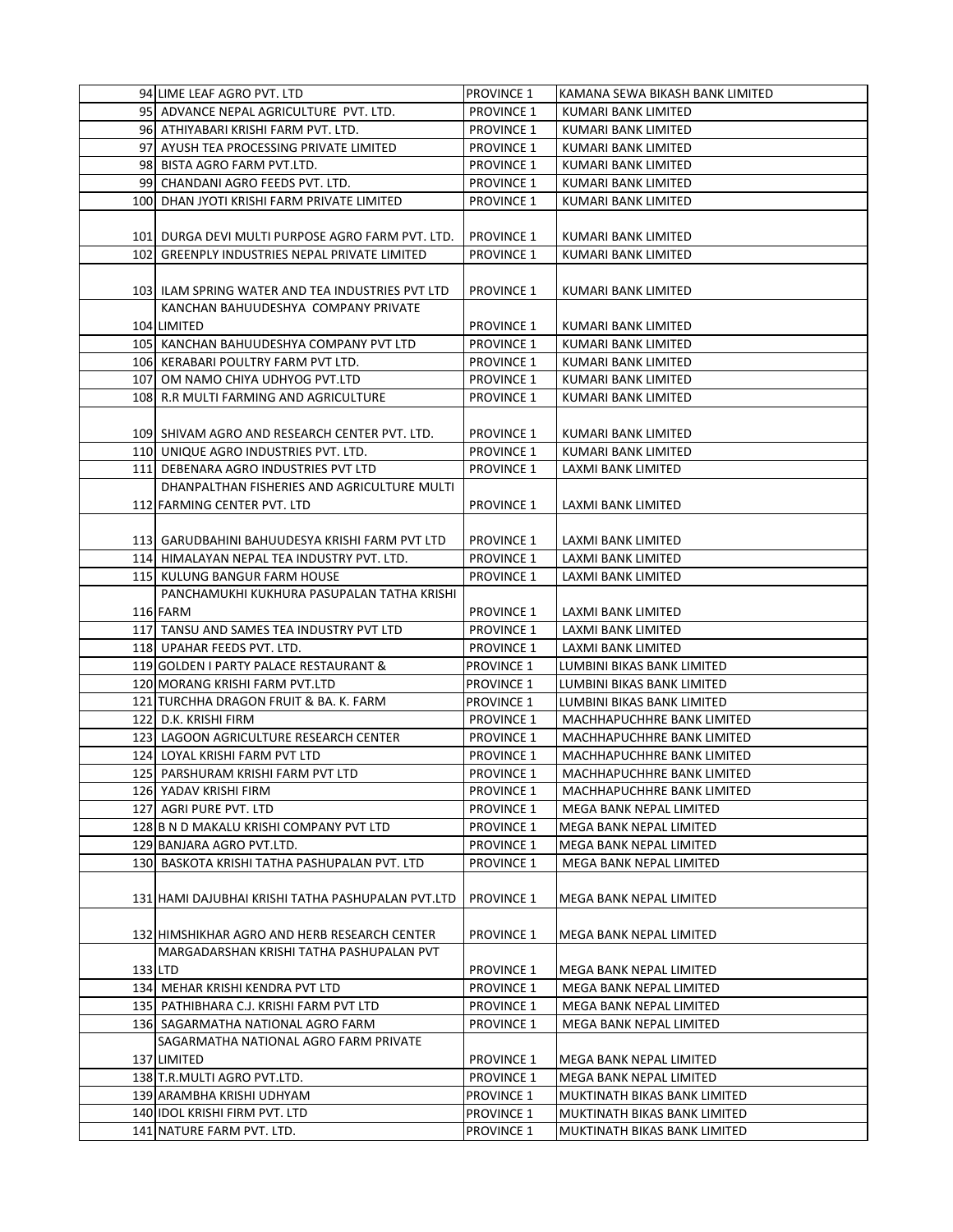| | | | |
|---|---|---|---|
| 94 | LIME LEAF AGRO PVT. LTD | PROVINCE 1 | KAMANA SEWA BIKASH BANK LIMITED |
| 95 | ADVANCE NEPAL AGRICULTURE PVT. LTD. | PROVINCE 1 | KUMARI BANK LIMITED |
| 96 | ATHIYABARI KRISHI FARM PVT. LTD. | PROVINCE 1 | KUMARI BANK LIMITED |
| 97 | AYUSH TEA PROCESSING PRIVATE LIMITED | PROVINCE 1 | KUMARI BANK LIMITED |
| 98 | BISTA AGRO FARM PVT.LTD. | PROVINCE 1 | KUMARI BANK LIMITED |
| 99 | CHANDANI AGRO FEEDS PVT. LTD. | PROVINCE 1 | KUMARI BANK LIMITED |
| 100 | DHAN JYOTI KRISHI FARM PRIVATE LIMITED | PROVINCE 1 | KUMARI BANK LIMITED |
| 101 | DURGA DEVI MULTI PURPOSE AGRO FARM PVT. LTD. | PROVINCE 1 | KUMARI BANK LIMITED |
| 102 | GREENPLY INDUSTRIES NEPAL PRIVATE LIMITED | PROVINCE 1 | KUMARI BANK LIMITED |
| 103 | ILAM SPRING WATER AND TEA INDUSTRIES PVT LTD | PROVINCE 1 | KUMARI BANK LIMITED |
| 104 | KANCHAN BAHUUDESHYA COMPANY PRIVATE LIMITED | PROVINCE 1 | KUMARI BANK LIMITED |
| 105 | KANCHAN BAHUUDESHYA COMPANY PVT LTD | PROVINCE 1 | KUMARI BANK LIMITED |
| 106 | KERABARI POULTRY FARM PVT LTD. | PROVINCE 1 | KUMARI BANK LIMITED |
| 107 | OM NAMO CHIYA UDHYOG PVT.LTD | PROVINCE 1 | KUMARI BANK LIMITED |
| 108 | R.R MULTI FARMING AND AGRICULTURE | PROVINCE 1 | KUMARI BANK LIMITED |
| 109 | SHIVAM AGRO AND RESEARCH CENTER PVT. LTD. | PROVINCE 1 | KUMARI BANK LIMITED |
| 110 | UNIQUE AGRO INDUSTRIES PVT. LTD. | PROVINCE 1 | KUMARI BANK LIMITED |
| 111 | DEBENARA AGRO INDUSTRIES PVT LTD | PROVINCE 1 | LAXMI BANK LIMITED |
| 112 | DHANPALTHAN FISHERIES AND AGRICULTURE MULTI FARMING CENTER PVT. LTD | PROVINCE 1 | LAXMI BANK LIMITED |
| 113 | GARUDBAHINI BAHUUDESYA KRISHI FARM PVT LTD | PROVINCE 1 | LAXMI BANK LIMITED |
| 114 | HIMALAYAN NEPAL TEA INDUSTRY PVT. LTD. | PROVINCE 1 | LAXMI BANK LIMITED |
| 115 | KULUNG BANGUR FARM HOUSE | PROVINCE 1 | LAXMI BANK LIMITED |
| 116 | PANCHAMUKHI KUKHURA PASUPALAN TATHA KRISHI FARM | PROVINCE 1 | LAXMI BANK LIMITED |
| 117 | TANSU AND SAMES TEA INDUSTRY PVT LTD | PROVINCE 1 | LAXMI BANK LIMITED |
| 118 | UPAHAR FEEDS PVT. LTD. | PROVINCE 1 | LAXMI BANK LIMITED |
| 119 | GOLDEN I PARTY PALACE RESTAURANT & | PROVINCE 1 | LUMBINI BIKAS BANK LIMITED |
| 120 | MORANG KRISHI FARM PVT.LTD | PROVINCE 1 | LUMBINI BIKAS BANK LIMITED |
| 121 | TURCHHA DRAGON FRUIT & BA. K. FARM | PROVINCE 1 | LUMBINI BIKAS BANK LIMITED |
| 122 | D.K. KRISHI FIRM | PROVINCE 1 | MACHHAPUCHHRE BANK LIMITED |
| 123 | LAGOON AGRICULTURE RESEARCH CENTER | PROVINCE 1 | MACHHAPUCHHRE BANK LIMITED |
| 124 | LOYAL KRISHI FARM PVT LTD | PROVINCE 1 | MACHHAPUCHHRE BANK LIMITED |
| 125 | PARSHURAM KRISHI FARM PVT LTD | PROVINCE 1 | MACHHAPUCHHRE BANK LIMITED |
| 126 | YADAV KRISHI FIRM | PROVINCE 1 | MACHHAPUCHHRE BANK LIMITED |
| 127 | AGRI PURE PVT. LTD | PROVINCE 1 | MEGA BANK NEPAL LIMITED |
| 128 | B N D MAKALU KRISHI COMPANY PVT LTD | PROVINCE 1 | MEGA BANK NEPAL LIMITED |
| 129 | BANJARA AGRO PVT.LTD. | PROVINCE 1 | MEGA BANK NEPAL LIMITED |
| 130 | BASKOTA KRISHI TATHA PASHUPALAN PVT. LTD | PROVINCE 1 | MEGA BANK NEPAL LIMITED |
| 131 | HAMI DAJUBHAI KRISHI TATHA PASHUPALAN PVT.LTD | PROVINCE 1 | MEGA BANK NEPAL LIMITED |
| 132 | HIMSHIKHAR AGRO AND HERB RESEARCH CENTER | PROVINCE 1 | MEGA BANK NEPAL LIMITED |
| 133 | MARGADARSHAN KRISHI TATHA PASHUPALAN PVT LTD | PROVINCE 1 | MEGA BANK NEPAL LIMITED |
| 134 | MEHAR KRISHI KENDRA PVT LTD | PROVINCE 1 | MEGA BANK NEPAL LIMITED |
| 135 | PATHIBHARA C.J. KRISHI FARM PVT LTD | PROVINCE 1 | MEGA BANK NEPAL LIMITED |
| 136 | SAGARMATHA NATIONAL AGRO FARM | PROVINCE 1 | MEGA BANK NEPAL LIMITED |
| 137 | SAGARMATHA NATIONAL AGRO FARM PRIVATE LIMITED | PROVINCE 1 | MEGA BANK NEPAL LIMITED |
| 138 | T.R.MULTI AGRO PVT.LTD. | PROVINCE 1 | MEGA BANK NEPAL LIMITED |
| 139 | ARAMBHA KRISHI UDHYAM | PROVINCE 1 | MUKTINATH BIKAS BANK LIMITED |
| 140 | IDOL KRISHI FIRM PVT. LTD | PROVINCE 1 | MUKTINATH BIKAS BANK LIMITED |
| 141 | NATURE FARM PVT. LTD. | PROVINCE 1 | MUKTINATH BIKAS BANK LIMITED |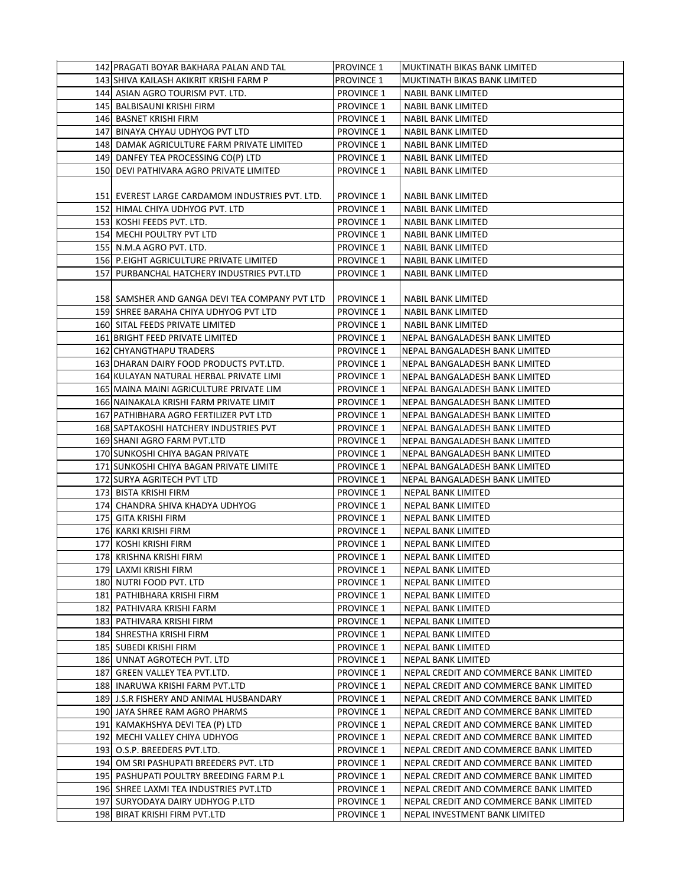| | | | |
|---|---|---|---|
| 142 | PRAGATI BOYAR BAKHARA PALAN AND TAL | PROVINCE 1 | MUKTINATH BIKAS BANK LIMITED |
| 143 | SHIVA KAILASH AKIKRIT KRISHI FARM P | PROVINCE 1 | MUKTINATH BIKAS BANK LIMITED |
| 144 | ASIAN AGRO TOURISM PVT. LTD. | PROVINCE 1 | NABIL BANK LIMITED |
| 145 | BALBISAUNI KRISHI FIRM | PROVINCE 1 | NABIL BANK LIMITED |
| 146 | BASNET KRISHI FIRM | PROVINCE 1 | NABIL BANK LIMITED |
| 147 | BINAYA CHYAU UDHYOG PVT LTD | PROVINCE 1 | NABIL BANK LIMITED |
| 148 | DAMAK AGRICULTURE FARM PRIVATE LIMITED | PROVINCE 1 | NABIL BANK LIMITED |
| 149 | DANFEY TEA PROCESSING CO(P) LTD | PROVINCE 1 | NABIL BANK LIMITED |
| 150 | DEVI PATHIVARA AGRO PRIVATE LIMITED | PROVINCE 1 | NABIL BANK LIMITED |
| 151 | EVEREST LARGE CARDAMOM INDUSTRIES PVT. LTD. | PROVINCE 1 | NABIL BANK LIMITED |
| 152 | HIMAL CHIYA UDHYOG PVT. LTD | PROVINCE 1 | NABIL BANK LIMITED |
| 153 | KOSHI FEEDS PVT. LTD. | PROVINCE 1 | NABIL BANK LIMITED |
| 154 | MECHI POULTRY PVT LTD | PROVINCE 1 | NABIL BANK LIMITED |
| 155 | N.M.A AGRO PVT. LTD. | PROVINCE 1 | NABIL BANK LIMITED |
| 156 | P.EIGHT AGRICULTURE PRIVATE LIMITED | PROVINCE 1 | NABIL BANK LIMITED |
| 157 | PURBANCHAL HATCHERY INDUSTRIES PVT.LTD | PROVINCE 1 | NABIL BANK LIMITED |
| 158 | SAMSHER AND GANGA DEVI TEA COMPANY PVT LTD | PROVINCE 1 | NABIL BANK LIMITED |
| 159 | SHREE BARAHA CHIYA UDHYOG PVT LTD | PROVINCE 1 | NABIL BANK LIMITED |
| 160 | SITAL FEEDS PRIVATE LIMITED | PROVINCE 1 | NABIL BANK LIMITED |
| 161 | BRIGHT FEED PRIVATE LIMITED | PROVINCE 1 | NEPAL BANGALADESH BANK LIMITED |
| 162 | CHYANGTHAPU TRADERS | PROVINCE 1 | NEPAL BANGALADESH BANK LIMITED |
| 163 | DHARAN DAIRY FOOD PRODUCTS PVT.LTD. | PROVINCE 1 | NEPAL BANGALADESH BANK LIMITED |
| 164 | KULAYAN NATURAL HERBAL PRIVATE LIMI | PROVINCE 1 | NEPAL BANGALADESH BANK LIMITED |
| 165 | MAINA MAINI AGRICULTURE PRIVATE LIM | PROVINCE 1 | NEPAL BANGALADESH BANK LIMITED |
| 166 | NAINAKALA KRISHI FARM PRIVATE LIMIT | PROVINCE 1 | NEPAL BANGALADESH BANK LIMITED |
| 167 | PATHIBHARA AGRO FERTILIZER PVT LTD | PROVINCE 1 | NEPAL BANGALADESH BANK LIMITED |
| 168 | SAPTAKOSHI HATCHERY INDUSTRIES PVT | PROVINCE 1 | NEPAL BANGALADESH BANK LIMITED |
| 169 | SHANI AGRO FARM PVT.LTD | PROVINCE 1 | NEPAL BANGALADESH BANK LIMITED |
| 170 | SUNKOSHI CHIYA BAGAN PRIVATE | PROVINCE 1 | NEPAL BANGALADESH BANK LIMITED |
| 171 | SUNKOSHI CHIYA BAGAN PRIVATE LIMITE | PROVINCE 1 | NEPAL BANGALADESH BANK LIMITED |
| 172 | SURYA AGRITECH PVT LTD | PROVINCE 1 | NEPAL BANGALADESH BANK LIMITED |
| 173 | BISTA KRISHI FIRM | PROVINCE 1 | NEPAL BANK LIMITED |
| 174 | CHANDRA SHIVA KHADYA UDHYOG | PROVINCE 1 | NEPAL BANK LIMITED |
| 175 | GITA KRISHI FIRM | PROVINCE 1 | NEPAL BANK LIMITED |
| 176 | KARKI KRISHI FIRM | PROVINCE 1 | NEPAL BANK LIMITED |
| 177 | KOSHI KRISHI FIRM | PROVINCE 1 | NEPAL BANK LIMITED |
| 178 | KRISHNA KRISHI FIRM | PROVINCE 1 | NEPAL BANK LIMITED |
| 179 | LAXMI KRISHI FIRM | PROVINCE 1 | NEPAL BANK LIMITED |
| 180 | NUTRI FOOD PVT. LTD | PROVINCE 1 | NEPAL BANK LIMITED |
| 181 | PATHIBHARA KRISHI FIRM | PROVINCE 1 | NEPAL BANK LIMITED |
| 182 | PATHIVARA KRISHI FARM | PROVINCE 1 | NEPAL BANK LIMITED |
| 183 | PATHIVARA KRISHI FIRM | PROVINCE 1 | NEPAL BANK LIMITED |
| 184 | SHRESTHA KRISHI FIRM | PROVINCE 1 | NEPAL BANK LIMITED |
| 185 | SUBEDI KRISHI FIRM | PROVINCE 1 | NEPAL BANK LIMITED |
| 186 | UNNAT AGROTECH PVT. LTD | PROVINCE 1 | NEPAL BANK LIMITED |
| 187 | GREEN VALLEY TEA PVT.LTD. | PROVINCE 1 | NEPAL CREDIT AND COMMERCE BANK LIMITED |
| 188 | INARUWA KRISHI FARM PVT.LTD | PROVINCE 1 | NEPAL CREDIT AND COMMERCE BANK LIMITED |
| 189 | J.S.R FISHERY AND ANIMAL HUSBANDARY | PROVINCE 1 | NEPAL CREDIT AND COMMERCE BANK LIMITED |
| 190 | JAYA SHREE RAM AGRO PHARMS | PROVINCE 1 | NEPAL CREDIT AND COMMERCE BANK LIMITED |
| 191 | KAMAKHSHYA DEVI TEA (P) LTD | PROVINCE 1 | NEPAL CREDIT AND COMMERCE BANK LIMITED |
| 192 | MECHI VALLEY CHIYA UDHYOG | PROVINCE 1 | NEPAL CREDIT AND COMMERCE BANK LIMITED |
| 193 | O.S.P. BREEDERS PVT.LTD. | PROVINCE 1 | NEPAL CREDIT AND COMMERCE BANK LIMITED |
| 194 | OM SRI PASHUPATI BREEDERS PVT. LTD | PROVINCE 1 | NEPAL CREDIT AND COMMERCE BANK LIMITED |
| 195 | PASHUPATI POULTRY BREEDING FARM P.L | PROVINCE 1 | NEPAL CREDIT AND COMMERCE BANK LIMITED |
| 196 | SHREE LAXMI TEA INDUSTRIES PVT.LTD | PROVINCE 1 | NEPAL CREDIT AND COMMERCE BANK LIMITED |
| 197 | SURYODAYA DAIRY UDHYOG P.LTD | PROVINCE 1 | NEPAL CREDIT AND COMMERCE BANK LIMITED |
| 198 | BIRAT KRISHI FIRM PVT.LTD | PROVINCE 1 | NEPAL INVESTMENT BANK LIMITED |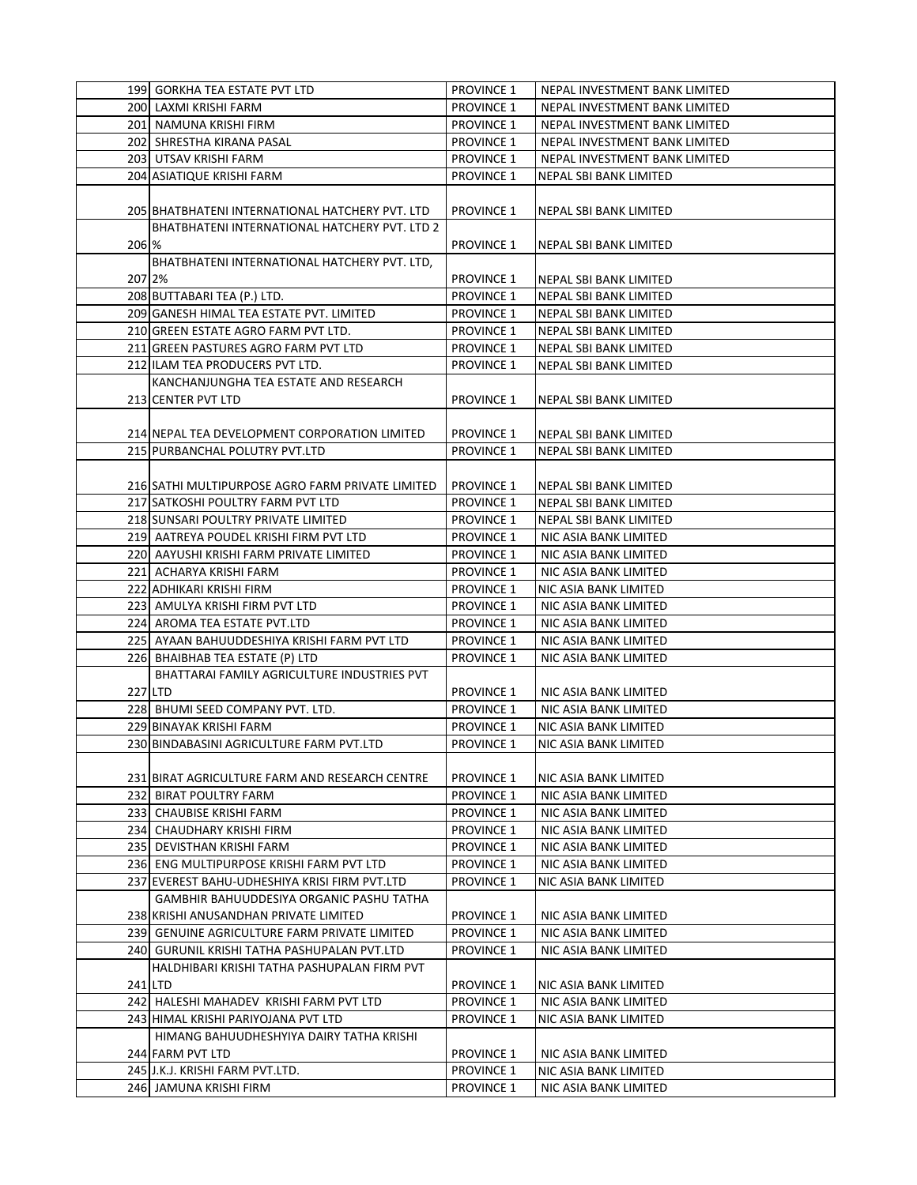| | | | |
|---|---|---|---|
| 199 | GORKHA TEA ESTATE PVT LTD | PROVINCE 1 | NEPAL INVESTMENT BANK LIMITED |
| 200 | LAXMI KRISHI FARM | PROVINCE 1 | NEPAL INVESTMENT BANK LIMITED |
| 201 | NAMUNA KRISHI FIRM | PROVINCE 1 | NEPAL INVESTMENT BANK LIMITED |
| 202 | SHRESTHA KIRANA PASAL | PROVINCE 1 | NEPAL INVESTMENT BANK LIMITED |
| 203 | UTSAV KRISHI FARM | PROVINCE 1 | NEPAL INVESTMENT BANK LIMITED |
| 204 | ASIATIQUE KRISHI FARM | PROVINCE 1 | NEPAL SBI BANK LIMITED |
| 205 | BHATBHATENI INTERNATIONAL HATCHERY PVT. LTD | PROVINCE 1 | NEPAL SBI BANK LIMITED |
| 206 | BHATBHATENI INTERNATIONAL HATCHERY PVT. LTD 2 % | PROVINCE 1 | NEPAL SBI BANK LIMITED |
| 207 | BHATBHATENI INTERNATIONAL HATCHERY PVT. LTD, 2% | PROVINCE 1 | NEPAL SBI BANK LIMITED |
| 208 | BUTTABARI TEA (P.) LTD. | PROVINCE 1 | NEPAL SBI BANK LIMITED |
| 209 | GANESH HIMAL TEA ESTATE PVT. LIMITED | PROVINCE 1 | NEPAL SBI BANK LIMITED |
| 210 | GREEN ESTATE AGRO FARM PVT LTD. | PROVINCE 1 | NEPAL SBI BANK LIMITED |
| 211 | GREEN PASTURES AGRO FARM PVT LTD | PROVINCE 1 | NEPAL SBI BANK LIMITED |
| 212 | ILAM TEA PRODUCERS PVT LTD. | PROVINCE 1 | NEPAL SBI BANK LIMITED |
| 213 | KANCHANJUNGHA TEA ESTATE AND RESEARCH CENTER PVT LTD | PROVINCE 1 | NEPAL SBI BANK LIMITED |
| 214 | NEPAL TEA DEVELOPMENT CORPORATION LIMITED | PROVINCE 1 | NEPAL SBI BANK LIMITED |
| 215 | PURBANCHAL POLUTRY PVT.LTD | PROVINCE 1 | NEPAL SBI BANK LIMITED |
| 216 | SATHI MULTIPURPOSE AGRO FARM PRIVATE LIMITED | PROVINCE 1 | NEPAL SBI BANK LIMITED |
| 217 | SATKOSHI POULTRY FARM PVT LTD | PROVINCE 1 | NEPAL SBI BANK LIMITED |
| 218 | SUNSARI POULTRY PRIVATE LIMITED | PROVINCE 1 | NEPAL SBI BANK LIMITED |
| 219 | AATREYA POUDEL KRISHI FIRM PVT LTD | PROVINCE 1 | NIC ASIA BANK LIMITED |
| 220 | AAYUSHI KRISHI FARM PRIVATE LIMITED | PROVINCE 1 | NIC ASIA BANK LIMITED |
| 221 | ACHARYA KRISHI FARM | PROVINCE 1 | NIC ASIA BANK LIMITED |
| 222 | ADHIKARI KRISHI FIRM | PROVINCE 1 | NIC ASIA BANK LIMITED |
| 223 | AMULYA KRISHI FIRM PVT LTD | PROVINCE 1 | NIC ASIA BANK LIMITED |
| 224 | AROMA TEA ESTATE PVT.LTD | PROVINCE 1 | NIC ASIA BANK LIMITED |
| 225 | AYAAN BAHUUDDESHIYA KRISHI FARM PVT LTD | PROVINCE 1 | NIC ASIA BANK LIMITED |
| 226 | BHAIBHAB TEA ESTATE (P) LTD | PROVINCE 1 | NIC ASIA BANK LIMITED |
| 227 | BHATTARAI FAMILY AGRICULTURE INDUSTRIES PVT LTD | PROVINCE 1 | NIC ASIA BANK LIMITED |
| 228 | BHUMI SEED COMPANY PVT. LTD. | PROVINCE 1 | NIC ASIA BANK LIMITED |
| 229 | BINAYAK KRISHI FARM | PROVINCE 1 | NIC ASIA BANK LIMITED |
| 230 | BINDABASINI AGRICULTURE FARM PVT.LTD | PROVINCE 1 | NIC ASIA BANK LIMITED |
| 231 | BIRAT AGRICULTURE FARM AND RESEARCH CENTRE | PROVINCE 1 | NIC ASIA BANK LIMITED |
| 232 | BIRAT POULTRY FARM | PROVINCE 1 | NIC ASIA BANK LIMITED |
| 233 | CHAUBISE KRISHI FARM | PROVINCE 1 | NIC ASIA BANK LIMITED |
| 234 | CHAUDHARY KRISHI FIRM | PROVINCE 1 | NIC ASIA BANK LIMITED |
| 235 | DEVISTHAN KRISHI FARM | PROVINCE 1 | NIC ASIA BANK LIMITED |
| 236 | ENG MULTIPURPOSE KRISHI FARM PVT LTD | PROVINCE 1 | NIC ASIA BANK LIMITED |
| 237 | EVEREST BAHU-UDHESHIYA KRISI FIRM PVT.LTD | PROVINCE 1 | NIC ASIA BANK LIMITED |
| 238 | GAMBHIR BAHUUDDESIYA ORGANIC PASHU TATHA KRISHI ANUSANDHAN PRIVATE LIMITED | PROVINCE 1 | NIC ASIA BANK LIMITED |
| 239 | GENUINE AGRICULTURE FARM PRIVATE LIMITED | PROVINCE 1 | NIC ASIA BANK LIMITED |
| 240 | GURUNIL KRISHI TATHA PASHUPALAN PVT.LTD | PROVINCE 1 | NIC ASIA BANK LIMITED |
| 241 | HALDHIBARI KRISHI TATHA PASHUPALAN FIRM PVT LTD | PROVINCE 1 | NIC ASIA BANK LIMITED |
| 242 | HALESHI MAHADEV KRISHI FARM PVT LTD | PROVINCE 1 | NIC ASIA BANK LIMITED |
| 243 | HIMAL KRISHI PARIYOJANA PVT LTD | PROVINCE 1 | NIC ASIA BANK LIMITED |
| 244 | HIMANG BAHUUDHESHYIYA DAIRY TATHA KRISHI FARM PVT LTD | PROVINCE 1 | NIC ASIA BANK LIMITED |
| 245 | J.K.J. KRISHI FARM PVT.LTD. | PROVINCE 1 | NIC ASIA BANK LIMITED |
| 246 | JAMUNA KRISHI FIRM | PROVINCE 1 | NIC ASIA BANK LIMITED |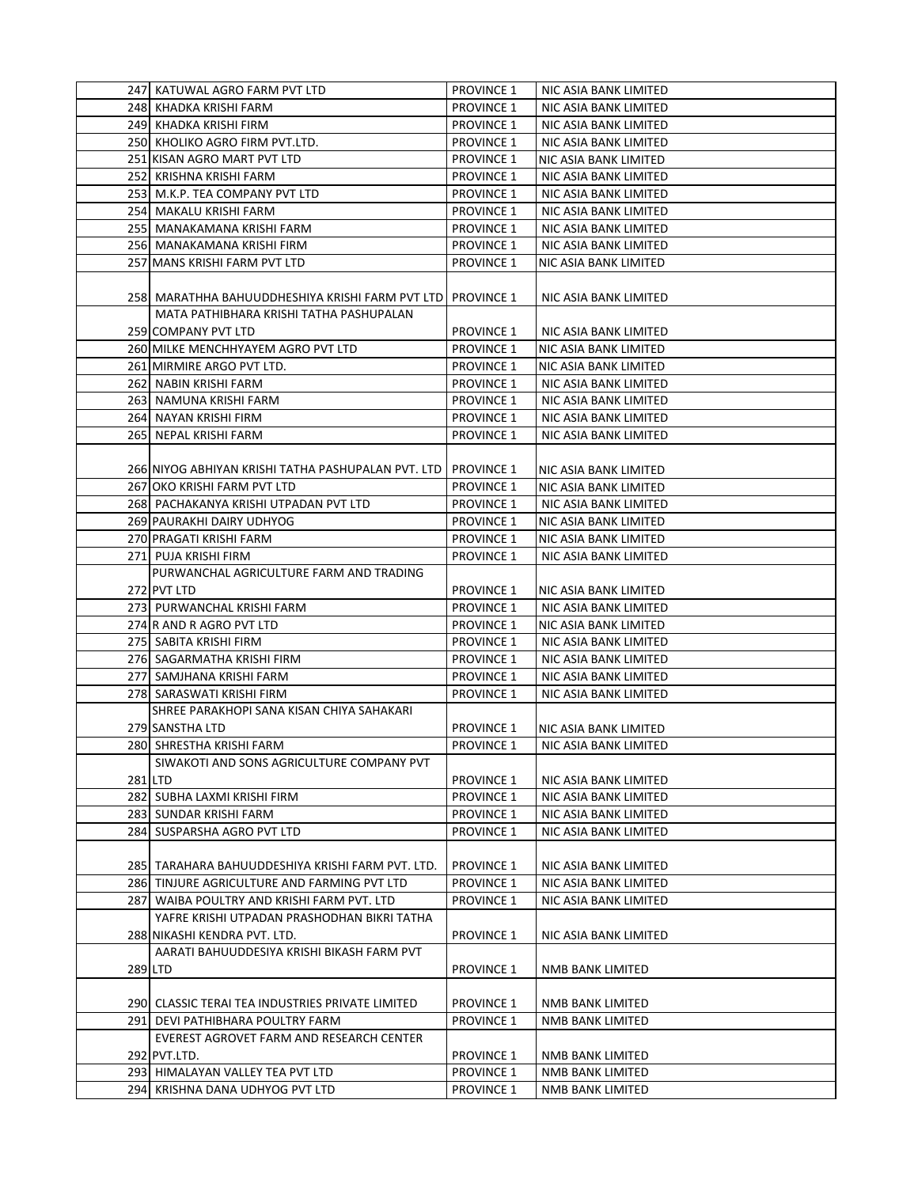| | | | |
|---|---|---|---|
| 247 | KATUWAL AGRO FARM PVT LTD | PROVINCE 1 | NIC ASIA BANK LIMITED |
| 248 | KHADKA KRISHI FARM | PROVINCE 1 | NIC ASIA BANK LIMITED |
| 249 | KHADKA KRISHI FIRM | PROVINCE 1 | NIC ASIA BANK LIMITED |
| 250 | KHOLIKO AGRO FIRM PVT.LTD. | PROVINCE 1 | NIC ASIA BANK LIMITED |
| 251 | KISAN AGRO MART PVT LTD | PROVINCE 1 | NIC ASIA BANK LIMITED |
| 252 | KRISHNA KRISHI FARM | PROVINCE 1 | NIC ASIA BANK LIMITED |
| 253 | M.K.P. TEA COMPANY PVT LTD | PROVINCE 1 | NIC ASIA BANK LIMITED |
| 254 | MAKALU KRISHI FARM | PROVINCE 1 | NIC ASIA BANK LIMITED |
| 255 | MANAKAMANA KRISHI FARM | PROVINCE 1 | NIC ASIA BANK LIMITED |
| 256 | MANAKAMANA KRISHI FIRM | PROVINCE 1 | NIC ASIA BANK LIMITED |
| 257 | MANS KRISHI FARM PVT LTD | PROVINCE 1 | NIC ASIA BANK LIMITED |
| 258 | MARATHHA BAHUUDDHESHIYA KRISHI FARM PVT LTD | PROVINCE 1 | NIC ASIA BANK LIMITED |
| 259 | MATA PATHIBHARA KRISHI TATHA PASHUPALAN COMPANY PVT LTD | PROVINCE 1 | NIC ASIA BANK LIMITED |
| 260 | MILKE MENCHHYAYEM AGRO PVT LTD | PROVINCE 1 | NIC ASIA BANK LIMITED |
| 261 | MIRMIRE ARGO PVT LTD. | PROVINCE 1 | NIC ASIA BANK LIMITED |
| 262 | NABIN KRISHI FARM | PROVINCE 1 | NIC ASIA BANK LIMITED |
| 263 | NAMUNA KRISHI FARM | PROVINCE 1 | NIC ASIA BANK LIMITED |
| 264 | NAYAN KRISHI FIRM | PROVINCE 1 | NIC ASIA BANK LIMITED |
| 265 | NEPAL KRISHI FARM | PROVINCE 1 | NIC ASIA BANK LIMITED |
| 266 | NIYOG ABHIYAN KRISHI TATHA PASHUPALAN PVT. LTD | PROVINCE 1 | NIC ASIA BANK LIMITED |
| 267 | OKO KRISHI FARM PVT LTD | PROVINCE 1 | NIC ASIA BANK LIMITED |
| 268 | PACHAKANYA KRISHI UTPADAN PVT LTD | PROVINCE 1 | NIC ASIA BANK LIMITED |
| 269 | PAURAKHI DAIRY UDHYOG | PROVINCE 1 | NIC ASIA BANK LIMITED |
| 270 | PRAGATI KRISHI FARM | PROVINCE 1 | NIC ASIA BANK LIMITED |
| 271 | PUJA KRISHI FIRM | PROVINCE 1 | NIC ASIA BANK LIMITED |
| 272 | PURWANCHAL AGRICULTURE FARM AND TRADING PVT LTD | PROVINCE 1 | NIC ASIA BANK LIMITED |
| 273 | PURWANCHAL KRISHI FARM | PROVINCE 1 | NIC ASIA BANK LIMITED |
| 274 | R AND R AGRO PVT LTD | PROVINCE 1 | NIC ASIA BANK LIMITED |
| 275 | SABITA KRISHI FIRM | PROVINCE 1 | NIC ASIA BANK LIMITED |
| 276 | SAGARMATHA KRISHI FIRM | PROVINCE 1 | NIC ASIA BANK LIMITED |
| 277 | SAMJHANA KRISHI FARM | PROVINCE 1 | NIC ASIA BANK LIMITED |
| 278 | SARASWATI KRISHI FIRM | PROVINCE 1 | NIC ASIA BANK LIMITED |
| 279 | SHREE PARAKHOPI SANA KISAN CHIYA SAHAKARI SANSTHA LTD | PROVINCE 1 | NIC ASIA BANK LIMITED |
| 280 | SHRESTHA KRISHI FARM | PROVINCE 1 | NIC ASIA BANK LIMITED |
| 281 | SIWAKOTI AND SONS AGRICULTURE COMPANY PVT LTD | PROVINCE 1 | NIC ASIA BANK LIMITED |
| 282 | SUBHA LAXMI KRISHI FIRM | PROVINCE 1 | NIC ASIA BANK LIMITED |
| 283 | SUNDAR KRISHI FARM | PROVINCE 1 | NIC ASIA BANK LIMITED |
| 284 | SUSPARSHA AGRO PVT LTD | PROVINCE 1 | NIC ASIA BANK LIMITED |
| 285 | TARAHARA BAHUUDDESHIYA KRISHI FARM PVT. LTD. | PROVINCE 1 | NIC ASIA BANK LIMITED |
| 286 | TINJURE AGRICULTURE AND FARMING PVT LTD | PROVINCE 1 | NIC ASIA BANK LIMITED |
| 287 | WAIBA POULTRY AND KRISHI FARM PVT. LTD | PROVINCE 1 | NIC ASIA BANK LIMITED |
| 288 | YAFRE KRISHI UTPADAN PRASHODHAN BIKRI TATHA NIKASHI KENDRA PVT. LTD. | PROVINCE 1 | NIC ASIA BANK LIMITED |
| 289 | AARATI BAHUUDDESIYA KRISHI BIKASH FARM PVT LTD | PROVINCE 1 | NMB BANK LIMITED |
| 290 | CLASSIC TERAI TEA INDUSTRIES PRIVATE LIMITED | PROVINCE 1 | NMB BANK LIMITED |
| 291 | DEVI PATHIBHARA POULTRY FARM | PROVINCE 1 | NMB BANK LIMITED |
| 292 | EVEREST AGROVET FARM AND RESEARCH CENTER PVT.LTD. | PROVINCE 1 | NMB BANK LIMITED |
| 293 | HIMALAYAN VALLEY TEA PVT LTD | PROVINCE 1 | NMB BANK LIMITED |
| 294 | KRISHNA DANA UDHYOG PVT LTD | PROVINCE 1 | NMB BANK LIMITED |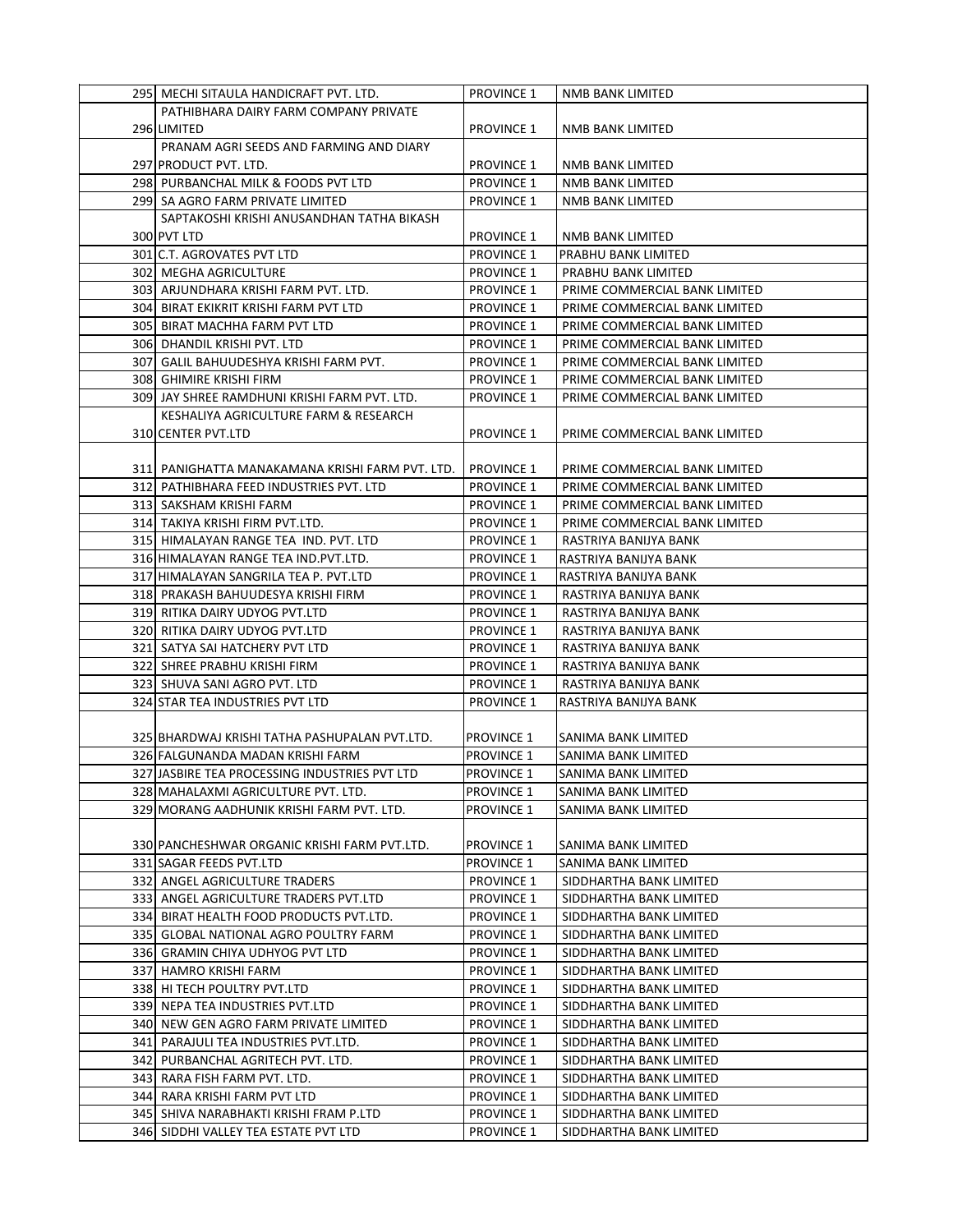| | | | |
|---|---|---|---|
| 295 | MECHI SITAULA HANDICRAFT PVT. LTD. | PROVINCE 1 | NMB BANK LIMITED |
| 296 | PATHIBHARA DAIRY FARM COMPANY PRIVATE LIMITED | PROVINCE 1 | NMB BANK LIMITED |
| 297 | PRANAM AGRI SEEDS AND FARMING AND DIARY PRODUCT PVT. LTD. | PROVINCE 1 | NMB BANK LIMITED |
| 298 | PURBANCHAL MILK & FOODS PVT LTD | PROVINCE 1 | NMB BANK LIMITED |
| 299 | SA AGRO FARM PRIVATE LIMITED | PROVINCE 1 | NMB BANK LIMITED |
| 300 | SAPTAKOSHI KRISHI ANUSANDHAN TATHA BIKASH PVT LTD | PROVINCE 1 | NMB BANK LIMITED |
| 301 | C.T. AGROVATES PVT LTD | PROVINCE 1 | PRABHU BANK LIMITED |
| 302 | MEGHA AGRICULTURE | PROVINCE 1 | PRABHU BANK LIMITED |
| 303 | ARJUNDHARA KRISHI FARM PVT. LTD. | PROVINCE 1 | PRIME COMMERCIAL BANK LIMITED |
| 304 | BIRAT EKIKRIT KRISHI FARM PVT LTD | PROVINCE 1 | PRIME COMMERCIAL BANK LIMITED |
| 305 | BIRAT MACHHA FARM PVT LTD | PROVINCE 1 | PRIME COMMERCIAL BANK LIMITED |
| 306 | DHANDIL KRISHI PVT. LTD | PROVINCE 1 | PRIME COMMERCIAL BANK LIMITED |
| 307 | GALIL BAHUUDESHYA KRISHI FARM PVT. | PROVINCE 1 | PRIME COMMERCIAL BANK LIMITED |
| 308 | GHIMIRE KRISHI FIRM | PROVINCE 1 | PRIME COMMERCIAL BANK LIMITED |
| 309 | JAY SHREE RAMDHUNI KRISHI FARM PVT. LTD. | PROVINCE 1 | PRIME COMMERCIAL BANK LIMITED |
| 310 | KESHALIYA AGRICULTURE FARM & RESEARCH CENTER PVT.LTD | PROVINCE 1 | PRIME COMMERCIAL BANK LIMITED |
| 311 | PANIGHATTA MANAKAMANA KRISHI FARM PVT. LTD. | PROVINCE 1 | PRIME COMMERCIAL BANK LIMITED |
| 312 | PATHIBHARA FEED INDUSTRIES PVT. LTD | PROVINCE 1 | PRIME COMMERCIAL BANK LIMITED |
| 313 | SAKSHAM KRISHI FARM | PROVINCE 1 | PRIME COMMERCIAL BANK LIMITED |
| 314 | TAKIYA KRISHI FIRM PVT.LTD. | PROVINCE 1 | PRIME COMMERCIAL BANK LIMITED |
| 315 | HIMALAYAN RANGE TEA IND. PVT. LTD | PROVINCE 1 | RASTRIYA BANIJYA BANK |
| 316 | HIMALAYAN RANGE TEA IND.PVT.LTD. | PROVINCE 1 | RASTRIYA BANIJYA BANK |
| 317 | HIMALAYAN SANGRILA TEA P. PVT.LTD | PROVINCE 1 | RASTRIYA BANIJYA BANK |
| 318 | PRAKASH BAHUUDESYA KRISHI FIRM | PROVINCE 1 | RASTRIYA BANIJYA BANK |
| 319 | RITIKA DAIRY UDYOG PVT.LTD | PROVINCE 1 | RASTRIYA BANIJYA BANK |
| 320 | RITIKA DAIRY UDYOG PVT.LTD | PROVINCE 1 | RASTRIYA BANIJYA BANK |
| 321 | SATYA SAI HATCHERY PVT LTD | PROVINCE 1 | RASTRIYA BANIJYA BANK |
| 322 | SHREE PRABHU KRISHI FIRM | PROVINCE 1 | RASTRIYA BANIJYA BANK |
| 323 | SHUVA SANI AGRO PVT. LTD | PROVINCE 1 | RASTRIYA BANIJYA BANK |
| 324 | STAR TEA INDUSTRIES PVT LTD | PROVINCE 1 | RASTRIYA BANIJYA BANK |
| 325 | BHARDWAJ KRISHI TATHA PASHUPALAN PVT.LTD. | PROVINCE 1 | SANIMA BANK LIMITED |
| 326 | FALGUNANDA MADAN KRISHI FARM | PROVINCE 1 | SANIMA BANK LIMITED |
| 327 | JASBIRE TEA PROCESSING INDUSTRIES PVT LTD | PROVINCE 1 | SANIMA BANK LIMITED |
| 328 | MAHALAXMI AGRICULTURE PVT. LTD. | PROVINCE 1 | SANIMA BANK LIMITED |
| 329 | MORANG AADHUNIK KRISHI FARM PVT. LTD. | PROVINCE 1 | SANIMA BANK LIMITED |
| 330 | PANCHESHWAR ORGANIC KRISHI FARM PVT.LTD. | PROVINCE 1 | SANIMA BANK LIMITED |
| 331 | SAGAR FEEDS PVT.LTD | PROVINCE 1 | SANIMA BANK LIMITED |
| 332 | ANGEL AGRICULTURE TRADERS | PROVINCE 1 | SIDDHARTHA BANK LIMITED |
| 333 | ANGEL AGRICULTURE TRADERS PVT.LTD | PROVINCE 1 | SIDDHARTHA BANK LIMITED |
| 334 | BIRAT HEALTH FOOD PRODUCTS PVT.LTD. | PROVINCE 1 | SIDDHARTHA BANK LIMITED |
| 335 | GLOBAL NATIONAL AGRO POULTRY FARM | PROVINCE 1 | SIDDHARTHA BANK LIMITED |
| 336 | GRAMIN CHIYA UDHYOG PVT LTD | PROVINCE 1 | SIDDHARTHA BANK LIMITED |
| 337 | HAMRO KRISHI FARM | PROVINCE 1 | SIDDHARTHA BANK LIMITED |
| 338 | HI TECH POULTRY PVT.LTD | PROVINCE 1 | SIDDHARTHA BANK LIMITED |
| 339 | NEPA TEA INDUSTRIES PVT.LTD | PROVINCE 1 | SIDDHARTHA BANK LIMITED |
| 340 | NEW GEN AGRO FARM PRIVATE LIMITED | PROVINCE 1 | SIDDHARTHA BANK LIMITED |
| 341 | PARAJULI TEA INDUSTRIES PVT.LTD. | PROVINCE 1 | SIDDHARTHA BANK LIMITED |
| 342 | PURBANCHAL AGRITECH PVT. LTD. | PROVINCE 1 | SIDDHARTHA BANK LIMITED |
| 343 | RARA FISH FARM PVT. LTD. | PROVINCE 1 | SIDDHARTHA BANK LIMITED |
| 344 | RARA KRISHI FARM PVT LTD | PROVINCE 1 | SIDDHARTHA BANK LIMITED |
| 345 | SHIVA NARABHAKTI KRISHI FRAM P.LTD | PROVINCE 1 | SIDDHARTHA BANK LIMITED |
| 346 | SIDDHI VALLEY TEA ESTATE PVT LTD | PROVINCE 1 | SIDDHARTHA BANK LIMITED |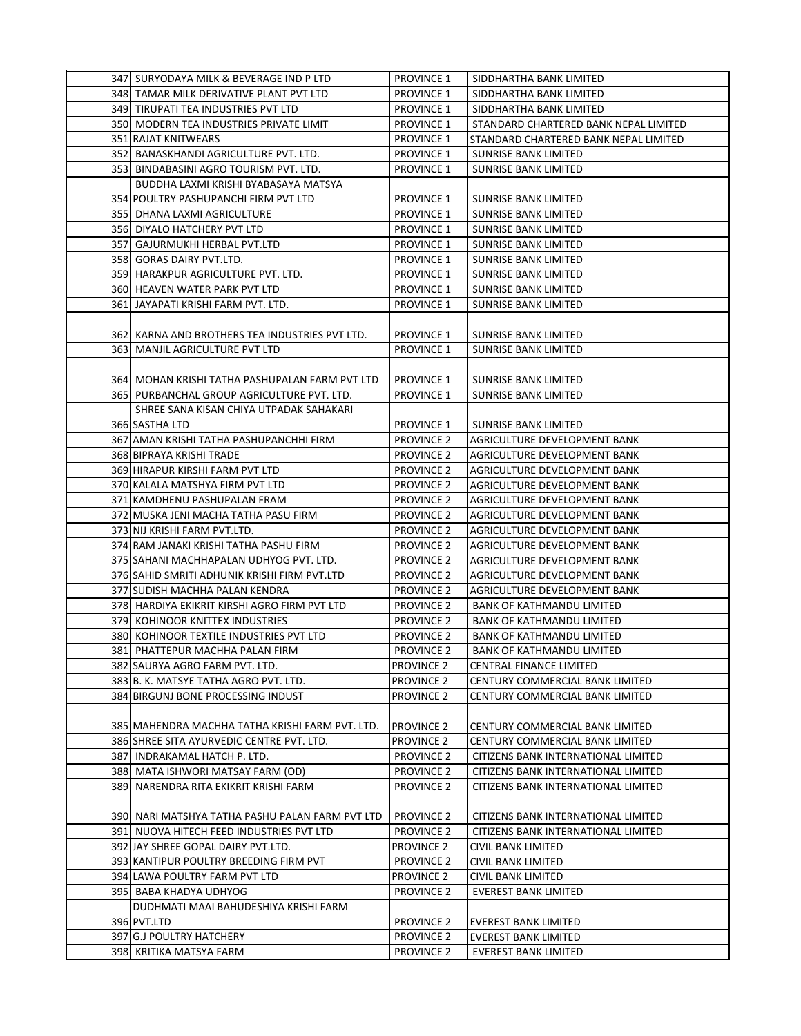| | | | |
|---|---|---|---|
| 347 | SURYODAYA MILK & BEVERAGE IND P LTD | PROVINCE 1 | SIDDHARTHA BANK LIMITED |
| 348 | TAMAR MILK DERIVATIVE PLANT PVT LTD | PROVINCE 1 | SIDDHARTHA BANK LIMITED |
| 349 | TIRUPATI TEA INDUSTRIES PVT LTD | PROVINCE 1 | SIDDHARTHA BANK LIMITED |
| 350 | MODERN TEA INDUSTRIES PRIVATE LIMIT | PROVINCE 1 | STANDARD CHARTERED BANK NEPAL LIMITED |
| 351 | RAJAT KNITWEARS | PROVINCE 1 | STANDARD CHARTERED BANK NEPAL LIMITED |
| 352 | BANASKHANDI AGRICULTURE PVT. LTD. | PROVINCE 1 | SUNRISE BANK LIMITED |
| 353 | BINDABASINI AGRO TOURISM PVT. LTD. | PROVINCE 1 | SUNRISE BANK LIMITED |
| 354 | BUDDHA LAXMI KRISHI BYABASAYA MATSYA POULTRY PASHUPANCHI FIRM PVT LTD | PROVINCE 1 | SUNRISE BANK LIMITED |
| 355 | DHANA LAXMI AGRICULTURE | PROVINCE 1 | SUNRISE BANK LIMITED |
| 356 | DIYALO HATCHERY PVT LTD | PROVINCE 1 | SUNRISE BANK LIMITED |
| 357 | GAJURMUKHI HERBAL PVT.LTD | PROVINCE 1 | SUNRISE BANK LIMITED |
| 358 | GORAS DAIRY PVT.LTD. | PROVINCE 1 | SUNRISE BANK LIMITED |
| 359 | HARAKPUR AGRICULTURE PVT. LTD. | PROVINCE 1 | SUNRISE BANK LIMITED |
| 360 | HEAVEN WATER PARK PVT LTD | PROVINCE 1 | SUNRISE BANK LIMITED |
| 361 | JAYAPATI KRISHI FARM PVT. LTD. | PROVINCE 1 | SUNRISE BANK LIMITED |
| 362 | KARNA AND BROTHERS TEA INDUSTRIES PVT LTD. | PROVINCE 1 | SUNRISE BANK LIMITED |
| 363 | MANJIL AGRICULTURE PVT LTD | PROVINCE 1 | SUNRISE BANK LIMITED |
| 364 | MOHAN KRISHI TATHA PASHUPALAN FARM PVT LTD | PROVINCE 1 | SUNRISE BANK LIMITED |
| 365 | PURBANCHAL GROUP AGRICULTURE PVT. LTD. | PROVINCE 1 | SUNRISE BANK LIMITED |
| 366 | SHREE SANA KISAN CHIYA UTPADAK SAHAKARI SASTHA LTD | PROVINCE 1 | SUNRISE BANK LIMITED |
| 367 | AMAN KRISHI TATHA PASHUPANCHHI FIRM | PROVINCE 2 | AGRICULTURE DEVELOPMENT BANK |
| 368 | BIPRAYA KRISHI TRADE | PROVINCE 2 | AGRICULTURE DEVELOPMENT BANK |
| 369 | HIRAPUR KIRSHI FARM PVT LTD | PROVINCE 2 | AGRICULTURE DEVELOPMENT BANK |
| 370 | KALALA MATSHYA FIRM PVT LTD | PROVINCE 2 | AGRICULTURE DEVELOPMENT BANK |
| 371 | KAMDHENU PASHUPALAN FRAM | PROVINCE 2 | AGRICULTURE DEVELOPMENT BANK |
| 372 | MUSKA JENI MACHA TATHA PASU FIRM | PROVINCE 2 | AGRICULTURE DEVELOPMENT BANK |
| 373 | NIJ KRISHI FARM PVT.LTD. | PROVINCE 2 | AGRICULTURE DEVELOPMENT BANK |
| 374 | RAM JANAKI KRISHI TATHA PASHU FIRM | PROVINCE 2 | AGRICULTURE DEVELOPMENT BANK |
| 375 | SAHANI MACHHAPALAN UDHYOG PVT. LTD. | PROVINCE 2 | AGRICULTURE DEVELOPMENT BANK |
| 376 | SAHID SMRITI ADHUNIK KRISHI FIRM PVT.LTD | PROVINCE 2 | AGRICULTURE DEVELOPMENT BANK |
| 377 | SUDISH MACHHA PALAN KENDRA | PROVINCE 2 | AGRICULTURE DEVELOPMENT BANK |
| 378 | HARDIYA EKIKRIT KIRSHI AGRO FIRM PVT LTD | PROVINCE 2 | BANK OF KATHMANDU LIMITED |
| 379 | KOHINOOR KNITTEX INDUSTRIES | PROVINCE 2 | BANK OF KATHMANDU LIMITED |
| 380 | KOHINOOR TEXTILE INDUSTRIES PVT LTD | PROVINCE 2 | BANK OF KATHMANDU LIMITED |
| 381 | PHATTEPUR MACHHA PALAN FIRM | PROVINCE 2 | BANK OF KATHMANDU LIMITED |
| 382 | SAURYA AGRO FARM PVT. LTD. | PROVINCE 2 | CENTRAL FINANCE LIMITED |
| 383 | B. K. MATSYE TATHA AGRO PVT. LTD. | PROVINCE 2 | CENTURY COMMERCIAL BANK LIMITED |
| 384 | BIRGUNJ BONE PROCESSING INDUST | PROVINCE 2 | CENTURY COMMERCIAL BANK LIMITED |
| 385 | MAHENDRA MACHHA TATHA KRISHI FARM PVT. LTD. | PROVINCE 2 | CENTURY COMMERCIAL BANK LIMITED |
| 386 | SHREE SITA AYURVEDIC CENTRE PVT. LTD. | PROVINCE 2 | CENTURY COMMERCIAL BANK LIMITED |
| 387 | INDRAKAMAL HATCH P. LTD. | PROVINCE 2 | CITIZENS BANK INTERNATIONAL LIMITED |
| 388 | MATA ISHWORI MATSAY FARM (OD) | PROVINCE 2 | CITIZENS BANK INTERNATIONAL LIMITED |
| 389 | NARENDRA RITA EKIKRIT KRISHI FARM | PROVINCE 2 | CITIZENS BANK INTERNATIONAL LIMITED |
| 390 | NARI MATSHYA TATHA PASHU PALAN FARM PVT LTD | PROVINCE 2 | CITIZENS BANK INTERNATIONAL LIMITED |
| 391 | NUOVA HITECH FEED INDUSTRIES PVT LTD | PROVINCE 2 | CITIZENS BANK INTERNATIONAL LIMITED |
| 392 | JAY SHREE GOPAL DAIRY PVT.LTD. | PROVINCE 2 | CIVIL BANK LIMITED |
| 393 | KANTIPUR POULTRY BREEDING FIRM PVT | PROVINCE 2 | CIVIL BANK LIMITED |
| 394 | LAWA POULTRY FARM PVT LTD | PROVINCE 2 | CIVIL BANK LIMITED |
| 395 | BABA KHADYA UDHYOG | PROVINCE 2 | EVEREST BANK LIMITED |
| 396 | DUDHMATI MAAI BAHUDESHIYA KRISHI FARM PVT.LTD | PROVINCE 2 | EVEREST BANK LIMITED |
| 397 | G.J POULTRY HATCHERY | PROVINCE 2 | EVEREST BANK LIMITED |
| 398 | KRITIKA MATSYA FARM | PROVINCE 2 | EVEREST BANK LIMITED |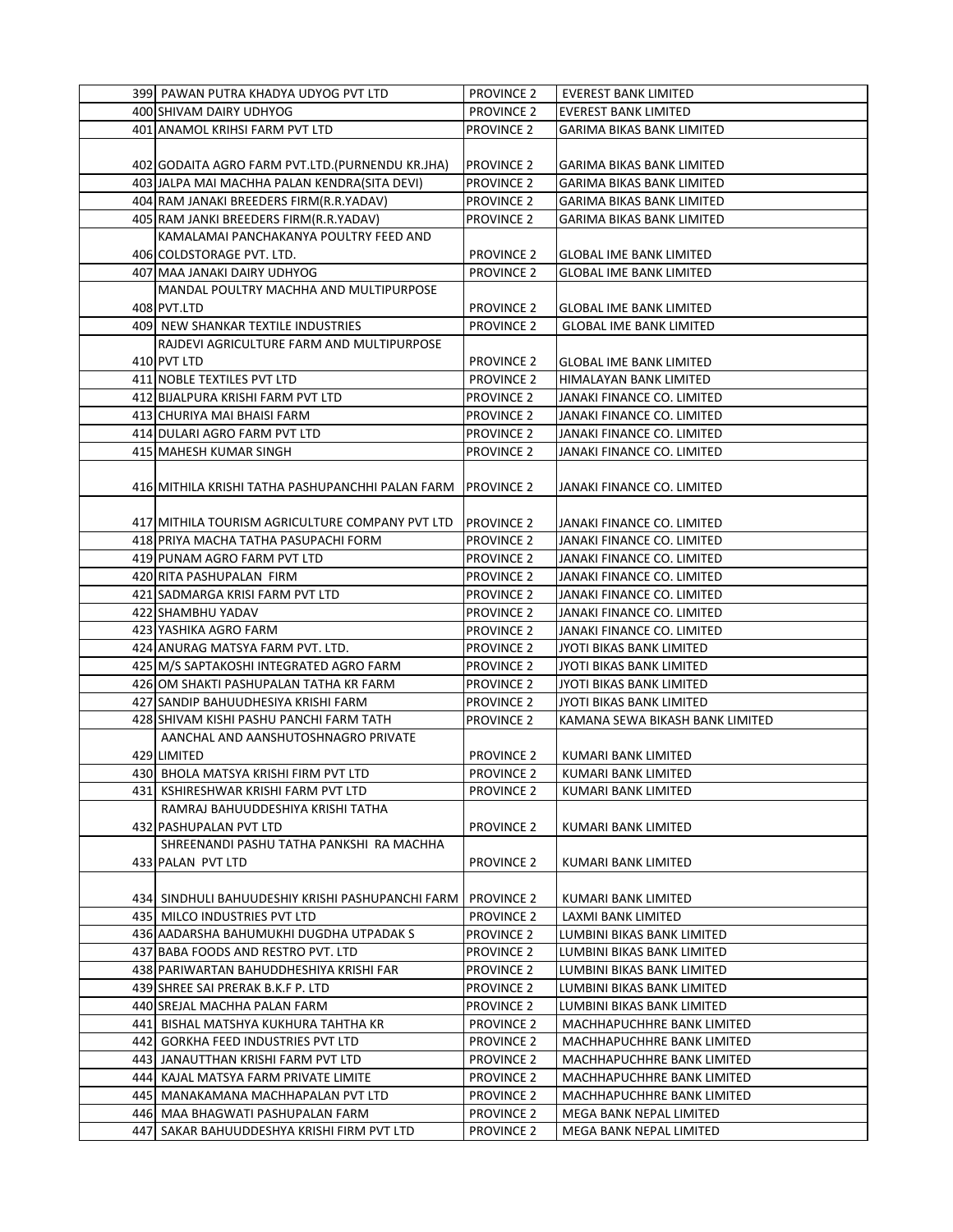| | | | |
|---|---|---|---|
| 399 | PAWAN PUTRA KHADYA UDYOG PVT LTD | PROVINCE 2 | EVEREST BANK LIMITED |
| 400 | SHIVAM DAIRY UDHYOG | PROVINCE 2 | EVEREST BANK LIMITED |
| 401 | ANAMOL KRIHSI FARM PVT LTD | PROVINCE 2 | GARIMA BIKAS BANK LIMITED |
| 402 | GODAITA AGRO FARM PVT.LTD.(PURNENDU KR.JHA) | PROVINCE 2 | GARIMA BIKAS BANK LIMITED |
| 403 | JALPA MAI MACHHA PALAN KENDRA(SITA DEVI) | PROVINCE 2 | GARIMA BIKAS BANK LIMITED |
| 404 | RAM JANAKI BREEDERS FIRM(R.R.YADAV) | PROVINCE 2 | GARIMA BIKAS BANK LIMITED |
| 405 | RAM JANKI BREEDERS FIRM(R.R.YADAV) | PROVINCE 2 | GARIMA BIKAS BANK LIMITED |
| 406 | KAMALAMAI PANCHAKANYA POULTRY FEED AND COLDSTORAGE PVT. LTD. | PROVINCE 2 | GLOBAL IME BANK LIMITED |
| 407 | MAA JANAKI DAIRY UDHYOG | PROVINCE 2 | GLOBAL IME BANK LIMITED |
| 408 | MANDAL POULTRY MACHHA AND MULTIPURPOSE PVT.LTD | PROVINCE 2 | GLOBAL IME BANK LIMITED |
| 409 | NEW SHANKAR TEXTILE INDUSTRIES | PROVINCE 2 | GLOBAL IME BANK LIMITED |
| 410 | RAJDEVI AGRICULTURE FARM AND MULTIPURPOSE PVT LTD | PROVINCE 2 | GLOBAL IME BANK LIMITED |
| 411 | NOBLE TEXTILES PVT LTD | PROVINCE 2 | HIMALAYAN BANK LIMITED |
| 412 | BIJALPURA KRISHI FARM PVT LTD | PROVINCE 2 | JANAKI FINANCE CO. LIMITED |
| 413 | CHURIYA MAI BHAISI FARM | PROVINCE 2 | JANAKI FINANCE CO. LIMITED |
| 414 | DULARI AGRO FARM PVT LTD | PROVINCE 2 | JANAKI FINANCE CO. LIMITED |
| 415 | MAHESH KUMAR SINGH | PROVINCE 2 | JANAKI FINANCE CO. LIMITED |
| 416 | MITHILA KRISHI TATHA PASHUPANCHHI PALAN FARM | PROVINCE 2 | JANAKI FINANCE CO. LIMITED |
| 417 | MITHILA TOURISM AGRICULTURE COMPANY PVT LTD | PROVINCE 2 | JANAKI FINANCE CO. LIMITED |
| 418 | PRIYA MACHA TATHA PASUPACHI FORM | PROVINCE 2 | JANAKI FINANCE CO. LIMITED |
| 419 | PUNAM AGRO FARM PVT LTD | PROVINCE 2 | JANAKI FINANCE CO. LIMITED |
| 420 | RITA PASHUPALAN FIRM | PROVINCE 2 | JANAKI FINANCE CO. LIMITED |
| 421 | SADMARGA KRISI FARM PVT LTD | PROVINCE 2 | JANAKI FINANCE CO. LIMITED |
| 422 | SHAMBHU YADAV | PROVINCE 2 | JANAKI FINANCE CO. LIMITED |
| 423 | YASHIKA AGRO FARM | PROVINCE 2 | JANAKI FINANCE CO. LIMITED |
| 424 | ANURAG MATSYA FARM PVT. LTD. | PROVINCE 2 | JYOTI BIKAS BANK LIMITED |
| 425 | M/S SAPTAKOSHI INTEGRATED AGRO FARM | PROVINCE 2 | JYOTI BIKAS BANK LIMITED |
| 426 | OM SHAKTI PASHUPALAN TATHA KR FARM | PROVINCE 2 | JYOTI BIKAS BANK LIMITED |
| 427 | SANDIP BAHUUDHESIYA KRISHI FARM | PROVINCE 2 | JYOTI BIKAS BANK LIMITED |
| 428 | SHIVAM KISHI PASHU PANCHI FARM TATH | PROVINCE 2 | KAMANA SEWA BIKASH BANK LIMITED |
| 429 | AANCHAL AND AANSHUTOSHNAGRO PRIVATE LIMITED | PROVINCE 2 | KUMARI BANK LIMITED |
| 430 | BHOLA MATSYA KRISHI FIRM PVT LTD | PROVINCE 2 | KUMARI BANK LIMITED |
| 431 | KSHIRESHWAR KRISHI FARM PVT LTD | PROVINCE 2 | KUMARI BANK LIMITED |
| 432 | RAMRAJ BAHUUDDESHIYA KRISHI TATHA PASHUPALAN PVT LTD | PROVINCE 2 | KUMARI BANK LIMITED |
| 433 | SHREENANDI PASHU TATHA PANKSHI RA MACHHA PALAN PVT LTD | PROVINCE 2 | KUMARI BANK LIMITED |
| 434 | SINDHULI BAHUUDESHIY KRISHI PASHUPANCHI FARM | PROVINCE 2 | KUMARI BANK LIMITED |
| 435 | MILCO INDUSTRIES PVT LTD | PROVINCE 2 | LAXMI BANK LIMITED |
| 436 | AADARSHA BAHUMUKHI DUGDHA UTPADAK S | PROVINCE 2 | LUMBINI BIKAS BANK LIMITED |
| 437 | BABA FOODS AND RESTRO PVT. LTD | PROVINCE 2 | LUMBINI BIKAS BANK LIMITED |
| 438 | PARIWARTAN BAHUDDHESHIYA KRISHI FAR | PROVINCE 2 | LUMBINI BIKAS BANK LIMITED |
| 439 | SHREE SAI PRERAK B.K.F P. LTD | PROVINCE 2 | LUMBINI BIKAS BANK LIMITED |
| 440 | SREJAL MACHHA PALAN FARM | PROVINCE 2 | LUMBINI BIKAS BANK LIMITED |
| 441 | BISHAL MATSHYA KUKHURA TAHTHA KR | PROVINCE 2 | MACHHAPUCHHRE BANK LIMITED |
| 442 | GORKHA FEED INDUSTRIES PVT LTD | PROVINCE 2 | MACHHAPUCHHRE BANK LIMITED |
| 443 | JANAUTTHAN KRISHI FARM PVT LTD | PROVINCE 2 | MACHHAPUCHHRE BANK LIMITED |
| 444 | KAJAL MATSYA FARM PRIVATE LIMITE | PROVINCE 2 | MACHHAPUCHHRE BANK LIMITED |
| 445 | MANAKAMANA MACHHAPALAN PVT LTD | PROVINCE 2 | MACHHAPUCHHRE BANK LIMITED |
| 446 | MAA BHAGWATI PASHUPALAN FARM | PROVINCE 2 | MEGA BANK NEPAL LIMITED |
| 447 | SAKAR BAHUUDDESHYA KRISHI FIRM PVT LTD | PROVINCE 2 | MEGA BANK NEPAL LIMITED |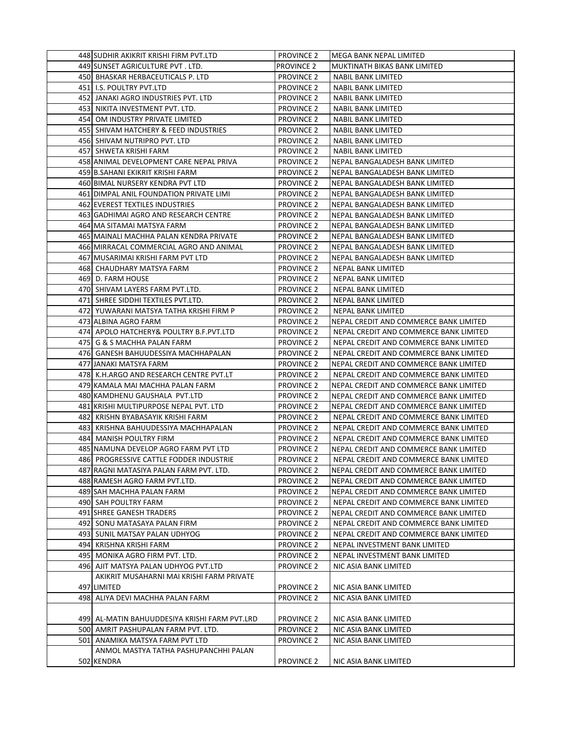| | | | |
|---|---|---|---|
| 448 | SUDHIR AKIKRIT KRISHI FIRM PVT.LTD | PROVINCE 2 | MEGA BANK NEPAL LIMITED |
| 449 | SUNSET AGRICULTURE PVT . LTD. | PROVINCE 2 | MUKTINATH BIKAS BANK LIMITED |
| 450 | BHASKAR HERBACEUTICALS P. LTD | PROVINCE 2 | NABIL BANK LIMITED |
| 451 | I.S. POULTRY PVT.LTD | PROVINCE 2 | NABIL BANK LIMITED |
| 452 | JANAKI AGRO INDUSTRIES PVT. LTD | PROVINCE 2 | NABIL BANK LIMITED |
| 453 | NIKITA INVESTMENT PVT. LTD. | PROVINCE 2 | NABIL BANK LIMITED |
| 454 | OM INDUSTRY PRIVATE LIMITED | PROVINCE 2 | NABIL BANK LIMITED |
| 455 | SHIVAM HATCHERY & FEED INDUSTRIES | PROVINCE 2 | NABIL BANK LIMITED |
| 456 | SHIVAM NUTRIPRO PVT. LTD | PROVINCE 2 | NABIL BANK LIMITED |
| 457 | SHWETA KRISHI FARM | PROVINCE 2 | NABIL BANK LIMITED |
| 458 | ANIMAL DEVELOPMENT CARE NEPAL PRIVA | PROVINCE 2 | NEPAL BANGALADESH BANK LIMITED |
| 459 | B.SAHANI EKIKRIT KRISHI FARM | PROVINCE 2 | NEPAL BANGALADESH BANK LIMITED |
| 460 | BIMAL NURSERY KENDRA PVT LTD | PROVINCE 2 | NEPAL BANGALADESH BANK LIMITED |
| 461 | DIMPAL ANIL FOUNDATION PRIVATE LIMI | PROVINCE 2 | NEPAL BANGALADESH BANK LIMITED |
| 462 | EVEREST TEXTILES INDUSTRIES | PROVINCE 2 | NEPAL BANGALADESH BANK LIMITED |
| 463 | GADHIMAI AGRO AND RESEARCH CENTRE | PROVINCE 2 | NEPAL BANGALADESH BANK LIMITED |
| 464 | MA SITAMAI MATSYA FARM | PROVINCE 2 | NEPAL BANGALADESH BANK LIMITED |
| 465 | MAINALI MACHHA PALAN KENDRA PRIVATE | PROVINCE 2 | NEPAL BANGALADESH BANK LIMITED |
| 466 | MIRRACAL COMMERCIAL AGRO AND ANIMAL | PROVINCE 2 | NEPAL BANGALADESH BANK LIMITED |
| 467 | MUSARIMAI KRISHI FARM PVT LTD | PROVINCE 2 | NEPAL BANGALADESH BANK LIMITED |
| 468 | CHAUDHARY MATSYA FARM | PROVINCE 2 | NEPAL BANK LIMITED |
| 469 | D. FARM HOUSE | PROVINCE 2 | NEPAL BANK LIMITED |
| 470 | SHIVAM LAYERS FARM PVT.LTD. | PROVINCE 2 | NEPAL BANK LIMITED |
| 471 | SHREE SIDDHI TEXTILES PVT.LTD. | PROVINCE 2 | NEPAL BANK LIMITED |
| 472 | YUWARANI MATSYA TATHA KRISHI FIRM P | PROVINCE 2 | NEPAL BANK LIMITED |
| 473 | ALBINA AGRO FARM | PROVINCE 2 | NEPAL CREDIT AND COMMERCE BANK LIMITED |
| 474 | APOLO HATCHERY& POULTRY B.F.PVT.LTD | PROVINCE 2 | NEPAL CREDIT AND COMMERCE BANK LIMITED |
| 475 | G & S MACHHA PALAN FARM | PROVINCE 2 | NEPAL CREDIT AND COMMERCE BANK LIMITED |
| 476 | GANESH BAHUUDESSIYA MACHHAPALAN | PROVINCE 2 | NEPAL CREDIT AND COMMERCE BANK LIMITED |
| 477 | JANAKI MATSYA FARM | PROVINCE 2 | NEPAL CREDIT AND COMMERCE BANK LIMITED |
| 478 | K.H.ARGO AND RESEARCH CENTRE PVT.LT | PROVINCE 2 | NEPAL CREDIT AND COMMERCE BANK LIMITED |
| 479 | KAMALA MAI MACHHA PALAN FARM | PROVINCE 2 | NEPAL CREDIT AND COMMERCE BANK LIMITED |
| 480 | KAMDHENU GAUSHALA PVT.LTD | PROVINCE 2 | NEPAL CREDIT AND COMMERCE BANK LIMITED |
| 481 | KRISHI MULTIPURPOSE NEPAL PVT. LTD | PROVINCE 2 | NEPAL CREDIT AND COMMERCE BANK LIMITED |
| 482 | KRISHN BYABASAYIK KRISHI FARM | PROVINCE 2 | NEPAL CREDIT AND COMMERCE BANK LIMITED |
| 483 | KRISHNA BAHUUDESSIYA MACHHAPALAN | PROVINCE 2 | NEPAL CREDIT AND COMMERCE BANK LIMITED |
| 484 | MANISH POULTRY FIRM | PROVINCE 2 | NEPAL CREDIT AND COMMERCE BANK LIMITED |
| 485 | NAMUNA DEVELOP AGRO FARM PVT LTD | PROVINCE 2 | NEPAL CREDIT AND COMMERCE BANK LIMITED |
| 486 | PROGRESSIVE CATTLE FODDER INDUSTRIE | PROVINCE 2 | NEPAL CREDIT AND COMMERCE BANK LIMITED |
| 487 | RAGNI MATASIYA PALAN FARM PVT. LTD. | PROVINCE 2 | NEPAL CREDIT AND COMMERCE BANK LIMITED |
| 488 | RAMESH AGRO FARM PVT.LTD. | PROVINCE 2 | NEPAL CREDIT AND COMMERCE BANK LIMITED |
| 489 | SAH MACHHA PALAN FARM | PROVINCE 2 | NEPAL CREDIT AND COMMERCE BANK LIMITED |
| 490 | SAH POULTRY FARM | PROVINCE 2 | NEPAL CREDIT AND COMMERCE BANK LIMITED |
| 491 | SHREE GANESH TRADERS | PROVINCE 2 | NEPAL CREDIT AND COMMERCE BANK LIMITED |
| 492 | SONU MATASAYA PALAN FIRM | PROVINCE 2 | NEPAL CREDIT AND COMMERCE BANK LIMITED |
| 493 | SUNIL MATSAY PALAN UDHYOG | PROVINCE 2 | NEPAL CREDIT AND COMMERCE BANK LIMITED |
| 494 | KRISHNA KRISHI FARM | PROVINCE 2 | NEPAL INVESTMENT BANK LIMITED |
| 495 | MONIKA AGRO FIRM PVT. LTD. | PROVINCE 2 | NEPAL INVESTMENT BANK LIMITED |
| 496 | AJIT MATSYA PALAN UDHYOG PVT.LTD | PROVINCE 2 | NIC ASIA BANK LIMITED |
| 497 | AKIKRIT MUSAHARNI MAI KRISHI FARM PRIVATE LIMITED | PROVINCE 2 | NIC ASIA BANK LIMITED |
| 498 | ALIYA DEVI MACHHA PALAN FARM | PROVINCE 2 | NIC ASIA BANK LIMITED |
| 499 | AL-MATIN BAHUUDDESIYA KRISHI FARM PVT.LRD | PROVINCE 2 | NIC ASIA BANK LIMITED |
| 500 | AMRIT PASHUPALAN FARM PVT. LTD. | PROVINCE 2 | NIC ASIA BANK LIMITED |
| 501 | ANAMIKA MATSYA FARM PVT LTD | PROVINCE 2 | NIC ASIA BANK LIMITED |
| 502 | ANMOL MASTYA TATHA PASHUPANCHHI PALAN KENDRA | PROVINCE 2 | NIC ASIA BANK LIMITED |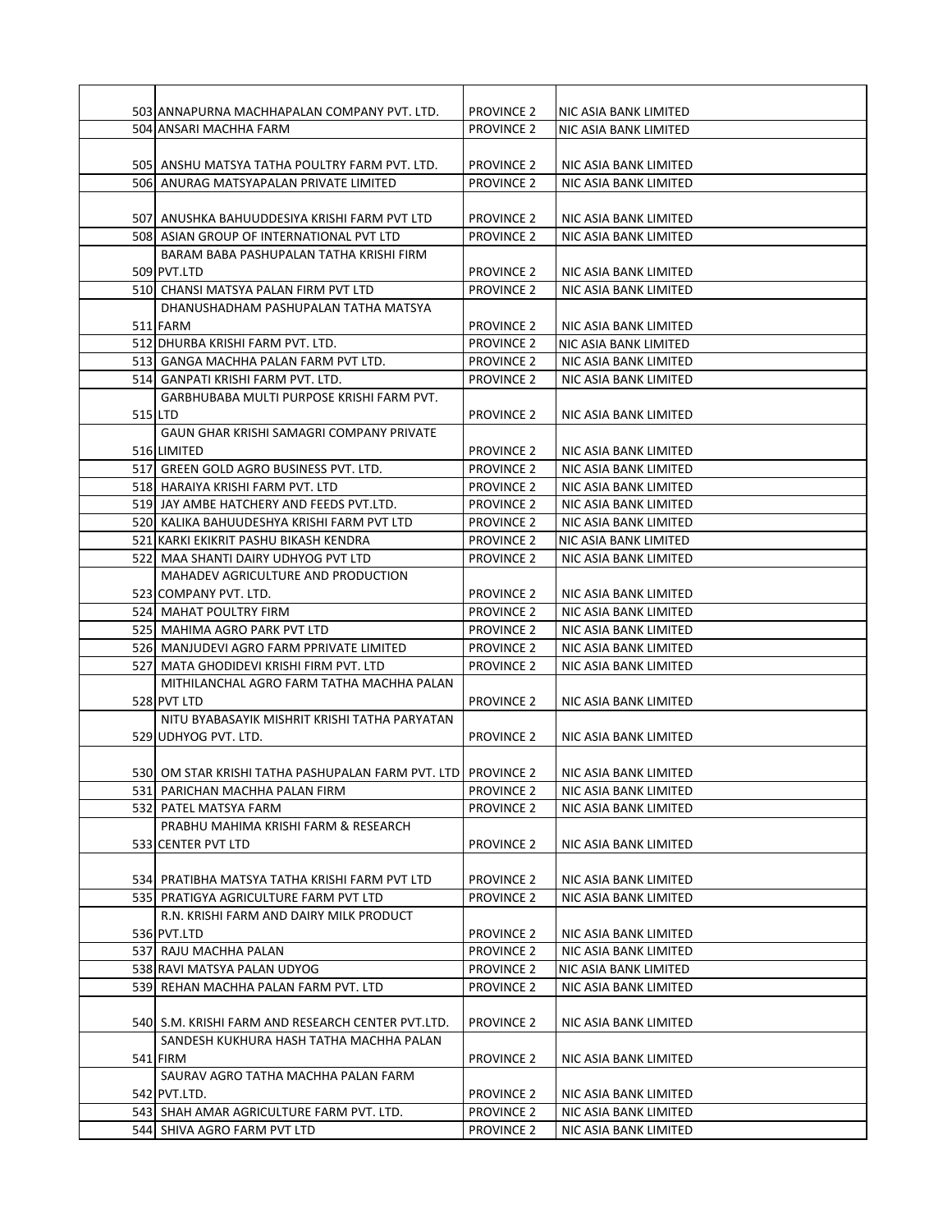| | | | |
|---|---|---|---|
| 503 | ANNAPURNA MACHHAPALAN COMPANY PVT. LTD. | PROVINCE 2 | NIC ASIA BANK LIMITED |
| 504 | ANSARI MACHHA FARM | PROVINCE 2 | NIC ASIA BANK LIMITED |
| 505 | ANSHU MATSYA TATHA POULTRY FARM PVT. LTD. | PROVINCE 2 | NIC ASIA BANK LIMITED |
| 506 | ANURAG MATSYAPALAN PRIVATE LIMITED | PROVINCE 2 | NIC ASIA BANK LIMITED |
| 507 | ANUSHKA BAHUUDDESIYA KRISHI FARM PVT LTD | PROVINCE 2 | NIC ASIA BANK LIMITED |
| 508 | ASIAN GROUP OF INTERNATIONAL PVT LTD | PROVINCE 2 | NIC ASIA BANK LIMITED |
| 509 | BARAM BABA PASHUPALAN TATHA KRISHI FIRM PVT.LTD | PROVINCE 2 | NIC ASIA BANK LIMITED |
| 510 | CHANSI MATSYA PALAN FIRM PVT LTD | PROVINCE 2 | NIC ASIA BANK LIMITED |
| 511 | DHANUSHADHAM PASHUPALAN TATHA MATSYA FARM | PROVINCE 2 | NIC ASIA BANK LIMITED |
| 512 | DHURBA KRISHI FARM PVT. LTD. | PROVINCE 2 | NIC ASIA BANK LIMITED |
| 513 | GANGA MACHHA PALAN FARM PVT LTD. | PROVINCE 2 | NIC ASIA BANK LIMITED |
| 514 | GANPATI KRISHI FARM PVT. LTD. | PROVINCE 2 | NIC ASIA BANK LIMITED |
| 515 | GARBHUBABA MULTI PURPOSE KRISHI FARM PVT. LTD | PROVINCE 2 | NIC ASIA BANK LIMITED |
| 516 | GAUN GHAR KRISHI SAMAGRI COMPANY PRIVATE LIMITED | PROVINCE 2 | NIC ASIA BANK LIMITED |
| 517 | GREEN GOLD AGRO BUSINESS PVT. LTD. | PROVINCE 2 | NIC ASIA BANK LIMITED |
| 518 | HARAIYA KRISHI FARM PVT. LTD | PROVINCE 2 | NIC ASIA BANK LIMITED |
| 519 | JAY AMBE HATCHERY AND FEEDS PVT.LTD. | PROVINCE 2 | NIC ASIA BANK LIMITED |
| 520 | KALIKA BAHUUDESHYA KRISHI FARM PVT LTD | PROVINCE 2 | NIC ASIA BANK LIMITED |
| 521 | KARKI EKIKRIT PASHU BIKASH KENDRA | PROVINCE 2 | NIC ASIA BANK LIMITED |
| 522 | MAA SHANTI DAIRY UDHYOG PVT LTD | PROVINCE 2 | NIC ASIA BANK LIMITED |
| 523 | MAHADEV AGRICULTURE AND PRODUCTION COMPANY PVT. LTD. | PROVINCE 2 | NIC ASIA BANK LIMITED |
| 524 | MAHAT POULTRY FIRM | PROVINCE 2 | NIC ASIA BANK LIMITED |
| 525 | MAHIMA AGRO PARK PVT LTD | PROVINCE 2 | NIC ASIA BANK LIMITED |
| 526 | MANJUDEVI AGRO FARM PPRIVATE LIMITED | PROVINCE 2 | NIC ASIA BANK LIMITED |
| 527 | MATA GHODIDEVI KRISHI FIRM PVT. LTD | PROVINCE 2 | NIC ASIA BANK LIMITED |
| 528 | MITHILANCHAL AGRO FARM TATHA MACHHA PALAN PVT LTD | PROVINCE 2 | NIC ASIA BANK LIMITED |
| 529 | NITU BYABASAYIK MISHRIT KRISHI TATHA PARYATAN UDHYOG PVT. LTD. | PROVINCE 2 | NIC ASIA BANK LIMITED |
| 530 | OM STAR KRISHI TATHA PASHUPALAN FARM PVT. LTD | PROVINCE 2 | NIC ASIA BANK LIMITED |
| 531 | PARICHAN MACHHA PALAN FIRM | PROVINCE 2 | NIC ASIA BANK LIMITED |
| 532 | PATEL MATSYA FARM | PROVINCE 2 | NIC ASIA BANK LIMITED |
| 533 | PRABHU MAHIMA KRISHI FARM & RESEARCH CENTER PVT LTD | PROVINCE 2 | NIC ASIA BANK LIMITED |
| 534 | PRATIBHA MATSYA TATHA KRISHI FARM PVT LTD | PROVINCE 2 | NIC ASIA BANK LIMITED |
| 535 | PRATIGYA AGRICULTURE FARM PVT LTD | PROVINCE 2 | NIC ASIA BANK LIMITED |
| 536 | R.N. KRISHI FARM AND DAIRY MILK PRODUCT PVT.LTD | PROVINCE 2 | NIC ASIA BANK LIMITED |
| 537 | RAJU MACHHA PALAN | PROVINCE 2 | NIC ASIA BANK LIMITED |
| 538 | RAVI MATSYA PALAN UDYOG | PROVINCE 2 | NIC ASIA BANK LIMITED |
| 539 | REHAN MACHHA PALAN FARM PVT. LTD | PROVINCE 2 | NIC ASIA BANK LIMITED |
| 540 | S.M. KRISHI FARM AND RESEARCH CENTER PVT.LTD. | PROVINCE 2 | NIC ASIA BANK LIMITED |
| 541 | SANDESH KUKHURA HASH TATHA MACHHA PALAN FIRM | PROVINCE 2 | NIC ASIA BANK LIMITED |
| 542 | SAURAV AGRO TATHA MACHHA PALAN FARM PVT.LTD. | PROVINCE 2 | NIC ASIA BANK LIMITED |
| 543 | SHAH AMAR AGRICULTURE FARM PVT. LTD. | PROVINCE 2 | NIC ASIA BANK LIMITED |
| 544 | SHIVA AGRO FARM PVT LTD | PROVINCE 2 | NIC ASIA BANK LIMITED |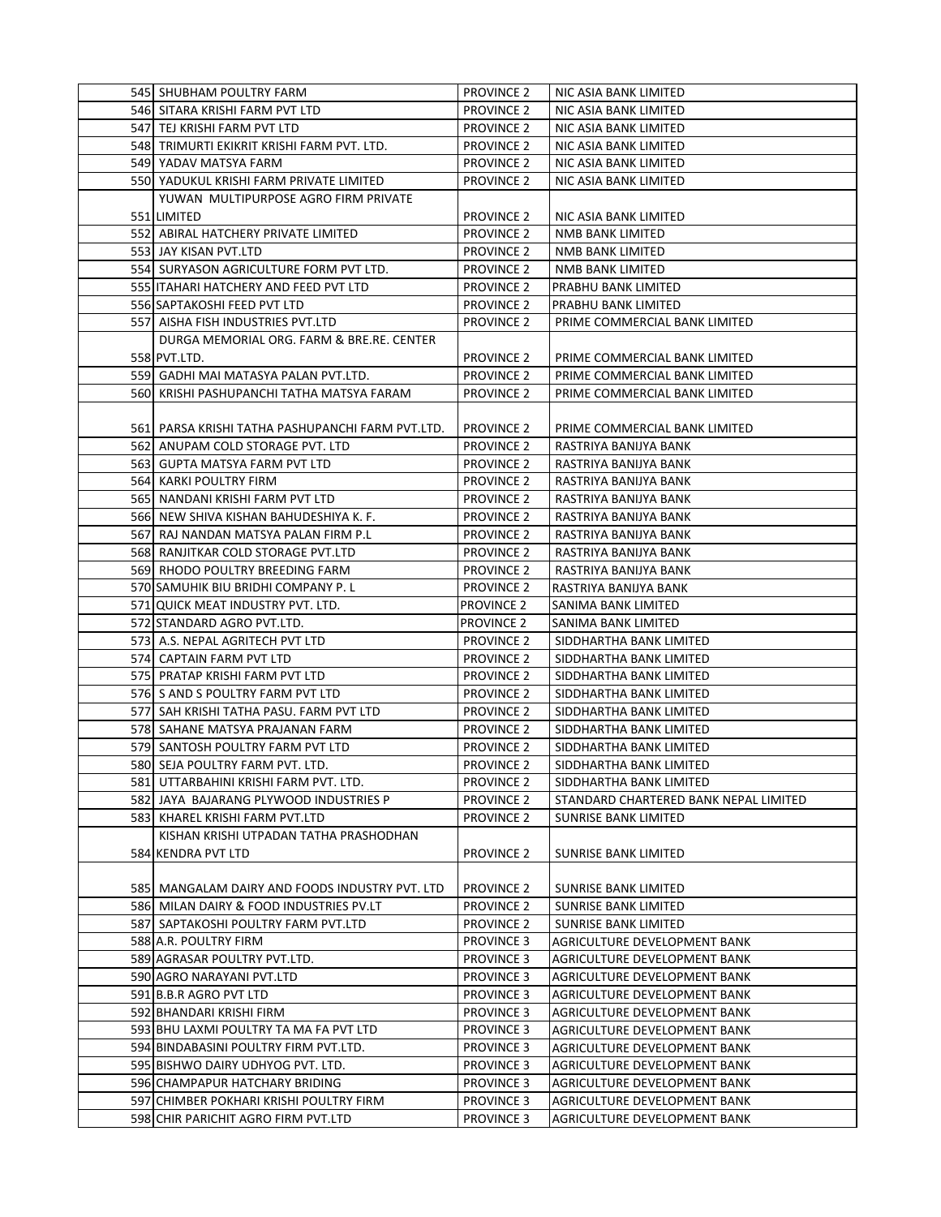| | | | |
|---|---|---|---|
| 545 | SHUBHAM POULTRY FARM | PROVINCE 2 | NIC ASIA BANK LIMITED |
| 546 | SITARA KRISHI FARM PVT LTD | PROVINCE 2 | NIC ASIA BANK LIMITED |
| 547 | TEJ KRISHI FARM PVT LTD | PROVINCE 2 | NIC ASIA BANK LIMITED |
| 548 | TRIMURTI EKIKRIT KRISHI FARM PVT. LTD. | PROVINCE 2 | NIC ASIA BANK LIMITED |
| 549 | YADAV MATSYA FARM | PROVINCE 2 | NIC ASIA BANK LIMITED |
| 550 | YADUKUL KRISHI FARM PRIVATE LIMITED | PROVINCE 2 | NIC ASIA BANK LIMITED |
| 551 | YUWAN MULTIPURPOSE AGRO FIRM PRIVATE LIMITED | PROVINCE 2 | NIC ASIA BANK LIMITED |
| 552 | ABIRAL HATCHERY PRIVATE LIMITED | PROVINCE 2 | NMB BANK LIMITED |
| 553 | JAY KISAN PVT.LTD | PROVINCE 2 | NMB BANK LIMITED |
| 554 | SURYASON AGRICULTURE FORM PVT LTD. | PROVINCE 2 | NMB BANK LIMITED |
| 555 | ITAHARI HATCHERY AND FEED PVT LTD | PROVINCE 2 | PRABHU BANK LIMITED |
| 556 | SAPTAKOSHI FEED PVT LTD | PROVINCE 2 | PRABHU BANK LIMITED |
| 557 | AISHA FISH INDUSTRIES PVT.LTD | PROVINCE 2 | PRIME COMMERCIAL BANK LIMITED |
| 558 | DURGA MEMORIAL ORG. FARM & BRE.RE. CENTER PVT.LTD. | PROVINCE 2 | PRIME COMMERCIAL BANK LIMITED |
| 559 | GADHI MAI MATASYA PALAN PVT.LTD. | PROVINCE 2 | PRIME COMMERCIAL BANK LIMITED |
| 560 | KRISHI PASHUPANCHI TATHA MATSYA FARAM | PROVINCE 2 | PRIME COMMERCIAL BANK LIMITED |
| 561 | PARSA KRISHI TATHA PASHUPANCHI FARM PVT.LTD. | PROVINCE 2 | PRIME COMMERCIAL BANK LIMITED |
| 562 | ANUPAM COLD STORAGE PVT. LTD | PROVINCE 2 | RASTRIYA BANIJYA BANK |
| 563 | GUPTA MATSYA FARM PVT LTD | PROVINCE 2 | RASTRIYA BANIJYA BANK |
| 564 | KARKI POULTRY FIRM | PROVINCE 2 | RASTRIYA BANIJYA BANK |
| 565 | NANDANI KRISHI FARM PVT LTD | PROVINCE 2 | RASTRIYA BANIJYA BANK |
| 566 | NEW SHIVA KISHAN BAHUDESHIYA K. F. | PROVINCE 2 | RASTRIYA BANIJYA BANK |
| 567 | RAJ NANDAN MATSYA PALAN FIRM P.L | PROVINCE 2 | RASTRIYA BANIJYA BANK |
| 568 | RANJITKAR COLD STORAGE PVT.LTD | PROVINCE 2 | RASTRIYA BANIJYA BANK |
| 569 | RHODO POULTRY BREEDING FARM | PROVINCE 2 | RASTRIYA BANIJYA BANK |
| 570 | SAMUHIK BIU BRIDHI COMPANY P. L | PROVINCE 2 | RASTRIYA BANIJYA BANK |
| 571 | QUICK MEAT INDUSTRY PVT. LTD. | PROVINCE 2 | SANIMA BANK LIMITED |
| 572 | STANDARD AGRO PVT.LTD. | PROVINCE 2 | SANIMA BANK LIMITED |
| 573 | A.S. NEPAL AGRITECH PVT LTD | PROVINCE 2 | SIDDHARTHA BANK LIMITED |
| 574 | CAPTAIN FARM PVT LTD | PROVINCE 2 | SIDDHARTHA BANK LIMITED |
| 575 | PRATAP KRISHI FARM PVT LTD | PROVINCE 2 | SIDDHARTHA BANK LIMITED |
| 576 | S AND S POULTRY FARM PVT LTD | PROVINCE 2 | SIDDHARTHA BANK LIMITED |
| 577 | SAH KRISHI TATHA PASU. FARM PVT LTD | PROVINCE 2 | SIDDHARTHA BANK LIMITED |
| 578 | SAHANE MATSYA PRAJANAN FARM | PROVINCE 2 | SIDDHARTHA BANK LIMITED |
| 579 | SANTOSH POULTRY FARM PVT LTD | PROVINCE 2 | SIDDHARTHA BANK LIMITED |
| 580 | SEJA POULTRY FARM PVT. LTD. | PROVINCE 2 | SIDDHARTHA BANK LIMITED |
| 581 | UTTARBAHINI KRISHI FARM PVT. LTD. | PROVINCE 2 | SIDDHARTHA BANK LIMITED |
| 582 | JAYA BAJARANG PLYWOOD INDUSTRIES P | PROVINCE 2 | STANDARD CHARTERED BANK NEPAL LIMITED |
| 583 | KHAREL KRISHI FARM PVT.LTD | PROVINCE 2 | SUNRISE BANK LIMITED |
| 584 | KISHAN KRISHI UTPADAN TATHA PRASHODHAN KENDRA PVT LTD | PROVINCE 2 | SUNRISE BANK LIMITED |
| 585 | MANGALAM DAIRY AND FOODS INDUSTRY PVT. LTD | PROVINCE 2 | SUNRISE BANK LIMITED |
| 586 | MILAN DAIRY & FOOD INDUSTRIES PV.LT | PROVINCE 2 | SUNRISE BANK LIMITED |
| 587 | SAPTAKOSHI POULTRY FARM PVT.LTD | PROVINCE 2 | SUNRISE BANK LIMITED |
| 588 | A.R. POULTRY FIRM | PROVINCE 3 | AGRICULTURE DEVELOPMENT BANK |
| 589 | AGRASAR POULTRY PVT.LTD. | PROVINCE 3 | AGRICULTURE DEVELOPMENT BANK |
| 590 | AGRO NARAYANI PVT.LTD | PROVINCE 3 | AGRICULTURE DEVELOPMENT BANK |
| 591 | B.B.R AGRO PVT LTD | PROVINCE 3 | AGRICULTURE DEVELOPMENT BANK |
| 592 | BHANDARI KRISHI FIRM | PROVINCE 3 | AGRICULTURE DEVELOPMENT BANK |
| 593 | BHU LAXMI POULTRY TA MA FA PVT LTD | PROVINCE 3 | AGRICULTURE DEVELOPMENT BANK |
| 594 | BINDABASINI POULTRY FIRM PVT.LTD. | PROVINCE 3 | AGRICULTURE DEVELOPMENT BANK |
| 595 | BISHWO DAIRY UDHYOG PVT. LTD. | PROVINCE 3 | AGRICULTURE DEVELOPMENT BANK |
| 596 | CHAMPAPUR HATCHARY BRIDING | PROVINCE 3 | AGRICULTURE DEVELOPMENT BANK |
| 597 | CHIMBER POKHARI KRISHI POULTRY FIRM | PROVINCE 3 | AGRICULTURE DEVELOPMENT BANK |
| 598 | CHIR PARICHIT AGRO FIRM PVT.LTD | PROVINCE 3 | AGRICULTURE DEVELOPMENT BANK |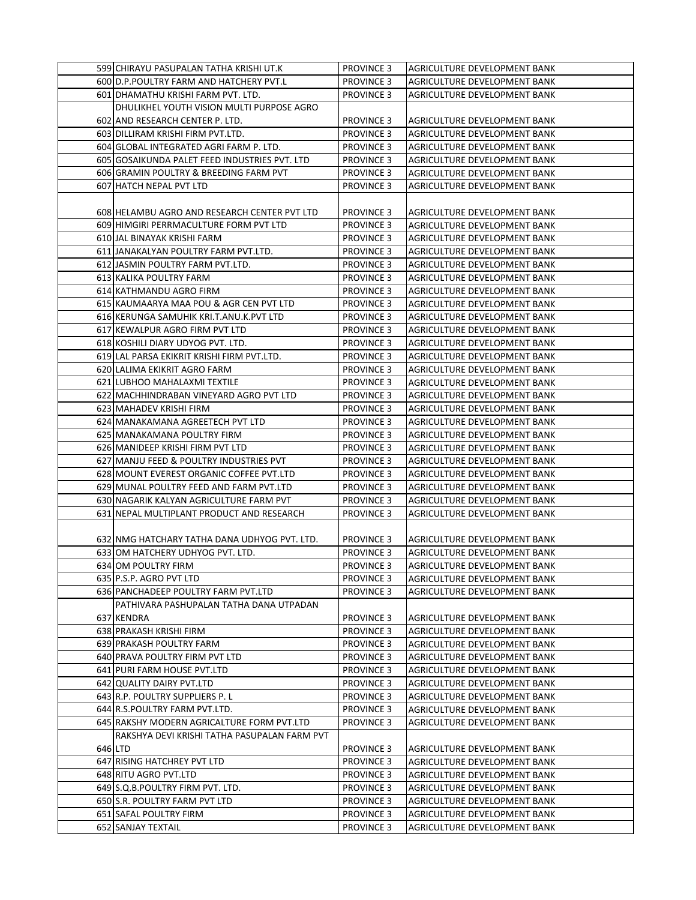| | | | |
|---|---|---|---|
| 599 | CHIRAYU PASUPALAN TATHA KRISHI UT.K | PROVINCE 3 | AGRICULTURE DEVELOPMENT BANK |
| 600 | D.P.POULTRY FARM AND HATCHERY PVT.L | PROVINCE 3 | AGRICULTURE DEVELOPMENT BANK |
| 601 | DHAMATHU KRISHI FARM PVT. LTD. | PROVINCE 3 | AGRICULTURE DEVELOPMENT BANK |
| 602 | DHULIKHEL YOUTH VISION MULTI PURPOSE AGRO AND RESEARCH CENTER P. LTD. | PROVINCE 3 | AGRICULTURE DEVELOPMENT BANK |
| 603 | DILLIRAM KRISHI FIRM PVT.LTD. | PROVINCE 3 | AGRICULTURE DEVELOPMENT BANK |
| 604 | GLOBAL INTEGRATED AGRI FARM P. LTD. | PROVINCE 3 | AGRICULTURE DEVELOPMENT BANK |
| 605 | GOSAIKUNDA PALET FEED INDUSTRIES PVT. LTD | PROVINCE 3 | AGRICULTURE DEVELOPMENT BANK |
| 606 | GRAMIN POULTRY & BREEDING FARM PVT | PROVINCE 3 | AGRICULTURE DEVELOPMENT BANK |
| 607 | HATCH NEPAL PVT LTD | PROVINCE 3 | AGRICULTURE DEVELOPMENT BANK |
| 608 | HELAMBU AGRO AND RESEARCH CENTER PVT LTD | PROVINCE 3 | AGRICULTURE DEVELOPMENT BANK |
| 609 | HIMGIRI PERRMACULTURE FORM PVT LTD | PROVINCE 3 | AGRICULTURE DEVELOPMENT BANK |
| 610 | JAL BINAYAK KRISHI FARM | PROVINCE 3 | AGRICULTURE DEVELOPMENT BANK |
| 611 | JANAKALYAN POULTRY FARM PVT.LTD. | PROVINCE 3 | AGRICULTURE DEVELOPMENT BANK |
| 612 | JASMIN POULTRY FARM PVT.LTD. | PROVINCE 3 | AGRICULTURE DEVELOPMENT BANK |
| 613 | KALIKA POULTRY FARM | PROVINCE 3 | AGRICULTURE DEVELOPMENT BANK |
| 614 | KATHMANDU AGRO FIRM | PROVINCE 3 | AGRICULTURE DEVELOPMENT BANK |
| 615 | KAUMAARYA MAA POU & AGR CEN PVT LTD | PROVINCE 3 | AGRICULTURE DEVELOPMENT BANK |
| 616 | KERUNGA SAMUHIK KRI.T.ANU.K.PVT LTD | PROVINCE 3 | AGRICULTURE DEVELOPMENT BANK |
| 617 | KEWALPUR AGRO FIRM PVT LTD | PROVINCE 3 | AGRICULTURE DEVELOPMENT BANK |
| 618 | KOSHILI DIARY UDYOG PVT. LTD. | PROVINCE 3 | AGRICULTURE DEVELOPMENT BANK |
| 619 | LAL PARSA EKIKRIT KRISHI FIRM PVT.LTD. | PROVINCE 3 | AGRICULTURE DEVELOPMENT BANK |
| 620 | LALIMA EKIKRIT AGRO FARM | PROVINCE 3 | AGRICULTURE DEVELOPMENT BANK |
| 621 | LUBHOO MAHALAXMI TEXTILE | PROVINCE 3 | AGRICULTURE DEVELOPMENT BANK |
| 622 | MACHHINDRABAN VINEYARD AGRO PVT LTD | PROVINCE 3 | AGRICULTURE DEVELOPMENT BANK |
| 623 | MAHADEV KRISHI FIRM | PROVINCE 3 | AGRICULTURE DEVELOPMENT BANK |
| 624 | MANAKAMANA AGREETECH PVT LTD | PROVINCE 3 | AGRICULTURE DEVELOPMENT BANK |
| 625 | MANAKAMANA POULTRY FIRM | PROVINCE 3 | AGRICULTURE DEVELOPMENT BANK |
| 626 | MANIDEEP KRISHI FIRM PVT LTD | PROVINCE 3 | AGRICULTURE DEVELOPMENT BANK |
| 627 | MANJU FEED & POULTRY INDUSTRIES PVT | PROVINCE 3 | AGRICULTURE DEVELOPMENT BANK |
| 628 | MOUNT EVEREST ORGANIC COFFEE PVT.LTD | PROVINCE 3 | AGRICULTURE DEVELOPMENT BANK |
| 629 | MUNAL POULTRY FEED AND FARM PVT.LTD | PROVINCE 3 | AGRICULTURE DEVELOPMENT BANK |
| 630 | NAGARIK KALYAN AGRICULTURE FARM PVT | PROVINCE 3 | AGRICULTURE DEVELOPMENT BANK |
| 631 | NEPAL MULTIPLANT PRODUCT AND RESEARCH | PROVINCE 3 | AGRICULTURE DEVELOPMENT BANK |
| 632 | NMG HATCHARY TATHA DANA UDHYOG PVT. LTD. | PROVINCE 3 | AGRICULTURE DEVELOPMENT BANK |
| 633 | OM HATCHERY UDHYOG PVT. LTD. | PROVINCE 3 | AGRICULTURE DEVELOPMENT BANK |
| 634 | OM POULTRY FIRM | PROVINCE 3 | AGRICULTURE DEVELOPMENT BANK |
| 635 | P.S.P. AGRO PVT LTD | PROVINCE 3 | AGRICULTURE DEVELOPMENT BANK |
| 636 | PANCHADEEP POULTRY FARM PVT.LTD | PROVINCE 3 | AGRICULTURE DEVELOPMENT BANK |
| 637 | PATHIVARA PASHUPALAN TATHA DANA UTPADAN KENDRA | PROVINCE 3 | AGRICULTURE DEVELOPMENT BANK |
| 638 | PRAKASH KRISHI FIRM | PROVINCE 3 | AGRICULTURE DEVELOPMENT BANK |
| 639 | PRAKASH POULTRY FARM | PROVINCE 3 | AGRICULTURE DEVELOPMENT BANK |
| 640 | PRAVA POULTRY FIRM PVT LTD | PROVINCE 3 | AGRICULTURE DEVELOPMENT BANK |
| 641 | PURI FARM HOUSE PVT.LTD | PROVINCE 3 | AGRICULTURE DEVELOPMENT BANK |
| 642 | QUALITY DAIRY PVT.LTD | PROVINCE 3 | AGRICULTURE DEVELOPMENT BANK |
| 643 | R.P. POULTRY SUPPLIERS P. L | PROVINCE 3 | AGRICULTURE DEVELOPMENT BANK |
| 644 | R.S.POULTRY FARM PVT.LTD. | PROVINCE 3 | AGRICULTURE DEVELOPMENT BANK |
| 645 | RAKSHY MODERN AGRICALTURE FORM PVT.LTD | PROVINCE 3 | AGRICULTURE DEVELOPMENT BANK |
| 646 | RAKSHYA DEVI KRISHI TATHA PASUPALAN FARM PVT LTD | PROVINCE 3 | AGRICULTURE DEVELOPMENT BANK |
| 647 | RISING HATCHREY PVT LTD | PROVINCE 3 | AGRICULTURE DEVELOPMENT BANK |
| 648 | RITU AGRO PVT.LTD | PROVINCE 3 | AGRICULTURE DEVELOPMENT BANK |
| 649 | S.Q.B.POULTRY FIRM PVT. LTD. | PROVINCE 3 | AGRICULTURE DEVELOPMENT BANK |
| 650 | S.R. POULTRY FARM PVT LTD | PROVINCE 3 | AGRICULTURE DEVELOPMENT BANK |
| 651 | SAFAL POULTRY FIRM | PROVINCE 3 | AGRICULTURE DEVELOPMENT BANK |
| 652 | SANJAY TEXTAIL | PROVINCE 3 | AGRICULTURE DEVELOPMENT BANK |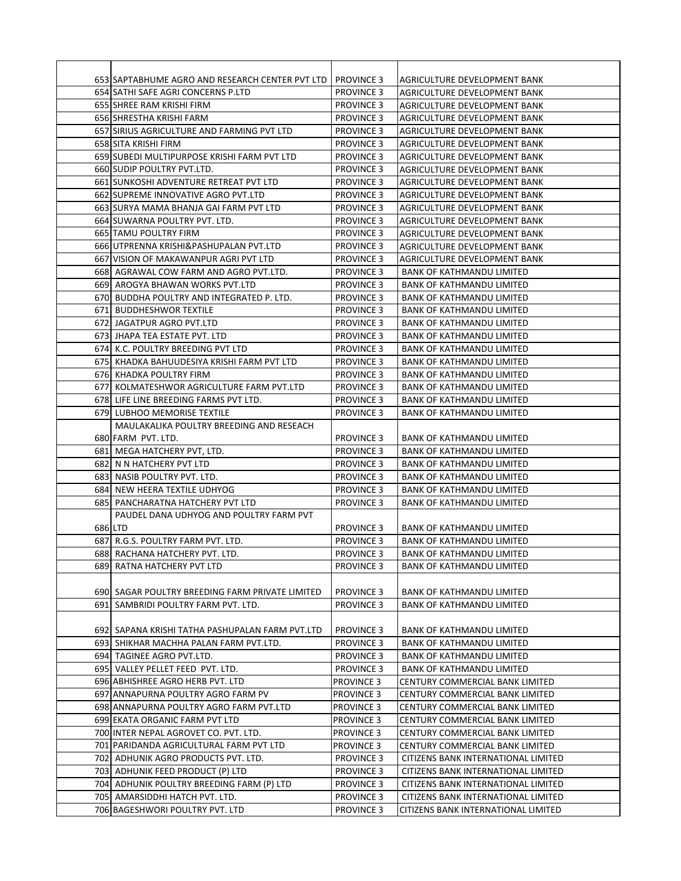| | | | |
|---|---|---|---|
| 653 | SAPTABHUME AGRO AND RESEARCH CENTER PVT LTD | PROVINCE 3 | AGRICULTURE DEVELOPMENT BANK |
| 654 | SATHI SAFE AGRI CONCERNS P.LTD | PROVINCE 3 | AGRICULTURE DEVELOPMENT BANK |
| 655 | SHREE RAM KRISHI FIRM | PROVINCE 3 | AGRICULTURE DEVELOPMENT BANK |
| 656 | SHRESTHA KRISHI FARM | PROVINCE 3 | AGRICULTURE DEVELOPMENT BANK |
| 657 | SIRIUS AGRICULTURE AND FARMING PVT LTD | PROVINCE 3 | AGRICULTURE DEVELOPMENT BANK |
| 658 | SITA KRISHI FIRM | PROVINCE 3 | AGRICULTURE DEVELOPMENT BANK |
| 659 | SUBEDI MULTIPURPOSE KRISHI FARM PVT LTD | PROVINCE 3 | AGRICULTURE DEVELOPMENT BANK |
| 660 | SUDIP POULTRY PVT.LTD. | PROVINCE 3 | AGRICULTURE DEVELOPMENT BANK |
| 661 | SUNKOSHI ADVENTURE RETREAT PVT LTD | PROVINCE 3 | AGRICULTURE DEVELOPMENT BANK |
| 662 | SUPREME INNOVATIVE AGRO PVT.LTD | PROVINCE 3 | AGRICULTURE DEVELOPMENT BANK |
| 663 | SURYA MAMA BHANJA GAI FARM PVT LTD | PROVINCE 3 | AGRICULTURE DEVELOPMENT BANK |
| 664 | SUWARNA POULTRY PVT. LTD. | PROVINCE 3 | AGRICULTURE DEVELOPMENT BANK |
| 665 | TAMU POULTRY FIRM | PROVINCE 3 | AGRICULTURE DEVELOPMENT BANK |
| 666 | UTPRENNA KRISHI&PASHUPALAN PVT.LTD | PROVINCE 3 | AGRICULTURE DEVELOPMENT BANK |
| 667 | VISION OF MAKAWANPUR AGRI PVT LTD | PROVINCE 3 | AGRICULTURE DEVELOPMENT BANK |
| 668 | AGRAWAL COW FARM AND AGRO PVT.LTD. | PROVINCE 3 | BANK OF KATHMANDU LIMITED |
| 669 | AROGYA BHAWAN WORKS PVT.LTD | PROVINCE 3 | BANK OF KATHMANDU LIMITED |
| 670 | BUDDHA POULTRY AND INTEGRATED P. LTD. | PROVINCE 3 | BANK OF KATHMANDU LIMITED |
| 671 | BUDDHESHWOR TEXTILE | PROVINCE 3 | BANK OF KATHMANDU LIMITED |
| 672 | JAGATPUR AGRO PVT.LTD | PROVINCE 3 | BANK OF KATHMANDU LIMITED |
| 673 | JHAPA TEA ESTATE PVT. LTD | PROVINCE 3 | BANK OF KATHMANDU LIMITED |
| 674 | K.C. POULTRY BREEDING PVT LTD | PROVINCE 3 | BANK OF KATHMANDU LIMITED |
| 675 | KHADKA BAHUUDESIYA KRISHI FARM PVT LTD | PROVINCE 3 | BANK OF KATHMANDU LIMITED |
| 676 | KHADKA POULTRY FIRM | PROVINCE 3 | BANK OF KATHMANDU LIMITED |
| 677 | KOLMATESHWOR AGRICULTURE FARM PVT.LTD | PROVINCE 3 | BANK OF KATHMANDU LIMITED |
| 678 | LIFE LINE BREEDING FARMS PVT LTD. | PROVINCE 3 | BANK OF KATHMANDU LIMITED |
| 679 | LUBHOO MEMORISE TEXTILE | PROVINCE 3 | BANK OF KATHMANDU LIMITED |
| 680 | MAULAKALIKA POULTRY BREEDING AND RESEACH FARM PVT. LTD. | PROVINCE 3 | BANK OF KATHMANDU LIMITED |
| 681 | MEGA HATCHERY PVT, LTD. | PROVINCE 3 | BANK OF KATHMANDU LIMITED |
| 682 | N N HATCHERY PVT LTD | PROVINCE 3 | BANK OF KATHMANDU LIMITED |
| 683 | NASIB POULTRY PVT. LTD. | PROVINCE 3 | BANK OF KATHMANDU LIMITED |
| 684 | NEW HEERA TEXTILE UDHYOG | PROVINCE 3 | BANK OF KATHMANDU LIMITED |
| 685 | PANCHARATNA HATCHERY PVT LTD | PROVINCE 3 | BANK OF KATHMANDU LIMITED |
| 686 | PAUDEL DANA UDHYOG AND POULTRY FARM PVT LTD | PROVINCE 3 | BANK OF KATHMANDU LIMITED |
| 687 | R.G.S. POULTRY FARM PVT. LTD. | PROVINCE 3 | BANK OF KATHMANDU LIMITED |
| 688 | RACHANA HATCHERY PVT. LTD. | PROVINCE 3 | BANK OF KATHMANDU LIMITED |
| 689 | RATNA HATCHERY PVT LTD | PROVINCE 3 | BANK OF KATHMANDU LIMITED |
| 690 | SAGAR POULTRY BREEDING FARM PRIVATE LIMITED | PROVINCE 3 | BANK OF KATHMANDU LIMITED |
| 691 | SAMBRIDI POULTRY FARM PVT. LTD. | PROVINCE 3 | BANK OF KATHMANDU LIMITED |
| 692 | SAPANA KRISHI TATHA PASHUPALAN FARM PVT.LTD | PROVINCE 3 | BANK OF KATHMANDU LIMITED |
| 693 | SHIKHAR MACHHA PALAN FARM PVT.LTD. | PROVINCE 3 | BANK OF KATHMANDU LIMITED |
| 694 | TAGINEE AGRO PVT.LTD. | PROVINCE 3 | BANK OF KATHMANDU LIMITED |
| 695 | VALLEY PELLET FEED PVT. LTD. | PROVINCE 3 | BANK OF KATHMANDU LIMITED |
| 696 | ABHISHREE AGRO HERB PVT. LTD | PROVINCE 3 | CENTURY COMMERCIAL BANK LIMITED |
| 697 | ANNAPURNA POULTRY AGRO FARM PV | PROVINCE 3 | CENTURY COMMERCIAL BANK LIMITED |
| 698 | ANNAPURNA POULTRY AGRO FARM PVT.LTD | PROVINCE 3 | CENTURY COMMERCIAL BANK LIMITED |
| 699 | EKATA ORGANIC FARM PVT LTD | PROVINCE 3 | CENTURY COMMERCIAL BANK LIMITED |
| 700 | INTER NEPAL AGROVET CO. PVT. LTD. | PROVINCE 3 | CENTURY COMMERCIAL BANK LIMITED |
| 701 | PARIDANDA AGRICULTURAL FARM PVT LTD | PROVINCE 3 | CENTURY COMMERCIAL BANK LIMITED |
| 702 | ADHUNIK AGRO PRODUCTS PVT. LTD. | PROVINCE 3 | CITIZENS BANK INTERNATIONAL LIMITED |
| 703 | ADHUNIK FEED PRODUCT (P) LTD | PROVINCE 3 | CITIZENS BANK INTERNATIONAL LIMITED |
| 704 | ADHUNIK POULTRY BREEDING FARM (P) LTD | PROVINCE 3 | CITIZENS BANK INTERNATIONAL LIMITED |
| 705 | AMARSIDDHI HATCH PVT. LTD. | PROVINCE 3 | CITIZENS BANK INTERNATIONAL LIMITED |
| 706 | BAGESHWORI POULTRY PVT. LTD | PROVINCE 3 | CITIZENS BANK INTERNATIONAL LIMITED |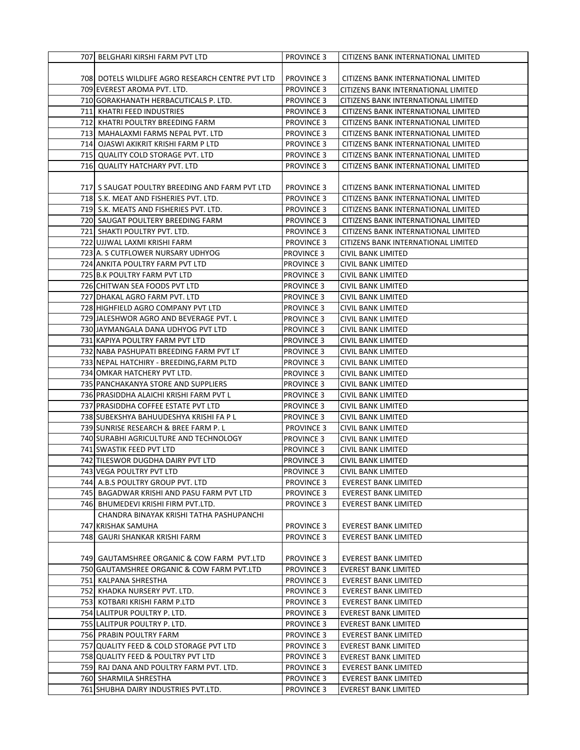| | | | |
|---|---|---|---|
| 707 | BELGHARI KIRSHI FARM PVT LTD | PROVINCE 3 | CITIZENS BANK INTERNATIONAL LIMITED |
| 708 | DOTELS WILDLIFE AGRO RESEARCH CENTRE PVT LTD | PROVINCE 3 | CITIZENS BANK INTERNATIONAL LIMITED |
| 709 | EVEREST AROMA PVT. LTD. | PROVINCE 3 | CITIZENS BANK INTERNATIONAL LIMITED |
| 710 | GORAKHANATH HERBACUTICALS P. LTD. | PROVINCE 3 | CITIZENS BANK INTERNATIONAL LIMITED |
| 711 | KHATRI FEED INDUSTRIES | PROVINCE 3 | CITIZENS BANK INTERNATIONAL LIMITED |
| 712 | KHATRI POULTRY BREEDING FARM | PROVINCE 3 | CITIZENS BANK INTERNATIONAL LIMITED |
| 713 | MAHALAXMI FARMS NEPAL PVT. LTD | PROVINCE 3 | CITIZENS BANK INTERNATIONAL LIMITED |
| 714 | OJASWI AKIKRIT KRISHI FARM P LTD | PROVINCE 3 | CITIZENS BANK INTERNATIONAL LIMITED |
| 715 | QUALITY COLD STORAGE PVT. LTD | PROVINCE 3 | CITIZENS BANK INTERNATIONAL LIMITED |
| 716 | QUALITY HATCHARY PVT. LTD | PROVINCE 3 | CITIZENS BANK INTERNATIONAL LIMITED |
| 717 | S SAUGAT POULTRY BREEDING AND FARM PVT LTD | PROVINCE 3 | CITIZENS BANK INTERNATIONAL LIMITED |
| 718 | S.K. MEAT AND FISHERIES PVT. LTD. | PROVINCE 3 | CITIZENS BANK INTERNATIONAL LIMITED |
| 719 | S.K. MEATS AND FISHERIES PVT. LTD. | PROVINCE 3 | CITIZENS BANK INTERNATIONAL LIMITED |
| 720 | SAUGAT POULTERY BREEDING FARM | PROVINCE 3 | CITIZENS BANK INTERNATIONAL LIMITED |
| 721 | SHAKTI POULTRY PVT. LTD. | PROVINCE 3 | CITIZENS BANK INTERNATIONAL LIMITED |
| 722 | UJJWAL LAXMI KRISHI FARM | PROVINCE 3 | CITIZENS BANK INTERNATIONAL LIMITED |
| 723 | A. S CUTFLOWER NURSARY UDHYOG | PROVINCE 3 | CIVIL BANK LIMITED |
| 724 | ANKITA POULTRY FARM PVT LTD | PROVINCE 3 | CIVIL BANK LIMITED |
| 725 | B.K POULTRY FARM PVT LTD | PROVINCE 3 | CIVIL BANK LIMITED |
| 726 | CHITWAN SEA FOODS PVT LTD | PROVINCE 3 | CIVIL BANK LIMITED |
| 727 | DHAKAL AGRO FARM PVT. LTD | PROVINCE 3 | CIVIL BANK LIMITED |
| 728 | HIGHFIELD AGRO COMPANY PVT LTD | PROVINCE 3 | CIVIL BANK LIMITED |
| 729 | JALESHWOR AGRO AND BEVERAGE PVT. L | PROVINCE 3 | CIVIL BANK LIMITED |
| 730 | JAYMANGALA DANA UDHYOG PVT LTD | PROVINCE 3 | CIVIL BANK LIMITED |
| 731 | KAPIYA POULTRY FARM PVT LTD | PROVINCE 3 | CIVIL BANK LIMITED |
| 732 | NABA PASHUPATI BREEDING FARM PVT LT | PROVINCE 3 | CIVIL BANK LIMITED |
| 733 | NEPAL HATCHIRY - BREEDING,FARM PLTD | PROVINCE 3 | CIVIL BANK LIMITED |
| 734 | OMKAR HATCHERY PVT LTD. | PROVINCE 3 | CIVIL BANK LIMITED |
| 735 | PANCHAKANYA STORE AND SUPPLIERS | PROVINCE 3 | CIVIL BANK LIMITED |
| 736 | PRASIDDHA ALAICHI KRISHI FARM PVT L | PROVINCE 3 | CIVIL BANK LIMITED |
| 737 | PRASIDDHA COFFEE ESTATE PVT LTD | PROVINCE 3 | CIVIL BANK LIMITED |
| 738 | SUBEKSHYA BAHUUDESHYA KRISHI FA P L | PROVINCE 3 | CIVIL BANK LIMITED |
| 739 | SUNRISE RESEARCH & BREE FARM P. L | PROVINCE 3 | CIVIL BANK LIMITED |
| 740 | SURABHI AGRICULTURE AND TECHNOLOGY | PROVINCE 3 | CIVIL BANK LIMITED |
| 741 | SWASTIK FEED PVT LTD | PROVINCE 3 | CIVIL BANK LIMITED |
| 742 | TILESWOR DUGDHA DAIRY PVT LTD | PROVINCE 3 | CIVIL BANK LIMITED |
| 743 | VEGA POULTRY PVT LTD | PROVINCE 3 | CIVIL BANK LIMITED |
| 744 | A.B.S POULTRY GROUP PVT. LTD | PROVINCE 3 | EVEREST BANK LIMITED |
| 745 | BAGADWAR KRISHI AND PASU FARM PVT LTD | PROVINCE 3 | EVEREST BANK LIMITED |
| 746 | BHUMEDEVI KRISHI FIRM PVT.LTD. | PROVINCE 3 | EVEREST BANK LIMITED |
| 747 | CHANDRA BINAYAK KRISHI TATHA PASHUPANCHI KRISHAK SAMUHA | PROVINCE 3 | EVEREST BANK LIMITED |
| 748 | GAURI SHANKAR KRISHI FARM | PROVINCE 3 | EVEREST BANK LIMITED |
| 749 | GAUTAMSHREE ORGANIC & COW FARM PVT.LTD | PROVINCE 3 | EVEREST BANK LIMITED |
| 750 | GAUTAMSHREE ORGANIC & COW FARM PVT.LTD | PROVINCE 3 | EVEREST BANK LIMITED |
| 751 | KALPANA SHRESTHA | PROVINCE 3 | EVEREST BANK LIMITED |
| 752 | KHADKA NURSERY PVT. LTD. | PROVINCE 3 | EVEREST BANK LIMITED |
| 753 | KOTBARI KRISHI FARM P.LTD | PROVINCE 3 | EVEREST BANK LIMITED |
| 754 | LALITPUR POULTRY P. LTD. | PROVINCE 3 | EVEREST BANK LIMITED |
| 755 | LALITPUR POULTRY P. LTD. | PROVINCE 3 | EVEREST BANK LIMITED |
| 756 | PRABIN POULTRY FARM | PROVINCE 3 | EVEREST BANK LIMITED |
| 757 | QUALITY FEED & COLD STORAGE PVT LTD | PROVINCE 3 | EVEREST BANK LIMITED |
| 758 | QUALITY FEED & POULTRY PVT LTD | PROVINCE 3 | EVEREST BANK LIMITED |
| 759 | RAJ DANA AND POULTRY FARM PVT. LTD. | PROVINCE 3 | EVEREST BANK LIMITED |
| 760 | SHARMILA SHRESTHA | PROVINCE 3 | EVEREST BANK LIMITED |
| 761 | SHUBHA DAIRY INDUSTRIES PVT.LTD. | PROVINCE 3 | EVEREST BANK LIMITED |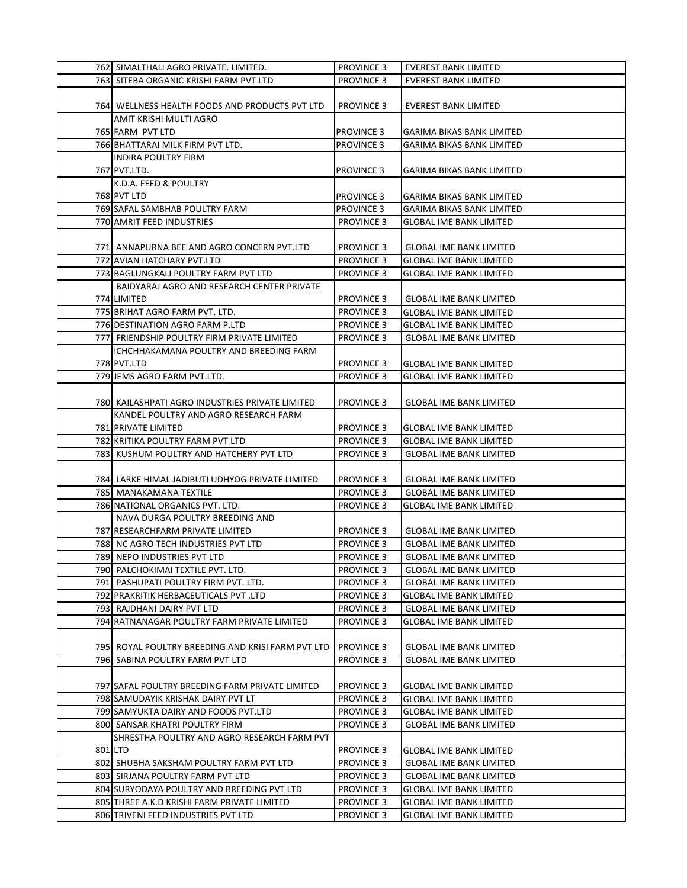| | | | |
|---|---|---|---|
| 762 | SIMALTHALI AGRO PRIVATE. LIMITED. | PROVINCE 3 | EVEREST BANK LIMITED |
| 763 | SITEBA ORGANIC KRISHI FARM PVT LTD | PROVINCE 3 | EVEREST BANK LIMITED |
| 764 | WELLNESS HEALTH FOODS AND PRODUCTS PVT LTD | PROVINCE 3 | EVEREST BANK LIMITED |
| 765 | AMIT KRISHI MULTI AGRO FARM PVT LTD | PROVINCE 3 | GARIMA BIKAS BANK LIMITED |
| 766 | BHATTARAI MILK FIRM PVT LTD. | PROVINCE 3 | GARIMA BIKAS BANK LIMITED |
| 767 | INDIRA POULTRY FIRM PVT.LTD. | PROVINCE 3 | GARIMA BIKAS BANK LIMITED |
| 768 | K.D.A. FEED & POULTRY PVT LTD | PROVINCE 3 | GARIMA BIKAS BANK LIMITED |
| 769 | SAFAL SAMBHAB POULTRY FARM | PROVINCE 3 | GARIMA BIKAS BANK LIMITED |
| 770 | AMRIT FEED INDUSTRIES | PROVINCE 3 | GLOBAL IME BANK LIMITED |
| 771 | ANNAPURNA BEE AND AGRO CONCERN PVT.LTD | PROVINCE 3 | GLOBAL IME BANK LIMITED |
| 772 | AVIAN HATCHARY PVT.LTD | PROVINCE 3 | GLOBAL IME BANK LIMITED |
| 773 | BAGLUNGKALI POULTRY FARM PVT LTD | PROVINCE 3 | GLOBAL IME BANK LIMITED |
| 774 | BAIDYARAJ AGRO AND RESEARCH CENTER PRIVATE LIMITED | PROVINCE 3 | GLOBAL IME BANK LIMITED |
| 775 | BRIHAT AGRO FARM PVT. LTD. | PROVINCE 3 | GLOBAL IME BANK LIMITED |
| 776 | DESTINATION AGRO FARM P.LTD | PROVINCE 3 | GLOBAL IME BANK LIMITED |
| 777 | FRIENDSHIP POULTRY FIRM PRIVATE LIMITED | PROVINCE 3 | GLOBAL IME BANK LIMITED |
| 778 | ICHCHHAKAMANA POULTRY AND BREEDING FARM PVT.LTD | PROVINCE 3 | GLOBAL IME BANK LIMITED |
| 779 | JEMS AGRO FARM PVT.LTD. | PROVINCE 3 | GLOBAL IME BANK LIMITED |
| 780 | KAILASHPATI AGRO INDUSTRIES PRIVATE LIMITED | PROVINCE 3 | GLOBAL IME BANK LIMITED |
| 781 | KANDEL POULTRY AND AGRO RESEARCH FARM PRIVATE LIMITED | PROVINCE 3 | GLOBAL IME BANK LIMITED |
| 782 | KRITIKA POULTRY FARM PVT LTD | PROVINCE 3 | GLOBAL IME BANK LIMITED |
| 783 | KUSHUM POULTRY AND HATCHERY PVT LTD | PROVINCE 3 | GLOBAL IME BANK LIMITED |
| 784 | LARKE HIMAL JADIBUTI UDHYOG PRIVATE LIMITED | PROVINCE 3 | GLOBAL IME BANK LIMITED |
| 785 | MANAKAMANA TEXTILE | PROVINCE 3 | GLOBAL IME BANK LIMITED |
| 786 | NATIONAL ORGANICS PVT. LTD. | PROVINCE 3 | GLOBAL IME BANK LIMITED |
| 787 | NAVA DURGA POULTRY BREEDING AND RESEARCHFARM PRIVATE LIMITED | PROVINCE 3 | GLOBAL IME BANK LIMITED |
| 788 | NC AGRO TECH INDUSTRIES PVT LTD | PROVINCE 3 | GLOBAL IME BANK LIMITED |
| 789 | NEPO INDUSTRIES PVT LTD | PROVINCE 3 | GLOBAL IME BANK LIMITED |
| 790 | PALCHOKIMAI TEXTILE PVT. LTD. | PROVINCE 3 | GLOBAL IME BANK LIMITED |
| 791 | PASHUPATI POULTRY FIRM PVT. LTD. | PROVINCE 3 | GLOBAL IME BANK LIMITED |
| 792 | PRAKRITIK HERBACEUTICALS PVT .LTD | PROVINCE 3 | GLOBAL IME BANK LIMITED |
| 793 | RAJDHANI DAIRY PVT LTD | PROVINCE 3 | GLOBAL IME BANK LIMITED |
| 794 | RATNANAGAR POULTRY FARM PRIVATE LIMITED | PROVINCE 3 | GLOBAL IME BANK LIMITED |
| 795 | ROYAL POULTRY BREEDING AND KRISI FARM PVT LTD | PROVINCE 3 | GLOBAL IME BANK LIMITED |
| 796 | SABINA POULTRY FARM PVT LTD | PROVINCE 3 | GLOBAL IME BANK LIMITED |
| 797 | SAFAL POULTRY BREEDING FARM PRIVATE LIMITED | PROVINCE 3 | GLOBAL IME BANK LIMITED |
| 798 | SAMUDAYIK KRISHAK DAIRY PVT LT | PROVINCE 3 | GLOBAL IME BANK LIMITED |
| 799 | SAMYUKTA DAIRY AND FOODS PVT.LTD | PROVINCE 3 | GLOBAL IME BANK LIMITED |
| 800 | SANSAR KHATRI POULTRY FIRM | PROVINCE 3 | GLOBAL IME BANK LIMITED |
| 801 | SHRESTHA POULTRY AND AGRO RESEARCH FARM PVT LTD | PROVINCE 3 | GLOBAL IME BANK LIMITED |
| 802 | SHUBHA SAKSHAM POULTRY FARM PVT LTD | PROVINCE 3 | GLOBAL IME BANK LIMITED |
| 803 | SIRJANA POULTRY FARM PVT LTD | PROVINCE 3 | GLOBAL IME BANK LIMITED |
| 804 | SURYODAYA POULTRY AND BREEDING PVT LTD | PROVINCE 3 | GLOBAL IME BANK LIMITED |
| 805 | THREE A.K.D KRISHI FARM PRIVATE LIMITED | PROVINCE 3 | GLOBAL IME BANK LIMITED |
| 806 | TRIVENI FEED INDUSTRIES PVT LTD | PROVINCE 3 | GLOBAL IME BANK LIMITED |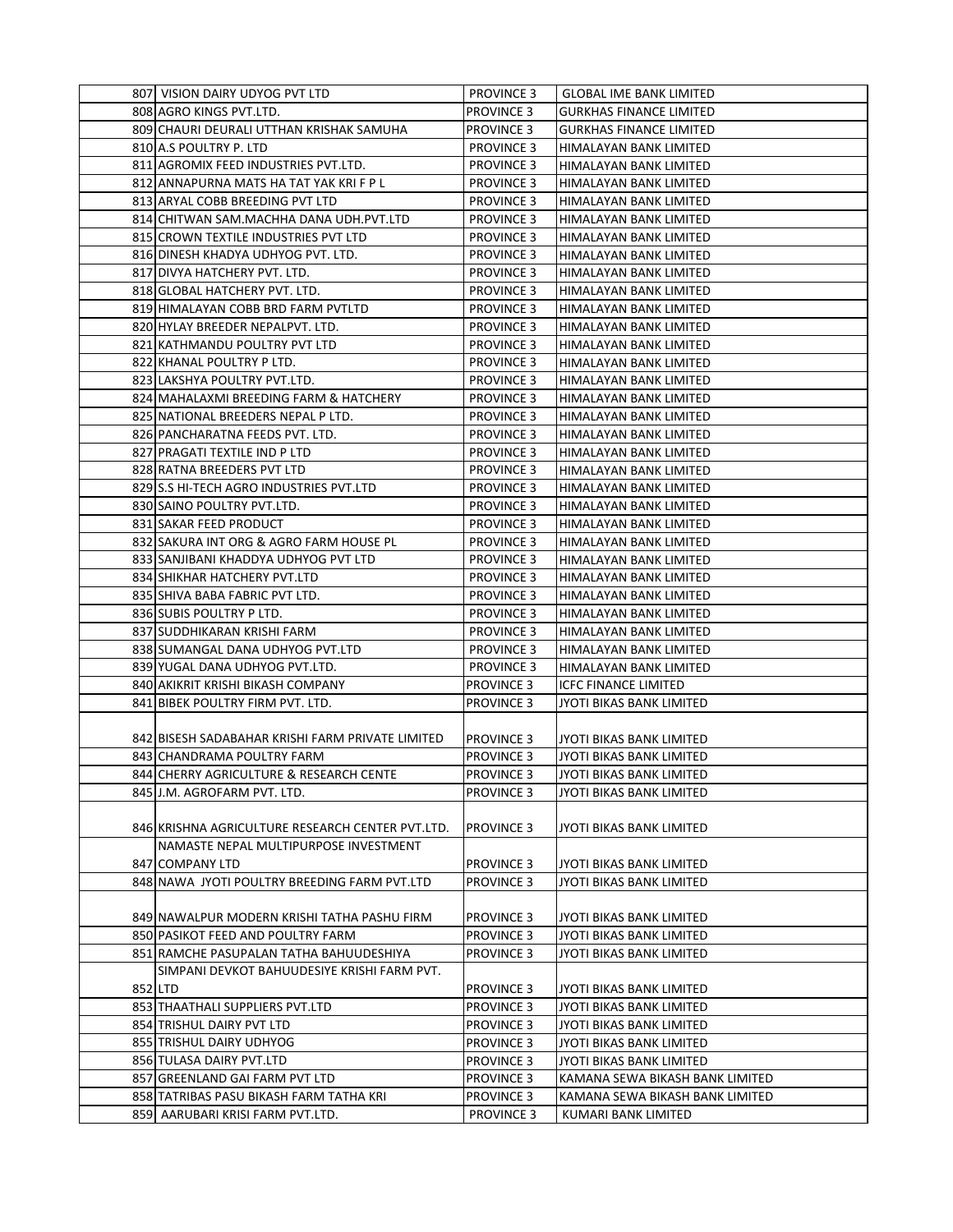| | | | |
|---|---|---|---|
| 807 | VISION DAIRY UDYOG PVT LTD | PROVINCE 3 | GLOBAL IME BANK LIMITED |
| 808 | AGRO KINGS PVT.LTD. | PROVINCE 3 | GURKHAS FINANCE LIMITED |
| 809 | CHAURI DEURALI UTTHAN KRISHAK SAMUHA | PROVINCE 3 | GURKHAS FINANCE LIMITED |
| 810 | A.S POULTRY P. LTD | PROVINCE 3 | HIMALAYAN BANK LIMITED |
| 811 | AGROMIX FEED INDUSTRIES PVT.LTD. | PROVINCE 3 | HIMALAYAN BANK LIMITED |
| 812 | ANNAPURNA MATS HA TAT YAK KRI F P L | PROVINCE 3 | HIMALAYAN BANK LIMITED |
| 813 | ARYAL COBB BREEDING PVT LTD | PROVINCE 3 | HIMALAYAN BANK LIMITED |
| 814 | CHITWAN SAM.MACHHA DANA UDH.PVT.LTD | PROVINCE 3 | HIMALAYAN BANK LIMITED |
| 815 | CROWN TEXTILE INDUSTRIES PVT LTD | PROVINCE 3 | HIMALAYAN BANK LIMITED |
| 816 | DINESH KHADYA UDHYOG PVT. LTD. | PROVINCE 3 | HIMALAYAN BANK LIMITED |
| 817 | DIVYA HATCHERY PVT. LTD. | PROVINCE 3 | HIMALAYAN BANK LIMITED |
| 818 | GLOBAL HATCHERY PVT. LTD. | PROVINCE 3 | HIMALAYAN BANK LIMITED |
| 819 | HIMALAYAN COBB BRD FARM PVTLTD | PROVINCE 3 | HIMALAYAN BANK LIMITED |
| 820 | HYLAY BREEDER NEPALPVT. LTD. | PROVINCE 3 | HIMALAYAN BANK LIMITED |
| 821 | KATHMANDU POULTRY PVT LTD | PROVINCE 3 | HIMALAYAN BANK LIMITED |
| 822 | KHANAL POULTRY P LTD. | PROVINCE 3 | HIMALAYAN BANK LIMITED |
| 823 | LAKSHYA POULTRY PVT.LTD. | PROVINCE 3 | HIMALAYAN BANK LIMITED |
| 824 | MAHALAXMI BREEDING FARM & HATCHERY | PROVINCE 3 | HIMALAYAN BANK LIMITED |
| 825 | NATIONAL BREEDERS NEPAL P LTD. | PROVINCE 3 | HIMALAYAN BANK LIMITED |
| 826 | PANCHARATNA FEEDS PVT. LTD. | PROVINCE 3 | HIMALAYAN BANK LIMITED |
| 827 | PRAGATI TEXTILE IND P LTD | PROVINCE 3 | HIMALAYAN BANK LIMITED |
| 828 | RATNA BREEDERS PVT LTD | PROVINCE 3 | HIMALAYAN BANK LIMITED |
| 829 | S.S HI-TECH AGRO INDUSTRIES PVT.LTD | PROVINCE 3 | HIMALAYAN BANK LIMITED |
| 830 | SAINO POULTRY PVT.LTD. | PROVINCE 3 | HIMALAYAN BANK LIMITED |
| 831 | SAKAR FEED PRODUCT | PROVINCE 3 | HIMALAYAN BANK LIMITED |
| 832 | SAKURA INT ORG & AGRO FARM HOUSE PL | PROVINCE 3 | HIMALAYAN BANK LIMITED |
| 833 | SANJIBANI KHADDYA UDHYOG PVT LTD | PROVINCE 3 | HIMALAYAN BANK LIMITED |
| 834 | SHIKHAR HATCHERY PVT.LTD | PROVINCE 3 | HIMALAYAN BANK LIMITED |
| 835 | SHIVA BABA FABRIC PVT LTD. | PROVINCE 3 | HIMALAYAN BANK LIMITED |
| 836 | SUBIS POULTRY P LTD. | PROVINCE 3 | HIMALAYAN BANK LIMITED |
| 837 | SUDDHIKARAN KRISHI FARM | PROVINCE 3 | HIMALAYAN BANK LIMITED |
| 838 | SUMANGAL DANA UDHYOG PVT.LTD | PROVINCE 3 | HIMALAYAN BANK LIMITED |
| 839 | YUGAL DANA UDHYOG PVT.LTD. | PROVINCE 3 | HIMALAYAN BANK LIMITED |
| 840 | AKIKRIT KRISHI BIKASH COMPANY | PROVINCE 3 | ICFC FINANCE LIMITED |
| 841 | BIBEK POULTRY FIRM PVT. LTD. | PROVINCE 3 | JYOTI BIKAS BANK LIMITED |
| 842 | BISESH SADABAHAR KRISHI FARM PRIVATE LIMITED | PROVINCE 3 | JYOTI BIKAS BANK LIMITED |
| 843 | CHANDRAMA POULTRY FARM | PROVINCE 3 | JYOTI BIKAS BANK LIMITED |
| 844 | CHERRY AGRICULTURE & RESEARCH CENTE | PROVINCE 3 | JYOTI BIKAS BANK LIMITED |
| 845 | J.M. AGROFARM PVT. LTD. | PROVINCE 3 | JYOTI BIKAS BANK LIMITED |
| 846 | KRISHNA AGRICULTURE RESEARCH CENTER PVT.LTD. | PROVINCE 3 | JYOTI BIKAS BANK LIMITED |
| 847 | NAMASTE NEPAL MULTIPURPOSE INVESTMENT COMPANY LTD | PROVINCE 3 | JYOTI BIKAS BANK LIMITED |
| 848 | NAWA JYOTI POULTRY BREEDING FARM PVT.LTD | PROVINCE 3 | JYOTI BIKAS BANK LIMITED |
| 849 | NAWALPUR MODERN KRISHI TATHA PASHU FIRM | PROVINCE 3 | JYOTI BIKAS BANK LIMITED |
| 850 | PASIKOT FEED AND POULTRY FARM | PROVINCE 3 | JYOTI BIKAS BANK LIMITED |
| 851 | RAMCHE PASUPALAN TATHA BAHUUDESHIYA | PROVINCE 3 | JYOTI BIKAS BANK LIMITED |
| 852 | SIMPANI DEVKOT BAHUUDESIYE KRISHI FARM PVT. LTD | PROVINCE 3 | JYOTI BIKAS BANK LIMITED |
| 853 | THAATHALI SUPPLIERS PVT.LTD | PROVINCE 3 | JYOTI BIKAS BANK LIMITED |
| 854 | TRISHUL DAIRY PVT LTD | PROVINCE 3 | JYOTI BIKAS BANK LIMITED |
| 855 | TRISHUL DAIRY UDHYOG | PROVINCE 3 | JYOTI BIKAS BANK LIMITED |
| 856 | TULASA DAIRY PVT.LTD | PROVINCE 3 | JYOTI BIKAS BANK LIMITED |
| 857 | GREENLAND GAI FARM PVT LTD | PROVINCE 3 | KAMANA SEWA BIKASH BANK LIMITED |
| 858 | TATRIBAS PASU BIKASH FARM TATHA KRI | PROVINCE 3 | KAMANA SEWA BIKASH BANK LIMITED |
| 859 | AARUBARI KRISI FARM PVT.LTD. | PROVINCE 3 | KUMARI BANK LIMITED |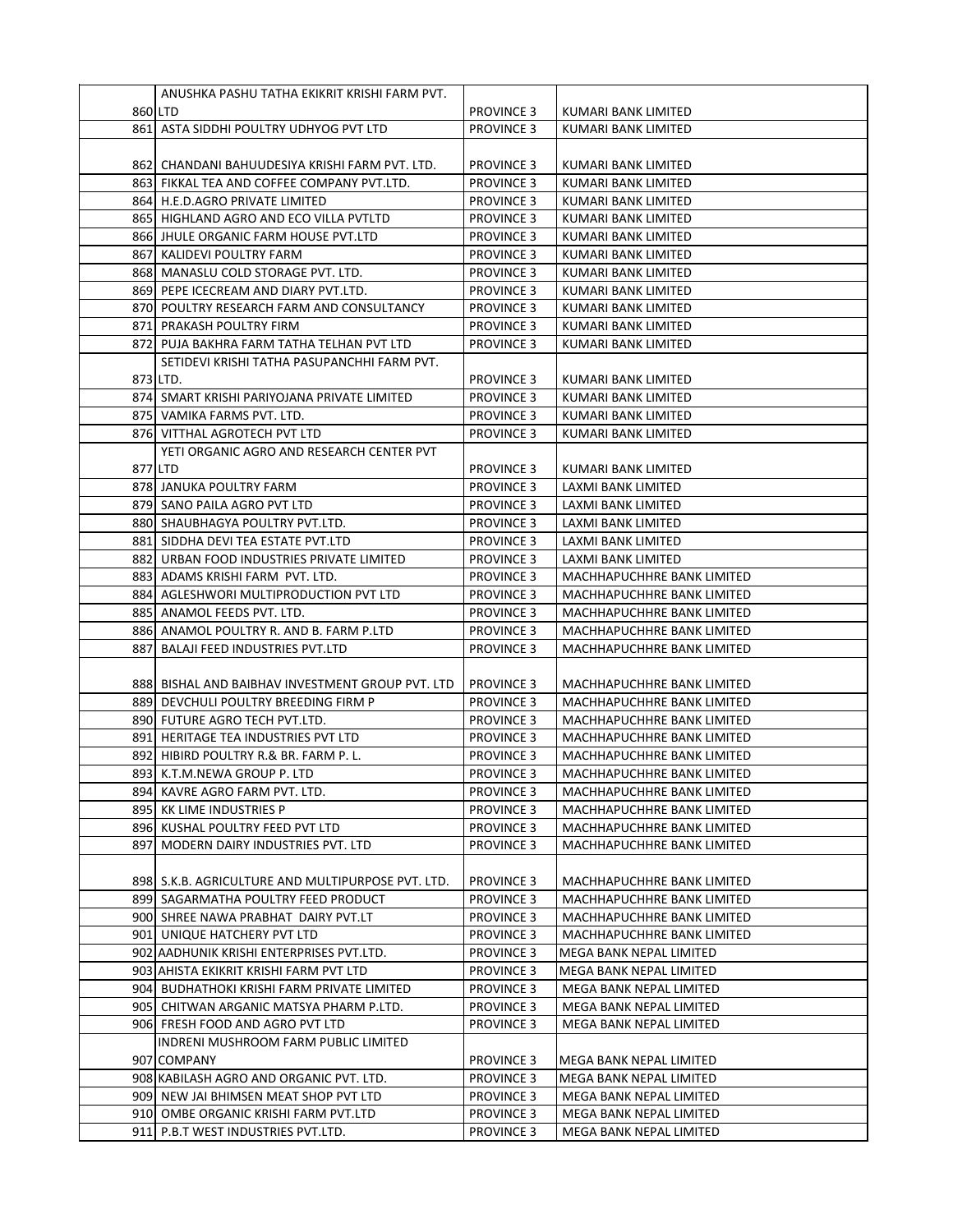| | | | |
|---|---|---|---|
| 860 | ANUSHKA PASHU TATHA EKIKRIT KRISHI FARM PVT. LTD | PROVINCE 3 | KUMARI BANK LIMITED |
| 861 | ASTA SIDDHI POULTRY UDHYOG PVT LTD | PROVINCE 3 | KUMARI BANK LIMITED |
| 862 | CHANDANI BAHUUDESIYA KRISHI FARM PVT. LTD. | PROVINCE 3 | KUMARI BANK LIMITED |
| 863 | FIKKAL TEA AND COFFEE COMPANY PVT.LTD. | PROVINCE 3 | KUMARI BANK LIMITED |
| 864 | H.E.D.AGRO PRIVATE LIMITED | PROVINCE 3 | KUMARI BANK LIMITED |
| 865 | HIGHLAND AGRO AND ECO VILLA PVTLTD | PROVINCE 3 | KUMARI BANK LIMITED |
| 866 | JHULE ORGANIC FARM HOUSE PVT.LTD | PROVINCE 3 | KUMARI BANK LIMITED |
| 867 | KALIDEVI POULTRY FARM | PROVINCE 3 | KUMARI BANK LIMITED |
| 868 | MANASLU COLD STORAGE PVT. LTD. | PROVINCE 3 | KUMARI BANK LIMITED |
| 869 | PEPE ICECREAM AND DIARY PVT.LTD. | PROVINCE 3 | KUMARI BANK LIMITED |
| 870 | POULTRY RESEARCH FARM AND CONSULTANCY | PROVINCE 3 | KUMARI BANK LIMITED |
| 871 | PRAKASH POULTRY FIRM | PROVINCE 3 | KUMARI BANK LIMITED |
| 872 | PUJA BAKHRA FARM TATHA TELHAN PVT LTD | PROVINCE 3 | KUMARI BANK LIMITED |
| 873 | SETIDEVI KRISHI TATHA PASUPANCHHI FARM PVT. LTD. | PROVINCE 3 | KUMARI BANK LIMITED |
| 874 | SMART KRISHI PARIYOJANA PRIVATE LIMITED | PROVINCE 3 | KUMARI BANK LIMITED |
| 875 | VAMIKA FARMS PVT. LTD. | PROVINCE 3 | KUMARI BANK LIMITED |
| 876 | VITTHAL AGROTECH PVT LTD | PROVINCE 3 | KUMARI BANK LIMITED |
| 877 | YETI ORGANIC AGRO AND RESEARCH CENTER PVT LTD | PROVINCE 3 | KUMARI BANK LIMITED |
| 878 | JANUKA POULTRY FARM | PROVINCE 3 | LAXMI BANK LIMITED |
| 879 | SANO PAILA AGRO PVT LTD | PROVINCE 3 | LAXMI BANK LIMITED |
| 880 | SHAUBHAGYA POULTRY PVT.LTD. | PROVINCE 3 | LAXMI BANK LIMITED |
| 881 | SIDDHA DEVI TEA ESTATE PVT.LTD | PROVINCE 3 | LAXMI BANK LIMITED |
| 882 | URBAN FOOD INDUSTRIES PRIVATE LIMITED | PROVINCE 3 | LAXMI BANK LIMITED |
| 883 | ADAMS KRISHI FARM PVT. LTD. | PROVINCE 3 | MACHHAPUCHHRE BANK LIMITED |
| 884 | AGLESHWORI MULTIPRODUCTION PVT LTD | PROVINCE 3 | MACHHAPUCHHRE BANK LIMITED |
| 885 | ANAMOL FEEDS PVT. LTD. | PROVINCE 3 | MACHHAPUCHHRE BANK LIMITED |
| 886 | ANAMOL POULTRY R. AND B. FARM P.LTD | PROVINCE 3 | MACHHAPUCHHRE BANK LIMITED |
| 887 | BALAJI FEED INDUSTRIES PVT.LTD | PROVINCE 3 | MACHHAPUCHHRE BANK LIMITED |
| 888 | BISHAL AND BAIBHAV INVESTMENT GROUP PVT. LTD | PROVINCE 3 | MACHHAPUCHHRE BANK LIMITED |
| 889 | DEVCHULI POULTRY BREEDING FIRM P | PROVINCE 3 | MACHHAPUCHHRE BANK LIMITED |
| 890 | FUTURE AGRO TECH PVT.LTD. | PROVINCE 3 | MACHHAPUCHHRE BANK LIMITED |
| 891 | HERITAGE TEA INDUSTRIES PVT LTD | PROVINCE 3 | MACHHAPUCHHRE BANK LIMITED |
| 892 | HIBIRD POULTRY R.& BR. FARM P. L. | PROVINCE 3 | MACHHAPUCHHRE BANK LIMITED |
| 893 | K.T.M.NEWA GROUP P. LTD | PROVINCE 3 | MACHHAPUCHHRE BANK LIMITED |
| 894 | KAVRE AGRO FARM PVT. LTD. | PROVINCE 3 | MACHHAPUCHHRE BANK LIMITED |
| 895 | KK LIME INDUSTRIES P | PROVINCE 3 | MACHHAPUCHHRE BANK LIMITED |
| 896 | KUSHAL POULTRY FEED PVT LTD | PROVINCE 3 | MACHHAPUCHHRE BANK LIMITED |
| 897 | MODERN DAIRY INDUSTRIES PVT. LTD | PROVINCE 3 | MACHHAPUCHHRE BANK LIMITED |
| 898 | S.K.B. AGRICULTURE AND MULTIPURPOSE PVT. LTD. | PROVINCE 3 | MACHHAPUCHHRE BANK LIMITED |
| 899 | SAGARMATHA POULTRY FEED PRODUCT | PROVINCE 3 | MACHHAPUCHHRE BANK LIMITED |
| 900 | SHREE NAWA PRABHAT DAIRY PVT.LT | PROVINCE 3 | MACHHAPUCHHRE BANK LIMITED |
| 901 | UNIQUE HATCHERY PVT LTD | PROVINCE 3 | MACHHAPUCHHRE BANK LIMITED |
| 902 | AADHUNIK KRISHI ENTERPRISES PVT.LTD. | PROVINCE 3 | MEGA BANK NEPAL LIMITED |
| 903 | AHISTA EKIKRIT KRISHI FARM PVT LTD | PROVINCE 3 | MEGA BANK NEPAL LIMITED |
| 904 | BUDHATHOKI KRISHI FARM PRIVATE LIMITED | PROVINCE 3 | MEGA BANK NEPAL LIMITED |
| 905 | CHITWAN ARGANIC MATSYA PHARM P.LTD. | PROVINCE 3 | MEGA BANK NEPAL LIMITED |
| 906 | FRESH FOOD AND AGRO PVT LTD | PROVINCE 3 | MEGA BANK NEPAL LIMITED |
| 907 | INDRENI MUSHROOM FARM PUBLIC LIMITED COMPANY | PROVINCE 3 | MEGA BANK NEPAL LIMITED |
| 908 | KABILASH AGRO AND ORGANIC PVT. LTD. | PROVINCE 3 | MEGA BANK NEPAL LIMITED |
| 909 | NEW JAI BHIMSEN MEAT SHOP PVT LTD | PROVINCE 3 | MEGA BANK NEPAL LIMITED |
| 910 | OMBE ORGANIC KRISHI FARM PVT.LTD | PROVINCE 3 | MEGA BANK NEPAL LIMITED |
| 911 | P.B.T WEST INDUSTRIES PVT.LTD. | PROVINCE 3 | MEGA BANK NEPAL LIMITED |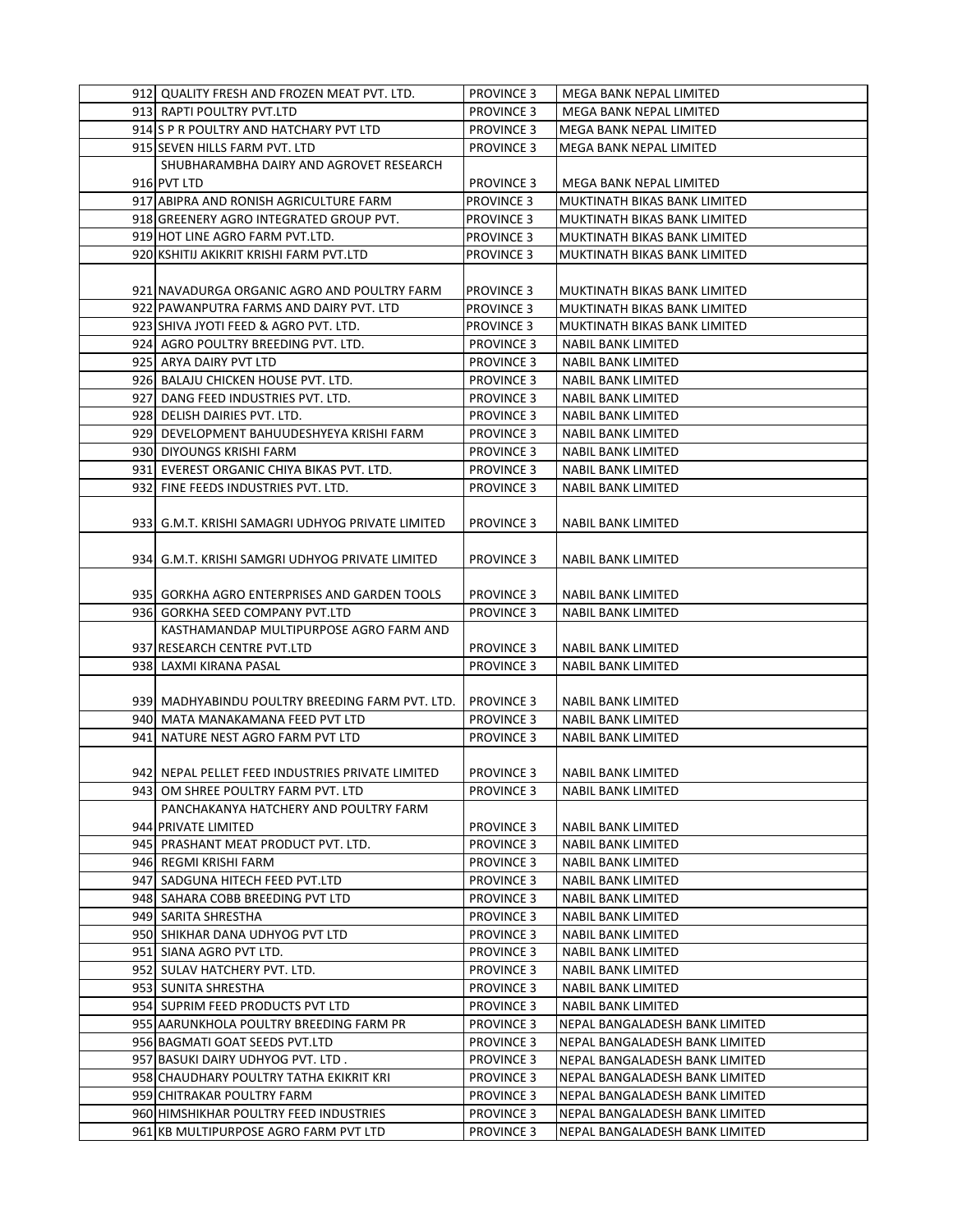| | | | |
|---|---|---|---|
| 912 | QUALITY FRESH AND FROZEN MEAT PVT. LTD. | PROVINCE 3 | MEGA BANK NEPAL LIMITED |
| 913 | RAPTI POULTRY PVT.LTD | PROVINCE 3 | MEGA BANK NEPAL LIMITED |
| 914 | S P R POULTRY AND HATCHARY PVT LTD | PROVINCE 3 | MEGA BANK NEPAL LIMITED |
| 915 | SEVEN HILLS FARM PVT. LTD | PROVINCE 3 | MEGA BANK NEPAL LIMITED |
| 916 | SHUBHARAMBHA DAIRY AND AGROVET RESEARCH PVT LTD | PROVINCE 3 | MEGA BANK NEPAL LIMITED |
| 917 | ABIPRA AND RONISH AGRICULTURE FARM | PROVINCE 3 | MUKTINATH BIKAS BANK LIMITED |
| 918 | GREENERY AGRO INTEGRATED GROUP PVT. | PROVINCE 3 | MUKTINATH BIKAS BANK LIMITED |
| 919 | HOT LINE AGRO FARM PVT.LTD. | PROVINCE 3 | MUKTINATH BIKAS BANK LIMITED |
| 920 | KSHITIJ AKIKRIT KRISHI FARM PVT.LTD | PROVINCE 3 | MUKTINATH BIKAS BANK LIMITED |
| 921 | NAVADURGA ORGANIC AGRO AND POULTRY FARM | PROVINCE 3 | MUKTINATH BIKAS BANK LIMITED |
| 922 | PAWANPUTRA FARMS AND DAIRY PVT. LTD | PROVINCE 3 | MUKTINATH BIKAS BANK LIMITED |
| 923 | SHIVA JYOTI FEED & AGRO PVT. LTD. | PROVINCE 3 | MUKTINATH BIKAS BANK LIMITED |
| 924 | AGRO POULTRY BREEDING PVT. LTD. | PROVINCE 3 | NABIL BANK LIMITED |
| 925 | ARYA DAIRY PVT LTD | PROVINCE 3 | NABIL BANK LIMITED |
| 926 | BALAJU CHICKEN HOUSE PVT. LTD. | PROVINCE 3 | NABIL BANK LIMITED |
| 927 | DANG FEED INDUSTRIES PVT. LTD. | PROVINCE 3 | NABIL BANK LIMITED |
| 928 | DELISH DAIRIES PVT. LTD. | PROVINCE 3 | NABIL BANK LIMITED |
| 929 | DEVELOPMENT BAHUUDESHYEYA KRISHI FARM | PROVINCE 3 | NABIL BANK LIMITED |
| 930 | DIYOUNGS KRISHI FARM | PROVINCE 3 | NABIL BANK LIMITED |
| 931 | EVEREST ORGANIC CHIYA BIKAS PVT. LTD. | PROVINCE 3 | NABIL BANK LIMITED |
| 932 | FINE FEEDS INDUSTRIES PVT. LTD. | PROVINCE 3 | NABIL BANK LIMITED |
| 933 | G.M.T. KRISHI SAMAGRI UDHYOG PRIVATE LIMITED | PROVINCE 3 | NABIL BANK LIMITED |
| 934 | G.M.T. KRISHI SAMGRI UDHYOG PRIVATE LIMITED | PROVINCE 3 | NABIL BANK LIMITED |
| 935 | GORKHA AGRO ENTERPRISES AND GARDEN TOOLS | PROVINCE 3 | NABIL BANK LIMITED |
| 936 | GORKHA SEED COMPANY PVT.LTD | PROVINCE 3 | NABIL BANK LIMITED |
| 937 | KASTHAMANDAP MULTIPURPOSE AGRO FARM AND RESEARCH CENTRE PVT.LTD | PROVINCE 3 | NABIL BANK LIMITED |
| 938 | LAXMI KIRANA PASAL | PROVINCE 3 | NABIL BANK LIMITED |
| 939 | MADHYABINDU POULTRY BREEDING FARM PVT. LTD. | PROVINCE 3 | NABIL BANK LIMITED |
| 940 | MATA MANAKAMANA FEED PVT LTD | PROVINCE 3 | NABIL BANK LIMITED |
| 941 | NATURE NEST AGRO FARM PVT LTD | PROVINCE 3 | NABIL BANK LIMITED |
| 942 | NEPAL PELLET FEED INDUSTRIES PRIVATE LIMITED | PROVINCE 3 | NABIL BANK LIMITED |
| 943 | OM SHREE POULTRY FARM PVT. LTD | PROVINCE 3 | NABIL BANK LIMITED |
| 944 | PANCHAKANYA HATCHERY AND POULTRY FARM PRIVATE LIMITED | PROVINCE 3 | NABIL BANK LIMITED |
| 945 | PRASHANT MEAT PRODUCT PVT. LTD. | PROVINCE 3 | NABIL BANK LIMITED |
| 946 | REGMI KRISHI FARM | PROVINCE 3 | NABIL BANK LIMITED |
| 947 | SADGUNA HITECH FEED PVT.LTD | PROVINCE 3 | NABIL BANK LIMITED |
| 948 | SAHARA COBB BREEDING PVT LTD | PROVINCE 3 | NABIL BANK LIMITED |
| 949 | SARITA SHRESTHA | PROVINCE 3 | NABIL BANK LIMITED |
| 950 | SHIKHAR DANA UDHYOG PVT LTD | PROVINCE 3 | NABIL BANK LIMITED |
| 951 | SIANA AGRO PVT LTD. | PROVINCE 3 | NABIL BANK LIMITED |
| 952 | SULAV HATCHERY PVT. LTD. | PROVINCE 3 | NABIL BANK LIMITED |
| 953 | SUNITA SHRESTHA | PROVINCE 3 | NABIL BANK LIMITED |
| 954 | SUPRIM FEED PRODUCTS PVT LTD | PROVINCE 3 | NABIL BANK LIMITED |
| 955 | AARUNKHOLA POULTRY BREEDING FARM PR | PROVINCE 3 | NEPAL BANGALADESH BANK LIMITED |
| 956 | BAGMATI GOAT SEEDS PVT.LTD | PROVINCE 3 | NEPAL BANGALADESH BANK LIMITED |
| 957 | BASUKI DAIRY UDHYOG PVT. LTD . | PROVINCE 3 | NEPAL BANGALADESH BANK LIMITED |
| 958 | CHAUDHARY POULTRY TATHA EKIKRIT KRI | PROVINCE 3 | NEPAL BANGALADESH BANK LIMITED |
| 959 | CHITRAKAR POULTRY FARM | PROVINCE 3 | NEPAL BANGALADESH BANK LIMITED |
| 960 | HIMSHIKHAR POULTRY FEED INDUSTRIES | PROVINCE 3 | NEPAL BANGALADESH BANK LIMITED |
| 961 | KB MULTIPURPOSE AGRO FARM PVT LTD | PROVINCE 3 | NEPAL BANGALADESH BANK LIMITED |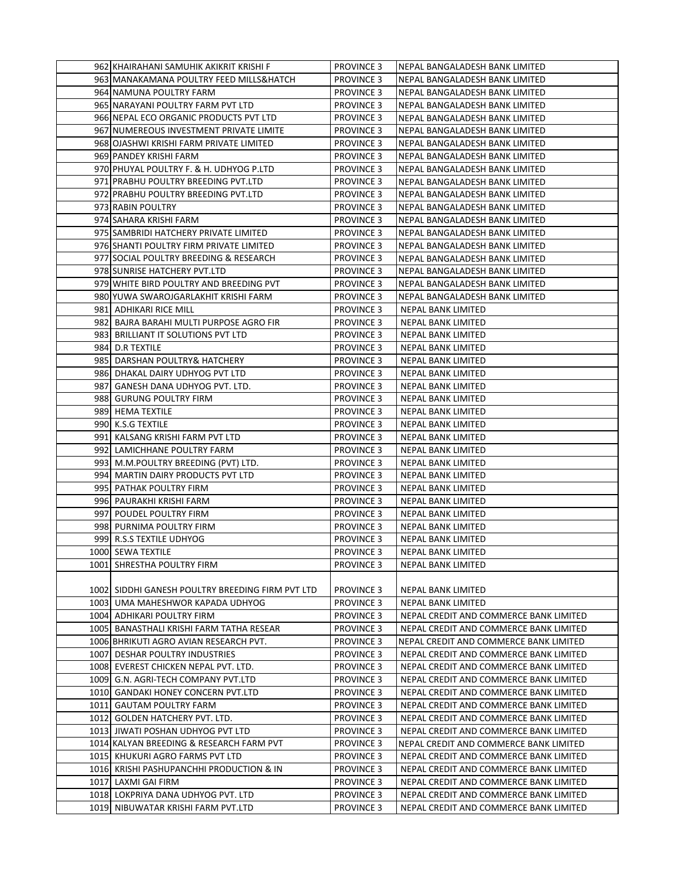| | | | |
|---|---|---|---|
| 962 | KHAIRAHANI SAMUHIK AKIKRIT KRISHI F | PROVINCE 3 | NEPAL BANGALADESH BANK LIMITED |
| 963 | MANAKAMANA POULTRY FEED MILLS&HATCH | PROVINCE 3 | NEPAL BANGALADESH BANK LIMITED |
| 964 | NAMUNA POULTRY FARM | PROVINCE 3 | NEPAL BANGALADESH BANK LIMITED |
| 965 | NARAYANI POULTRY FARM PVT LTD | PROVINCE 3 | NEPAL BANGALADESH BANK LIMITED |
| 966 | NEPAL ECO ORGANIC PRODUCTS PVT LTD | PROVINCE 3 | NEPAL BANGALADESH BANK LIMITED |
| 967 | NUMEREOUS INVESTMENT PRIVATE LIMITE | PROVINCE 3 | NEPAL BANGALADESH BANK LIMITED |
| 968 | OJASHWI KRISHI FARM PRIVATE LIMITED | PROVINCE 3 | NEPAL BANGALADESH BANK LIMITED |
| 969 | PANDEY KRISHI FARM | PROVINCE 3 | NEPAL BANGALADESH BANK LIMITED |
| 970 | PHUYAL POULTRY F. & H. UDHYOG P.LTD | PROVINCE 3 | NEPAL BANGALADESH BANK LIMITED |
| 971 | PRABHU POULTRY BREEDING PVT.LTD | PROVINCE 3 | NEPAL BANGALADESH BANK LIMITED |
| 972 | PRABHU POULTRY BREEDING PVT.LTD | PROVINCE 3 | NEPAL BANGALADESH BANK LIMITED |
| 973 | RABIN POULTRY | PROVINCE 3 | NEPAL BANGALADESH BANK LIMITED |
| 974 | SAHARA KRISHI FARM | PROVINCE 3 | NEPAL BANGALADESH BANK LIMITED |
| 975 | SAMBRIDI HATCHERY PRIVATE LIMITED | PROVINCE 3 | NEPAL BANGALADESH BANK LIMITED |
| 976 | SHANTI POULTRY FIRM PRIVATE LIMITED | PROVINCE 3 | NEPAL BANGALADESH BANK LIMITED |
| 977 | SOCIAL POULTRY BREEDING & RESEARCH | PROVINCE 3 | NEPAL BANGALADESH BANK LIMITED |
| 978 | SUNRISE HATCHERY PVT.LTD | PROVINCE 3 | NEPAL BANGALADESH BANK LIMITED |
| 979 | WHITE BIRD POULTRY AND BREEDING PVT | PROVINCE 3 | NEPAL BANGALADESH BANK LIMITED |
| 980 | YUWA SWAROJGARLAKHIT KRISHI FARM | PROVINCE 3 | NEPAL BANGALADESH BANK LIMITED |
| 981 | ADHIKARI RICE MILL | PROVINCE 3 | NEPAL BANK LIMITED |
| 982 | BAJRA BARAHI MULTI PURPOSE AGRO FIR | PROVINCE 3 | NEPAL BANK LIMITED |
| 983 | BRILLIANT IT SOLUTIONS PVT LTD | PROVINCE 3 | NEPAL BANK LIMITED |
| 984 | D.R TEXTILE | PROVINCE 3 | NEPAL BANK LIMITED |
| 985 | DARSHAN POULTRY& HATCHERY | PROVINCE 3 | NEPAL BANK LIMITED |
| 986 | DHAKAL DAIRY UDHYOG PVT LTD | PROVINCE 3 | NEPAL BANK LIMITED |
| 987 | GANESH DANA UDHYOG PVT. LTD. | PROVINCE 3 | NEPAL BANK LIMITED |
| 988 | GURUNG POULTRY FIRM | PROVINCE 3 | NEPAL BANK LIMITED |
| 989 | HEMA TEXTILE | PROVINCE 3 | NEPAL BANK LIMITED |
| 990 | K.S.G TEXTILE | PROVINCE 3 | NEPAL BANK LIMITED |
| 991 | KALSANG KRISHI FARM PVT LTD | PROVINCE 3 | NEPAL BANK LIMITED |
| 992 | LAMICHHANE POULTRY FARM | PROVINCE 3 | NEPAL BANK LIMITED |
| 993 | M.M.POULTRY BREEDING (PVT) LTD. | PROVINCE 3 | NEPAL BANK LIMITED |
| 994 | MARTIN DAIRY PRODUCTS PVT LTD | PROVINCE 3 | NEPAL BANK LIMITED |
| 995 | PATHAK POULTRY FIRM | PROVINCE 3 | NEPAL BANK LIMITED |
| 996 | PAURAKHI KRISHI FARM | PROVINCE 3 | NEPAL BANK LIMITED |
| 997 | POUDEL POULTRY FIRM | PROVINCE 3 | NEPAL BANK LIMITED |
| 998 | PURNIMA POULTRY FIRM | PROVINCE 3 | NEPAL BANK LIMITED |
| 999 | R.S.S TEXTILE UDHYOG | PROVINCE 3 | NEPAL BANK LIMITED |
| 1000 | SEWA TEXTILE | PROVINCE 3 | NEPAL BANK LIMITED |
| 1001 | SHRESTHA POULTRY FIRM | PROVINCE 3 | NEPAL BANK LIMITED |
| 1002 | SIDDHI GANESH POULTRY BREEDING FIRM PVT LTD | PROVINCE 3 | NEPAL BANK LIMITED |
| 1003 | UMA MAHESHWOR KAPADA UDHYOG | PROVINCE 3 | NEPAL BANK LIMITED |
| 1004 | ADHIKARI POULTRY FIRM | PROVINCE 3 | NEPAL CREDIT AND COMMERCE BANK LIMITED |
| 1005 | BANASTHALI KRISHI FARM TATHA RESEAR | PROVINCE 3 | NEPAL CREDIT AND COMMERCE BANK LIMITED |
| 1006 | BHRIKUTI AGRO AVIAN RESEARCH PVT. | PROVINCE 3 | NEPAL CREDIT AND COMMERCE BANK LIMITED |
| 1007 | DESHAR POULTRY INDUSTRIES | PROVINCE 3 | NEPAL CREDIT AND COMMERCE BANK LIMITED |
| 1008 | EVEREST CHICKEN NEPAL PVT. LTD. | PROVINCE 3 | NEPAL CREDIT AND COMMERCE BANK LIMITED |
| 1009 | G.N. AGRI-TECH COMPANY PVT.LTD | PROVINCE 3 | NEPAL CREDIT AND COMMERCE BANK LIMITED |
| 1010 | GANDAKI HONEY CONCERN PVT.LTD | PROVINCE 3 | NEPAL CREDIT AND COMMERCE BANK LIMITED |
| 1011 | GAUTAM POULTRY FARM | PROVINCE 3 | NEPAL CREDIT AND COMMERCE BANK LIMITED |
| 1012 | GOLDEN HATCHERY PVT. LTD. | PROVINCE 3 | NEPAL CREDIT AND COMMERCE BANK LIMITED |
| 1013 | JIWATI POSHAN UDHYOG PVT LTD | PROVINCE 3 | NEPAL CREDIT AND COMMERCE BANK LIMITED |
| 1014 | KALYAN BREEDING & RESEARCH FARM PVT | PROVINCE 3 | NEPAL CREDIT AND COMMERCE BANK LIMITED |
| 1015 | KHUKURI AGRO FARMS PVT LTD | PROVINCE 3 | NEPAL CREDIT AND COMMERCE BANK LIMITED |
| 1016 | KRISHI PASHUPANCHHI PRODUCTION & IN | PROVINCE 3 | NEPAL CREDIT AND COMMERCE BANK LIMITED |
| 1017 | LAXMI GAI FIRM | PROVINCE 3 | NEPAL CREDIT AND COMMERCE BANK LIMITED |
| 1018 | LOKPRIYA DANA UDHYOG PVT. LTD | PROVINCE 3 | NEPAL CREDIT AND COMMERCE BANK LIMITED |
| 1019 | NIBUWATAR KRISHI FARM PVT.LTD | PROVINCE 3 | NEPAL CREDIT AND COMMERCE BANK LIMITED |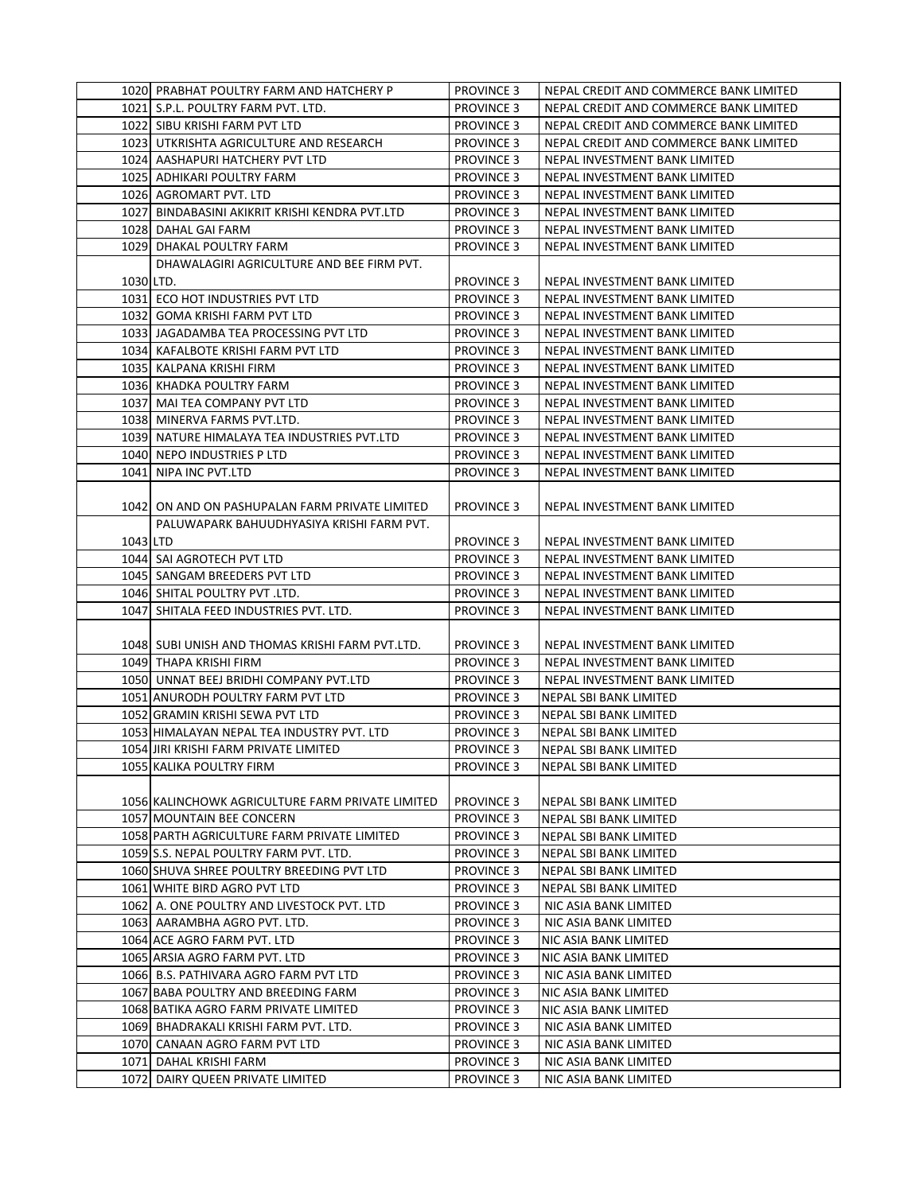| | | | |
|---|---|---|---|
| 1020 | PRABHAT POULTRY FARM AND HATCHERY P | PROVINCE 3 | NEPAL CREDIT AND COMMERCE BANK LIMITED |
| 1021 | S.P.L. POULTRY FARM PVT. LTD. | PROVINCE 3 | NEPAL CREDIT AND COMMERCE BANK LIMITED |
| 1022 | SIBU KRISHI FARM PVT LTD | PROVINCE 3 | NEPAL CREDIT AND COMMERCE BANK LIMITED |
| 1023 | UTKRISHTA AGRICULTURE AND RESEARCH | PROVINCE 3 | NEPAL CREDIT AND COMMERCE BANK LIMITED |
| 1024 | AASHAPURI HATCHERY PVT LTD | PROVINCE 3 | NEPAL INVESTMENT BANK LIMITED |
| 1025 | ADHIKARI POULTRY FARM | PROVINCE 3 | NEPAL INVESTMENT BANK LIMITED |
| 1026 | AGROMART PVT. LTD | PROVINCE 3 | NEPAL INVESTMENT BANK LIMITED |
| 1027 | BINDABASINI AKIKRIT KRISHI KENDRA PVT.LTD | PROVINCE 3 | NEPAL INVESTMENT BANK LIMITED |
| 1028 | DAHAL GAI FARM | PROVINCE 3 | NEPAL INVESTMENT BANK LIMITED |
| 1029 | DHAKAL POULTRY FARM | PROVINCE 3 | NEPAL INVESTMENT BANK LIMITED |
| 1030 | DHAWALAGIRI AGRICULTURE AND BEE FIRM PVT. LTD. | PROVINCE 3 | NEPAL INVESTMENT BANK LIMITED |
| 1031 | ECO HOT INDUSTRIES PVT LTD | PROVINCE 3 | NEPAL INVESTMENT BANK LIMITED |
| 1032 | GOMA KRISHI FARM PVT LTD | PROVINCE 3 | NEPAL INVESTMENT BANK LIMITED |
| 1033 | JAGADAMBA TEA PROCESSING PVT LTD | PROVINCE 3 | NEPAL INVESTMENT BANK LIMITED |
| 1034 | KAFALBOTE KRISHI FARM PVT LTD | PROVINCE 3 | NEPAL INVESTMENT BANK LIMITED |
| 1035 | KALPANA KRISHI FIRM | PROVINCE 3 | NEPAL INVESTMENT BANK LIMITED |
| 1036 | KHADKA POULTRY FARM | PROVINCE 3 | NEPAL INVESTMENT BANK LIMITED |
| 1037 | MAI TEA COMPANY PVT LTD | PROVINCE 3 | NEPAL INVESTMENT BANK LIMITED |
| 1038 | MINERVA FARMS PVT.LTD. | PROVINCE 3 | NEPAL INVESTMENT BANK LIMITED |
| 1039 | NATURE HIMALAYA TEA INDUSTRIES PVT.LTD | PROVINCE 3 | NEPAL INVESTMENT BANK LIMITED |
| 1040 | NEPO INDUSTRIES P LTD | PROVINCE 3 | NEPAL INVESTMENT BANK LIMITED |
| 1041 | NIPA INC PVT.LTD | PROVINCE 3 | NEPAL INVESTMENT BANK LIMITED |
| 1042 | ON AND ON PASHUPALAN FARM PRIVATE LIMITED | PROVINCE 3 | NEPAL INVESTMENT BANK LIMITED |
| 1043 | PALUWAPARK BAHUUDHYASIYA KRISHI FARM PVT. LTD | PROVINCE 3 | NEPAL INVESTMENT BANK LIMITED |
| 1044 | SAI AGROTECH PVT LTD | PROVINCE 3 | NEPAL INVESTMENT BANK LIMITED |
| 1045 | SANGAM BREEDERS PVT LTD | PROVINCE 3 | NEPAL INVESTMENT BANK LIMITED |
| 1046 | SHITAL POULTRY PVT .LTD. | PROVINCE 3 | NEPAL INVESTMENT BANK LIMITED |
| 1047 | SHITALA FEED INDUSTRIES PVT. LTD. | PROVINCE 3 | NEPAL INVESTMENT BANK LIMITED |
| 1048 | SUBI UNISH AND THOMAS KRISHI FARM PVT.LTD. | PROVINCE 3 | NEPAL INVESTMENT BANK LIMITED |
| 1049 | THAPA KRISHI FIRM | PROVINCE 3 | NEPAL INVESTMENT BANK LIMITED |
| 1050 | UNNAT BEEJ BRIDHI COMPANY PVT.LTD | PROVINCE 3 | NEPAL INVESTMENT BANK LIMITED |
| 1051 | ANURODH POULTRY FARM PVT LTD | PROVINCE 3 | NEPAL SBI BANK LIMITED |
| 1052 | GRAMIN KRISHI SEWA PVT LTD | PROVINCE 3 | NEPAL SBI BANK LIMITED |
| 1053 | HIMALAYAN NEPAL TEA INDUSTRY PVT. LTD | PROVINCE 3 | NEPAL SBI BANK LIMITED |
| 1054 | JIRI KRISHI FARM PRIVATE LIMITED | PROVINCE 3 | NEPAL SBI BANK LIMITED |
| 1055 | KALIKA POULTRY FIRM | PROVINCE 3 | NEPAL SBI BANK LIMITED |
| 1056 | KALINCHOWK AGRICULTURE FARM PRIVATE LIMITED | PROVINCE 3 | NEPAL SBI BANK LIMITED |
| 1057 | MOUNTAIN BEE CONCERN | PROVINCE 3 | NEPAL SBI BANK LIMITED |
| 1058 | PARTH AGRICULTURE FARM PRIVATE LIMITED | PROVINCE 3 | NEPAL SBI BANK LIMITED |
| 1059 | S.S. NEPAL POULTRY FARM PVT. LTD. | PROVINCE 3 | NEPAL SBI BANK LIMITED |
| 1060 | SHUVA SHREE POULTRY BREEDING PVT LTD | PROVINCE 3 | NEPAL SBI BANK LIMITED |
| 1061 | WHITE BIRD AGRO PVT LTD | PROVINCE 3 | NEPAL SBI BANK LIMITED |
| 1062 | A. ONE POULTRY AND LIVESTOCK PVT. LTD | PROVINCE 3 | NIC ASIA BANK LIMITED |
| 1063 | AARAMBHA AGRO PVT. LTD. | PROVINCE 3 | NIC ASIA BANK LIMITED |
| 1064 | ACE AGRO FARM PVT. LTD | PROVINCE 3 | NIC ASIA BANK LIMITED |
| 1065 | ARSIA AGRO FARM PVT. LTD | PROVINCE 3 | NIC ASIA BANK LIMITED |
| 1066 | B.S. PATHIVARA AGRO FARM PVT LTD | PROVINCE 3 | NIC ASIA BANK LIMITED |
| 1067 | BABA POULTRY AND BREEDING FARM | PROVINCE 3 | NIC ASIA BANK LIMITED |
| 1068 | BATIKA AGRO FARM PRIVATE LIMITED | PROVINCE 3 | NIC ASIA BANK LIMITED |
| 1069 | BHADRAKALI KRISHI FARM PVT. LTD. | PROVINCE 3 | NIC ASIA BANK LIMITED |
| 1070 | CANAAN AGRO FARM PVT LTD | PROVINCE 3 | NIC ASIA BANK LIMITED |
| 1071 | DAHAL KRISHI FARM | PROVINCE 3 | NIC ASIA BANK LIMITED |
| 1072 | DAIRY QUEEN PRIVATE LIMITED | PROVINCE 3 | NIC ASIA BANK LIMITED |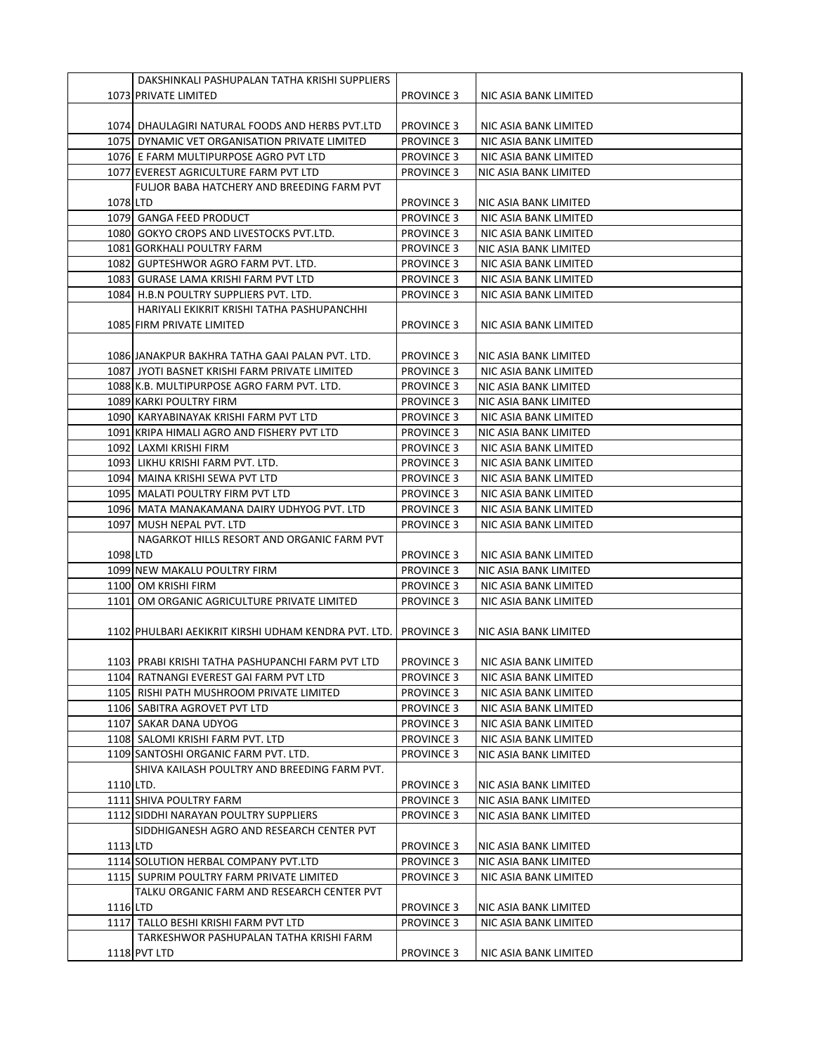| 1073 | DAKSHINKALI PASHUPALAN TATHA KRISHI SUPPLIERS PRIVATE LIMITED | PROVINCE 3 | NIC ASIA BANK LIMITED |
|---|---|---|---|
| 1074 | DHAULAGIRI NATURAL FOODS AND HERBS PVT.LTD | PROVINCE 3 | NIC ASIA BANK LIMITED |
| 1075 | DYNAMIC VET ORGANISATION PRIVATE LIMITED | PROVINCE 3 | NIC ASIA BANK LIMITED |
| 1076 | E FARM MULTIPURPOSE AGRO PVT LTD | PROVINCE 3 | NIC ASIA BANK LIMITED |
| 1077 | EVEREST AGRICULTURE FARM PVT LTD | PROVINCE 3 | NIC ASIA BANK LIMITED |
| 1078 | FULJOR BABA HATCHERY AND BREEDING FARM PVT LTD | PROVINCE 3 | NIC ASIA BANK LIMITED |
| 1079 | GANGA FEED PRODUCT | PROVINCE 3 | NIC ASIA BANK LIMITED |
| 1080 | GOKYO CROPS AND LIVESTOCKS PVT.LTD. | PROVINCE 3 | NIC ASIA BANK LIMITED |
| 1081 | GORKHALI POULTRY FARM | PROVINCE 3 | NIC ASIA BANK LIMITED |
| 1082 | GUPTESHWOR AGRO FARM PVT. LTD. | PROVINCE 3 | NIC ASIA BANK LIMITED |
| 1083 | GURASE LAMA KRISHI FARM PVT LTD | PROVINCE 3 | NIC ASIA BANK LIMITED |
| 1084 | H.B.N POULTRY SUPPLIERS PVT. LTD. | PROVINCE 3 | NIC ASIA BANK LIMITED |
| 1085 | HARIYALI EKIKRIT KRISHI TATHA PASHUPANCHHI FIRM PRIVATE LIMITED | PROVINCE 3 | NIC ASIA BANK LIMITED |
| 1086 | JANAKPUR BAKHRA TATHA GAAI PALAN PVT. LTD. | PROVINCE 3 | NIC ASIA BANK LIMITED |
| 1087 | JYOTI BASNET KRISHI FARM PRIVATE LIMITED | PROVINCE 3 | NIC ASIA BANK LIMITED |
| 1088 | K.B. MULTIPURPOSE AGRO FARM PVT. LTD. | PROVINCE 3 | NIC ASIA BANK LIMITED |
| 1089 | KARKI POULTRY FIRM | PROVINCE 3 | NIC ASIA BANK LIMITED |
| 1090 | KARYABINAYAK KRISHI FARM PVT LTD | PROVINCE 3 | NIC ASIA BANK LIMITED |
| 1091 | KRIPA HIMALI AGRO AND FISHERY PVT LTD | PROVINCE 3 | NIC ASIA BANK LIMITED |
| 1092 | LAXMI KRISHI FIRM | PROVINCE 3 | NIC ASIA BANK LIMITED |
| 1093 | LIKHU KRISHI FARM PVT. LTD. | PROVINCE 3 | NIC ASIA BANK LIMITED |
| 1094 | MAINA KRISHI SEWA PVT LTD | PROVINCE 3 | NIC ASIA BANK LIMITED |
| 1095 | MALATI POULTRY FIRM PVT LTD | PROVINCE 3 | NIC ASIA BANK LIMITED |
| 1096 | MATA MANAKAMANA DAIRY UDHYOG PVT. LTD | PROVINCE 3 | NIC ASIA BANK LIMITED |
| 1097 | MUSH NEPAL PVT. LTD | PROVINCE 3 | NIC ASIA BANK LIMITED |
| 1098 | NAGARKOT HILLS RESORT AND ORGANIC FARM PVT LTD | PROVINCE 3 | NIC ASIA BANK LIMITED |
| 1099 | NEW MAKALU POULTRY FIRM | PROVINCE 3 | NIC ASIA BANK LIMITED |
| 1100 | OM KRISHI FIRM | PROVINCE 3 | NIC ASIA BANK LIMITED |
| 1101 | OM ORGANIC AGRICULTURE PRIVATE LIMITED | PROVINCE 3 | NIC ASIA BANK LIMITED |
| 1102 | PHULBARI AEKIKRIT KIRSHI UDHAM KENDRA PVT. LTD. | PROVINCE 3 | NIC ASIA BANK LIMITED |
| 1103 | PRABI KRISHI TATHA PASHUPANCHI FARM PVT LTD | PROVINCE 3 | NIC ASIA BANK LIMITED |
| 1104 | RATNANGI EVEREST GAI FARM PVT LTD | PROVINCE 3 | NIC ASIA BANK LIMITED |
| 1105 | RISHI PATH MUSHROOM PRIVATE LIMITED | PROVINCE 3 | NIC ASIA BANK LIMITED |
| 1106 | SABITRA AGROVET PVT LTD | PROVINCE 3 | NIC ASIA BANK LIMITED |
| 1107 | SAKAR DANA UDYOG | PROVINCE 3 | NIC ASIA BANK LIMITED |
| 1108 | SALOMI KRISHI FARM PVT. LTD | PROVINCE 3 | NIC ASIA BANK LIMITED |
| 1109 | SANTOSHI ORGANIC FARM PVT. LTD. | PROVINCE 3 | NIC ASIA BANK LIMITED |
| 1110 | SHIVA KAILASH POULTRY AND BREEDING FARM PVT. LTD. | PROVINCE 3 | NIC ASIA BANK LIMITED |
| 1111 | SHIVA POULTRY FARM | PROVINCE 3 | NIC ASIA BANK LIMITED |
| 1112 | SIDDHI NARAYAN POULTRY SUPPLIERS | PROVINCE 3 | NIC ASIA BANK LIMITED |
| 1113 | SIDDHIGANESH AGRO AND RESEARCH CENTER PVT LTD | PROVINCE 3 | NIC ASIA BANK LIMITED |
| 1114 | SOLUTION HERBAL COMPANY PVT.LTD | PROVINCE 3 | NIC ASIA BANK LIMITED |
| 1115 | SUPRIM POULTRY FARM PRIVATE LIMITED | PROVINCE 3 | NIC ASIA BANK LIMITED |
| 1116 | TALKU ORGANIC FARM AND RESEARCH CENTER PVT LTD | PROVINCE 3 | NIC ASIA BANK LIMITED |
| 1117 | TALLO BESHI KRISHI FARM PVT LTD | PROVINCE 3 | NIC ASIA BANK LIMITED |
| 1118 | TARKESHWOR PASHUPALAN TATHA KRISHI FARM PVT LTD | PROVINCE 3 | NIC ASIA BANK LIMITED |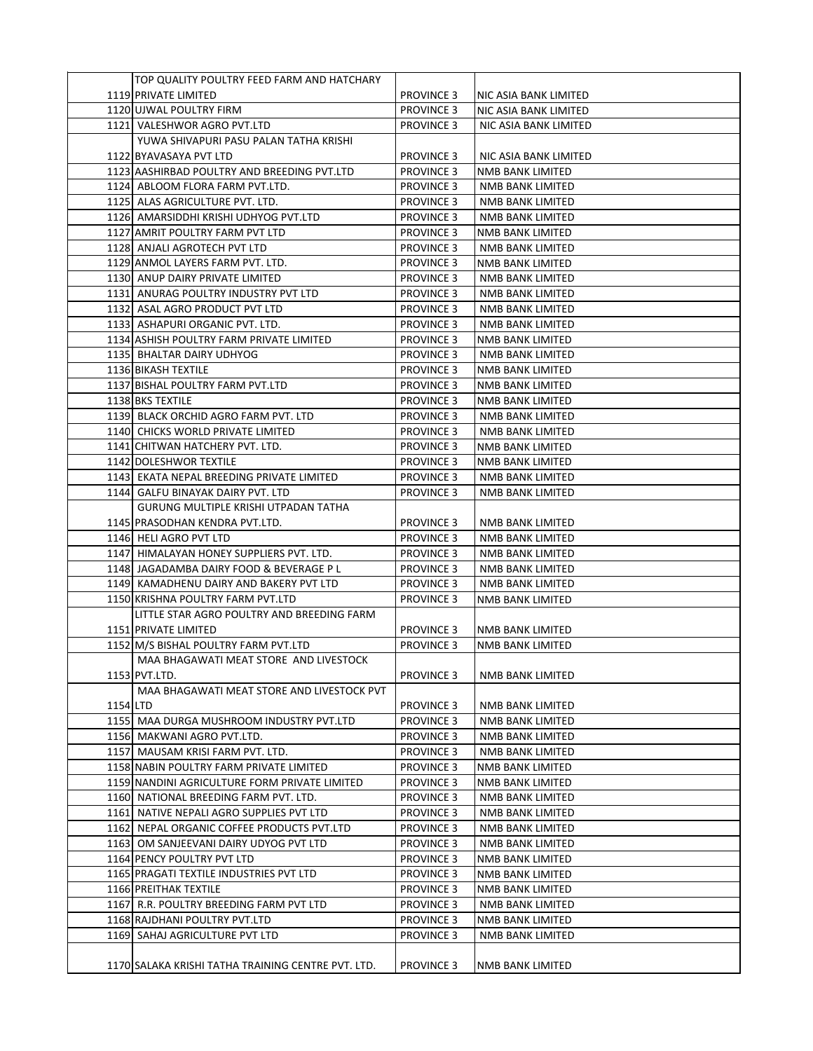| | | | |
|---|---|---|---|
| 1119 | TOP QUALITY POULTRY FEED FARM AND HATCHARY PRIVATE LIMITED | PROVINCE 3 | NIC ASIA BANK LIMITED |
| 1120 | UJWAL POULTRY FIRM | PROVINCE 3 | NIC ASIA BANK LIMITED |
| 1121 | VALESHWOR AGRO PVT.LTD | PROVINCE 3 | NIC ASIA BANK LIMITED |
| 1122 | YUWA SHIVAPURI PASU PALAN TATHA KRISHI BYAVASAYA PVT LTD | PROVINCE 3 | NIC ASIA BANK LIMITED |
| 1123 | AASHIRBAD POULTRY AND BREEDING PVT.LTD | PROVINCE 3 | NMB BANK LIMITED |
| 1124 | ABLOOM FLORA FARM PVT.LTD. | PROVINCE 3 | NMB BANK LIMITED |
| 1125 | ALAS AGRICULTURE PVT. LTD. | PROVINCE 3 | NMB BANK LIMITED |
| 1126 | AMARSIDDHI KRISHI UDHYOG PVT.LTD | PROVINCE 3 | NMB BANK LIMITED |
| 1127 | AMRIT POULTRY FARM PVT LTD | PROVINCE 3 | NMB BANK LIMITED |
| 1128 | ANJALI AGROTECH PVT LTD | PROVINCE 3 | NMB BANK LIMITED |
| 1129 | ANMOL LAYERS FARM PVT. LTD. | PROVINCE 3 | NMB BANK LIMITED |
| 1130 | ANUP DAIRY PRIVATE LIMITED | PROVINCE 3 | NMB BANK LIMITED |
| 1131 | ANURAG POULTRY INDUSTRY PVT LTD | PROVINCE 3 | NMB BANK LIMITED |
| 1132 | ASAL AGRO PRODUCT PVT LTD | PROVINCE 3 | NMB BANK LIMITED |
| 1133 | ASHAPURI ORGANIC PVT. LTD. | PROVINCE 3 | NMB BANK LIMITED |
| 1134 | ASHISH POULTRY FARM PRIVATE LIMITED | PROVINCE 3 | NMB BANK LIMITED |
| 1135 | BHALTAR DAIRY UDHYOG | PROVINCE 3 | NMB BANK LIMITED |
| 1136 | BIKASH TEXTILE | PROVINCE 3 | NMB BANK LIMITED |
| 1137 | BISHAL POULTRY FARM PVT.LTD | PROVINCE 3 | NMB BANK LIMITED |
| 1138 | BKS TEXTILE | PROVINCE 3 | NMB BANK LIMITED |
| 1139 | BLACK ORCHID AGRO FARM PVT. LTD | PROVINCE 3 | NMB BANK LIMITED |
| 1140 | CHICKS WORLD PRIVATE LIMITED | PROVINCE 3 | NMB BANK LIMITED |
| 1141 | CHITWAN HATCHERY PVT. LTD. | PROVINCE 3 | NMB BANK LIMITED |
| 1142 | DOLESHWOR TEXTILE | PROVINCE 3 | NMB BANK LIMITED |
| 1143 | EKATA NEPAL BREEDING PRIVATE LIMITED | PROVINCE 3 | NMB BANK LIMITED |
| 1144 | GALFU BINAYAK DAIRY PVT. LTD | PROVINCE 3 | NMB BANK LIMITED |
| 1145 | GURUNG MULTIPLE KRISHI UTPADAN TATHA PRASODHAN KENDRA PVT.LTD. | PROVINCE 3 | NMB BANK LIMITED |
| 1146 | HELI AGRO PVT LTD | PROVINCE 3 | NMB BANK LIMITED |
| 1147 | HIMALAYAN HONEY SUPPLIERS PVT. LTD. | PROVINCE 3 | NMB BANK LIMITED |
| 1148 | JAGADAMBA DAIRY FOOD & BEVERAGE P L | PROVINCE 3 | NMB BANK LIMITED |
| 1149 | KAMADHENU DAIRY AND BAKERY PVT LTD | PROVINCE 3 | NMB BANK LIMITED |
| 1150 | KRISHNA POULTRY FARM PVT.LTD | PROVINCE 3 | NMB BANK LIMITED |
| 1151 | LITTLE STAR AGRO POULTRY AND BREEDING FARM PRIVATE LIMITED | PROVINCE 3 | NMB BANK LIMITED |
| 1152 | M/S BISHAL POULTRY FARM PVT.LTD | PROVINCE 3 | NMB BANK LIMITED |
| 1153 | MAA BHAGAWATI MEAT STORE AND LIVESTOCK PVT.LTD. | PROVINCE 3 | NMB BANK LIMITED |
| 1154 | MAA BHAGAWATI MEAT STORE AND LIVESTOCK PVT LTD | PROVINCE 3 | NMB BANK LIMITED |
| 1155 | MAA DURGA MUSHROOM INDUSTRY PVT.LTD | PROVINCE 3 | NMB BANK LIMITED |
| 1156 | MAKWANI AGRO PVT.LTD. | PROVINCE 3 | NMB BANK LIMITED |
| 1157 | MAUSAM KRISI FARM PVT. LTD. | PROVINCE 3 | NMB BANK LIMITED |
| 1158 | NABIN POULTRY FARM PRIVATE LIMITED | PROVINCE 3 | NMB BANK LIMITED |
| 1159 | NANDINI AGRICULTURE FORM PRIVATE LIMITED | PROVINCE 3 | NMB BANK LIMITED |
| 1160 | NATIONAL BREEDING FARM PVT. LTD. | PROVINCE 3 | NMB BANK LIMITED |
| 1161 | NATIVE NEPALI AGRO SUPPLIES PVT LTD | PROVINCE 3 | NMB BANK LIMITED |
| 1162 | NEPAL ORGANIC COFFEE PRODUCTS PVT.LTD | PROVINCE 3 | NMB BANK LIMITED |
| 1163 | OM SANJEEVANI DAIRY UDYOG PVT LTD | PROVINCE 3 | NMB BANK LIMITED |
| 1164 | PENCY POULTRY PVT LTD | PROVINCE 3 | NMB BANK LIMITED |
| 1165 | PRAGATI TEXTILE INDUSTRIES PVT LTD | PROVINCE 3 | NMB BANK LIMITED |
| 1166 | PREITHAK TEXTILE | PROVINCE 3 | NMB BANK LIMITED |
| 1167 | R.R. POULTRY BREEDING FARM PVT LTD | PROVINCE 3 | NMB BANK LIMITED |
| 1168 | RAJDHANI POULTRY PVT.LTD | PROVINCE 3 | NMB BANK LIMITED |
| 1169 | SAHAJ AGRICULTURE PVT LTD | PROVINCE 3 | NMB BANK LIMITED |
| 1170 | SALAKA KRISHI TATHA TRAINING CENTRE PVT. LTD. | PROVINCE 3 | NMB BANK LIMITED |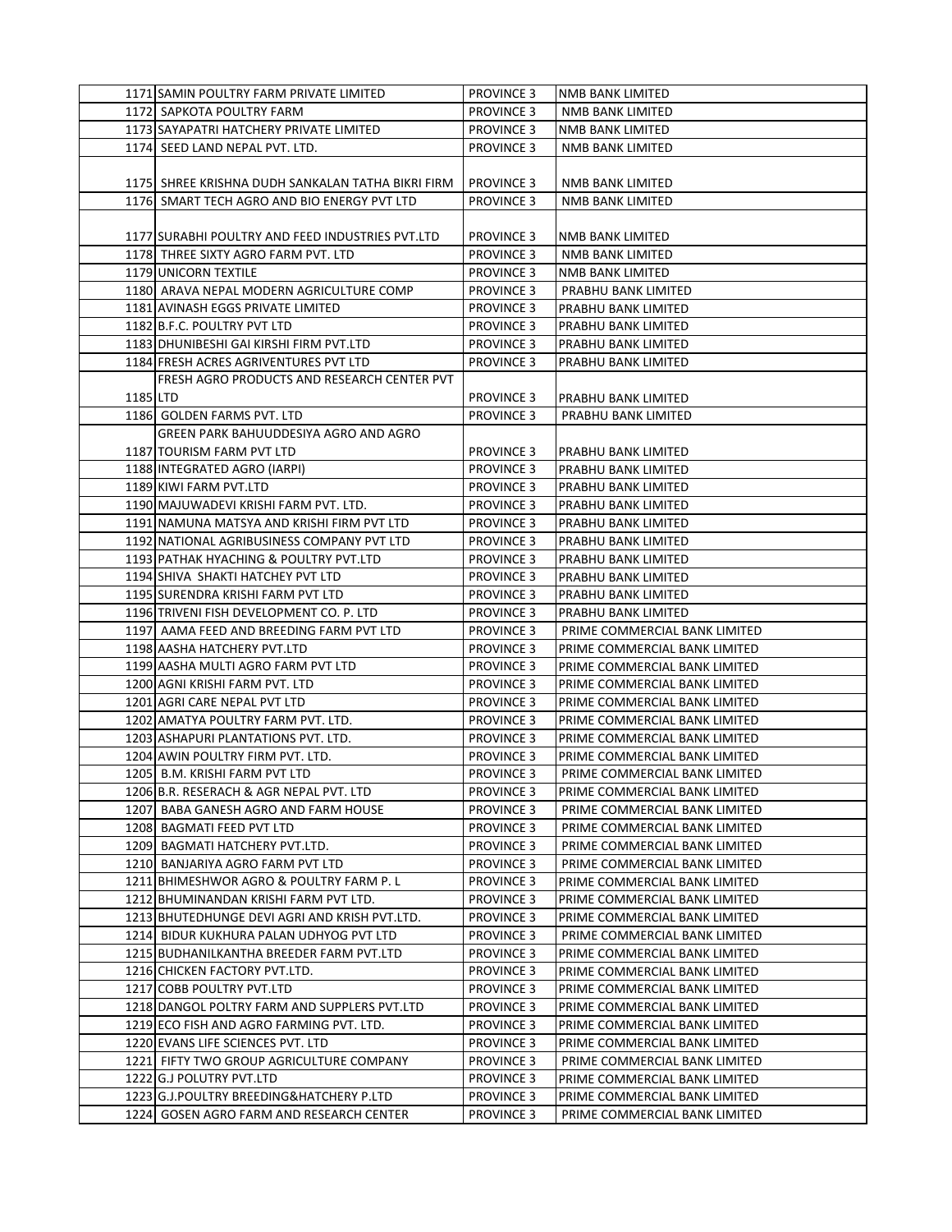| | | | |
|---|---|---|---|
| 1171 | SAMIN POULTRY FARM PRIVATE LIMITED | PROVINCE 3 | NMB BANK LIMITED |
| 1172 | SAPKOTA POULTRY FARM | PROVINCE 3 | NMB BANK LIMITED |
| 1173 | SAYAPATRI HATCHERY PRIVATE LIMITED | PROVINCE 3 | NMB BANK LIMITED |
| 1174 | SEED LAND NEPAL PVT. LTD. | PROVINCE 3 | NMB BANK LIMITED |
| 1175 | SHREE KRISHNA DUDH SANKALAN TATHA BIKRI FIRM | PROVINCE 3 | NMB BANK LIMITED |
| 1176 | SMART TECH AGRO AND BIO ENERGY PVT LTD | PROVINCE 3 | NMB BANK LIMITED |
| 1177 | SURABHI POULTRY AND FEED INDUSTRIES PVT.LTD | PROVINCE 3 | NMB BANK LIMITED |
| 1178 | THREE SIXTY AGRO FARM PVT. LTD | PROVINCE 3 | NMB BANK LIMITED |
| 1179 | UNICORN TEXTILE | PROVINCE 3 | NMB BANK LIMITED |
| 1180 | ARAVA NEPAL MODERN AGRICULTURE COMP | PROVINCE 3 | PRABHU BANK LIMITED |
| 1181 | AVINASH EGGS PRIVATE LIMITED | PROVINCE 3 | PRABHU BANK LIMITED |
| 1182 | B.F.C. POULTRY PVT LTD | PROVINCE 3 | PRABHU BANK LIMITED |
| 1183 | DHUNIBESHI GAI KIRSHI FIRM PVT.LTD | PROVINCE 3 | PRABHU BANK LIMITED |
| 1184 | FRESH ACRES AGRIVENTURES PVT LTD | PROVINCE 3 | PRABHU BANK LIMITED |
| 1185 | FRESH AGRO PRODUCTS AND RESEARCH CENTER PVT LTD | PROVINCE 3 | PRABHU BANK LIMITED |
| 1186 | GOLDEN FARMS PVT. LTD | PROVINCE 3 | PRABHU BANK LIMITED |
| 1187 | GREEN PARK BAHUUDDESIYA AGRO AND AGRO TOURISM FARM PVT LTD | PROVINCE 3 | PRABHU BANK LIMITED |
| 1188 | INTEGRATED AGRO (IARPI) | PROVINCE 3 | PRABHU BANK LIMITED |
| 1189 | KIWI FARM PVT.LTD | PROVINCE 3 | PRABHU BANK LIMITED |
| 1190 | MAJUWADEVI KRISHI FARM PVT. LTD. | PROVINCE 3 | PRABHU BANK LIMITED |
| 1191 | NAMUNA MATSYA AND KRISHI FIRM PVT LTD | PROVINCE 3 | PRABHU BANK LIMITED |
| 1192 | NATIONAL AGRIBUSINESS COMPANY PVT LTD | PROVINCE 3 | PRABHU BANK LIMITED |
| 1193 | PATHAK HYACHING & POULTRY PVT.LTD | PROVINCE 3 | PRABHU BANK LIMITED |
| 1194 | SHIVA SHAKTI HATCHEY PVT LTD | PROVINCE 3 | PRABHU BANK LIMITED |
| 1195 | SURENDRA KRISHI FARM PVT LTD | PROVINCE 3 | PRABHU BANK LIMITED |
| 1196 | TRIVENI FISH DEVELOPMENT CO. P. LTD | PROVINCE 3 | PRABHU BANK LIMITED |
| 1197 | AAMA FEED AND BREEDING FARM PVT LTD | PROVINCE 3 | PRIME COMMERCIAL BANK LIMITED |
| 1198 | AASHA HATCHERY PVT.LTD | PROVINCE 3 | PRIME COMMERCIAL BANK LIMITED |
| 1199 | AASHA MULTI AGRO FARM PVT LTD | PROVINCE 3 | PRIME COMMERCIAL BANK LIMITED |
| 1200 | AGNI KRISHI FARM PVT. LTD | PROVINCE 3 | PRIME COMMERCIAL BANK LIMITED |
| 1201 | AGRI CARE NEPAL PVT LTD | PROVINCE 3 | PRIME COMMERCIAL BANK LIMITED |
| 1202 | AMATYA POULTRY FARM PVT. LTD. | PROVINCE 3 | PRIME COMMERCIAL BANK LIMITED |
| 1203 | ASHAPURI PLANTATIONS PVT. LTD. | PROVINCE 3 | PRIME COMMERCIAL BANK LIMITED |
| 1204 | AWIN POULTRY FIRM PVT. LTD. | PROVINCE 3 | PRIME COMMERCIAL BANK LIMITED |
| 1205 | B.M. KRISHI FARM PVT LTD | PROVINCE 3 | PRIME COMMERCIAL BANK LIMITED |
| 1206 | B.R. RESERACH & AGR NEPAL PVT. LTD | PROVINCE 3 | PRIME COMMERCIAL BANK LIMITED |
| 1207 | BABA GANESH AGRO AND FARM HOUSE | PROVINCE 3 | PRIME COMMERCIAL BANK LIMITED |
| 1208 | BAGMATI FEED PVT LTD | PROVINCE 3 | PRIME COMMERCIAL BANK LIMITED |
| 1209 | BAGMATI HATCHERY PVT.LTD. | PROVINCE 3 | PRIME COMMERCIAL BANK LIMITED |
| 1210 | BANJARIYA AGRO FARM PVT LTD | PROVINCE 3 | PRIME COMMERCIAL BANK LIMITED |
| 1211 | BHIMESHWOR AGRO & POULTRY FARM P. L | PROVINCE 3 | PRIME COMMERCIAL BANK LIMITED |
| 1212 | BHUMINANDAN KRISHI FARM PVT LTD. | PROVINCE 3 | PRIME COMMERCIAL BANK LIMITED |
| 1213 | BHUTEDHUNGE DEVI AGRI AND KRISH PVT.LTD. | PROVINCE 3 | PRIME COMMERCIAL BANK LIMITED |
| 1214 | BIDUR KUKHURA PALAN UDHYOG PVT LTD | PROVINCE 3 | PRIME COMMERCIAL BANK LIMITED |
| 1215 | BUDHANILKANTHA BREEDER FARM PVT.LTD | PROVINCE 3 | PRIME COMMERCIAL BANK LIMITED |
| 1216 | CHICKEN FACTORY PVT.LTD. | PROVINCE 3 | PRIME COMMERCIAL BANK LIMITED |
| 1217 | COBB POULTRY PVT.LTD | PROVINCE 3 | PRIME COMMERCIAL BANK LIMITED |
| 1218 | DANGOL POLTRY FARM AND SUPPLERS PVT.LTD | PROVINCE 3 | PRIME COMMERCIAL BANK LIMITED |
| 1219 | ECO FISH AND AGRO FARMING PVT. LTD. | PROVINCE 3 | PRIME COMMERCIAL BANK LIMITED |
| 1220 | EVANS LIFE SCIENCES PVT. LTD | PROVINCE 3 | PRIME COMMERCIAL BANK LIMITED |
| 1221 | FIFTY TWO GROUP AGRICULTURE COMPANY | PROVINCE 3 | PRIME COMMERCIAL BANK LIMITED |
| 1222 | G.J POLUTRY PVT.LTD | PROVINCE 3 | PRIME COMMERCIAL BANK LIMITED |
| 1223 | G.J.POULTRY BREEDING&HATCHERY P.LTD | PROVINCE 3 | PRIME COMMERCIAL BANK LIMITED |
| 1224 | GOSEN AGRO FARM AND RESEARCH CENTER | PROVINCE 3 | PRIME COMMERCIAL BANK LIMITED |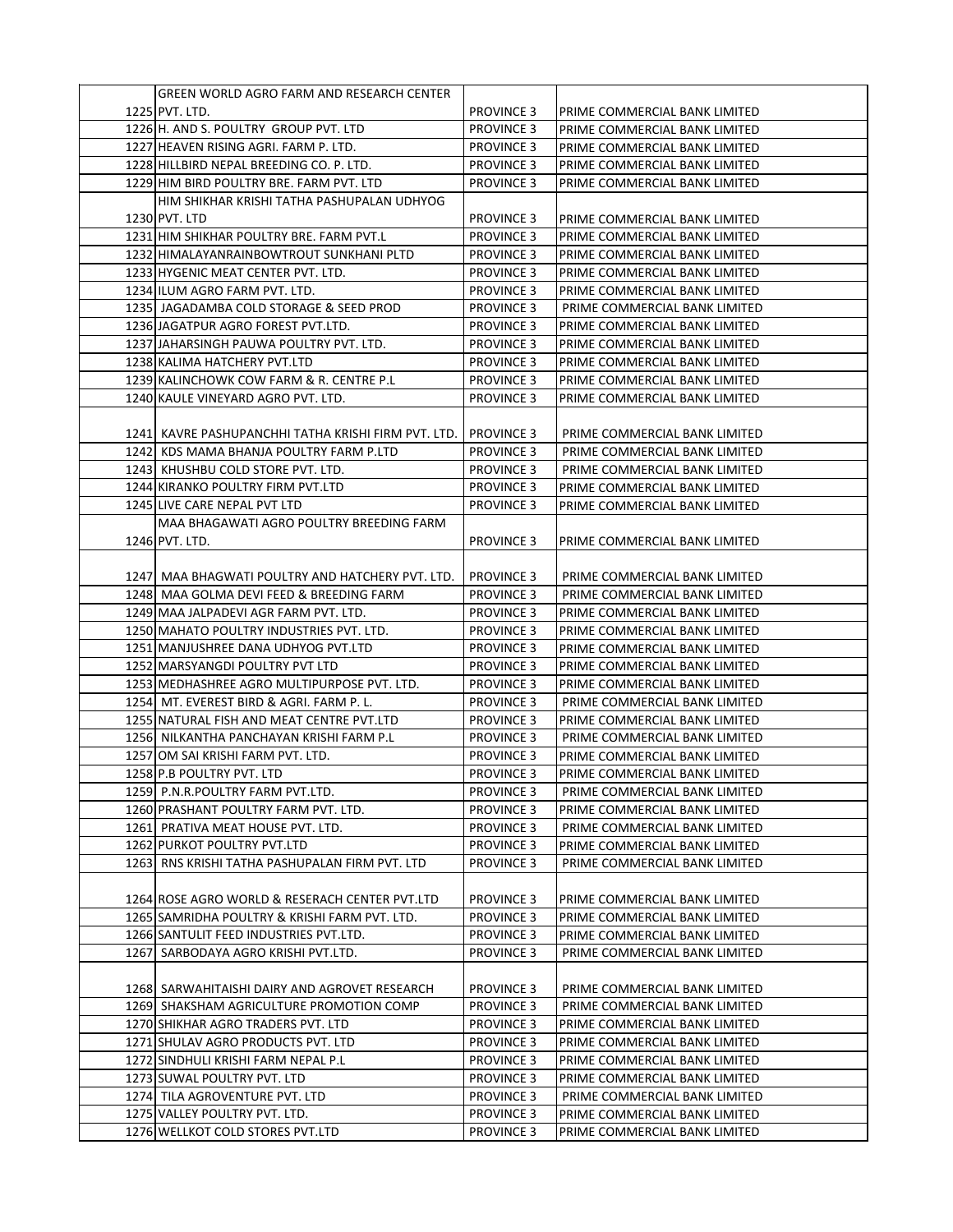| | | | |
|---|---|---|---|
| 1225 | GREEN WORLD AGRO FARM AND RESEARCH CENTER PVT. LTD. | PROVINCE 3 | PRIME COMMERCIAL BANK LIMITED |
| 1226 | H. AND S. POULTRY GROUP PVT. LTD | PROVINCE 3 | PRIME COMMERCIAL BANK LIMITED |
| 1227 | HEAVEN RISING AGRI. FARM P. LTD. | PROVINCE 3 | PRIME COMMERCIAL BANK LIMITED |
| 1228 | HILLBIRD NEPAL BREEDING CO. P. LTD. | PROVINCE 3 | PRIME COMMERCIAL BANK LIMITED |
| 1229 | HIM BIRD POULTRY BRE. FARM PVT. LTD | PROVINCE 3 | PRIME COMMERCIAL BANK LIMITED |
| 1230 | HIM SHIKHAR KRISHI TATHA PASHUPALAN UDHYOG PVT. LTD | PROVINCE 3 | PRIME COMMERCIAL BANK LIMITED |
| 1231 | HIM SHIKHAR POULTRY BRE. FARM PVT.L | PROVINCE 3 | PRIME COMMERCIAL BANK LIMITED |
| 1232 | HIMALAYANRAINBOWTROUT SUNKHANI PLTD | PROVINCE 3 | PRIME COMMERCIAL BANK LIMITED |
| 1233 | HYGENIC MEAT CENTER PVT. LTD. | PROVINCE 3 | PRIME COMMERCIAL BANK LIMITED |
| 1234 | ILUM AGRO FARM PVT. LTD. | PROVINCE 3 | PRIME COMMERCIAL BANK LIMITED |
| 1235 | JAGADAMBA COLD STORAGE & SEED PROD | PROVINCE 3 | PRIME COMMERCIAL BANK LIMITED |
| 1236 | JAGATPUR AGRO FOREST PVT.LTD. | PROVINCE 3 | PRIME COMMERCIAL BANK LIMITED |
| 1237 | JAHARSINGH PAUWA POULTRY PVT. LTD. | PROVINCE 3 | PRIME COMMERCIAL BANK LIMITED |
| 1238 | KALIMA HATCHERY PVT.LTD | PROVINCE 3 | PRIME COMMERCIAL BANK LIMITED |
| 1239 | KALINCHOWK COW FARM & R. CENTRE P.L | PROVINCE 3 | PRIME COMMERCIAL BANK LIMITED |
| 1240 | KAULE VINEYARD AGRO PVT. LTD. | PROVINCE 3 | PRIME COMMERCIAL BANK LIMITED |
| 1241 | KAVRE PASHUPANCHHI TATHA KRISHI FIRM PVT. LTD. | PROVINCE 3 | PRIME COMMERCIAL BANK LIMITED |
| 1242 | KDS MAMA BHANJA POULTRY FARM P.LTD | PROVINCE 3 | PRIME COMMERCIAL BANK LIMITED |
| 1243 | KHUSHBU COLD STORE PVT. LTD. | PROVINCE 3 | PRIME COMMERCIAL BANK LIMITED |
| 1244 | KIRANKO POULTRY FIRM PVT.LTD | PROVINCE 3 | PRIME COMMERCIAL BANK LIMITED |
| 1245 | LIVE CARE NEPAL PVT LTD | PROVINCE 3 | PRIME COMMERCIAL BANK LIMITED |
| 1246 | MAA BHAGAWATI AGRO POULTRY BREEDING FARM PVT. LTD. | PROVINCE 3 | PRIME COMMERCIAL BANK LIMITED |
| 1247 | MAA BHAGWATI POULTRY AND HATCHERY PVT. LTD. | PROVINCE 3 | PRIME COMMERCIAL BANK LIMITED |
| 1248 | MAA GOLMA DEVI FEED & BREEDING FARM | PROVINCE 3 | PRIME COMMERCIAL BANK LIMITED |
| 1249 | MAA JALPADEVI AGR FARM PVT. LTD. | PROVINCE 3 | PRIME COMMERCIAL BANK LIMITED |
| 1250 | MAHATO POULTRY INDUSTRIES PVT. LTD. | PROVINCE 3 | PRIME COMMERCIAL BANK LIMITED |
| 1251 | MANJUSHREE DANA UDHYOG PVT.LTD | PROVINCE 3 | PRIME COMMERCIAL BANK LIMITED |
| 1252 | MARSYANGDI POULTRY PVT LTD | PROVINCE 3 | PRIME COMMERCIAL BANK LIMITED |
| 1253 | MEDHASHREE AGRO MULTIPURPOSE PVT. LTD. | PROVINCE 3 | PRIME COMMERCIAL BANK LIMITED |
| 1254 | MT. EVEREST BIRD & AGRI. FARM P. L. | PROVINCE 3 | PRIME COMMERCIAL BANK LIMITED |
| 1255 | NATURAL FISH AND MEAT CENTRE PVT.LTD | PROVINCE 3 | PRIME COMMERCIAL BANK LIMITED |
| 1256 | NILKANTHA PANCHAYAN KRISHI FARM P.L | PROVINCE 3 | PRIME COMMERCIAL BANK LIMITED |
| 1257 | OM SAI KRISHI FARM PVT. LTD. | PROVINCE 3 | PRIME COMMERCIAL BANK LIMITED |
| 1258 | P.B POULTRY PVT. LTD | PROVINCE 3 | PRIME COMMERCIAL BANK LIMITED |
| 1259 | P.N.R.POULTRY FARM PVT.LTD. | PROVINCE 3 | PRIME COMMERCIAL BANK LIMITED |
| 1260 | PRASHANT POULTRY FARM PVT. LTD. | PROVINCE 3 | PRIME COMMERCIAL BANK LIMITED |
| 1261 | PRATIVA MEAT HOUSE PVT. LTD. | PROVINCE 3 | PRIME COMMERCIAL BANK LIMITED |
| 1262 | PURKOT POULTRY PVT.LTD | PROVINCE 3 | PRIME COMMERCIAL BANK LIMITED |
| 1263 | RNS KRISHI TATHA PASHUPALAN FIRM PVT. LTD | PROVINCE 3 | PRIME COMMERCIAL BANK LIMITED |
| 1264 | ROSE AGRO WORLD & RESERACH CENTER PVT.LTD | PROVINCE 3 | PRIME COMMERCIAL BANK LIMITED |
| 1265 | SAMRIDHA POULTRY & KRISHI FARM PVT. LTD. | PROVINCE 3 | PRIME COMMERCIAL BANK LIMITED |
| 1266 | SANTULIT FEED INDUSTRIES PVT.LTD. | PROVINCE 3 | PRIME COMMERCIAL BANK LIMITED |
| 1267 | SARBODAYA AGRO KRISHI PVT.LTD. | PROVINCE 3 | PRIME COMMERCIAL BANK LIMITED |
| 1268 | SARWAHITAISHI DAIRY AND AGROVET RESEARCH | PROVINCE 3 | PRIME COMMERCIAL BANK LIMITED |
| 1269 | SHAKSHAM AGRICULTURE PROMOTION COMP | PROVINCE 3 | PRIME COMMERCIAL BANK LIMITED |
| 1270 | SHIKHAR AGRO TRADERS PVT. LTD | PROVINCE 3 | PRIME COMMERCIAL BANK LIMITED |
| 1271 | SHULAV AGRO PRODUCTS PVT. LTD | PROVINCE 3 | PRIME COMMERCIAL BANK LIMITED |
| 1272 | SINDHULI KRISHI FARM NEPAL P.L | PROVINCE 3 | PRIME COMMERCIAL BANK LIMITED |
| 1273 | SUWAL POULTRY PVT. LTD | PROVINCE 3 | PRIME COMMERCIAL BANK LIMITED |
| 1274 | TILA AGROVENTURE PVT. LTD | PROVINCE 3 | PRIME COMMERCIAL BANK LIMITED |
| 1275 | VALLEY POULTRY PVT. LTD. | PROVINCE 3 | PRIME COMMERCIAL BANK LIMITED |
| 1276 | WELLKOT COLD STORES PVT.LTD | PROVINCE 3 | PRIME COMMERCIAL BANK LIMITED |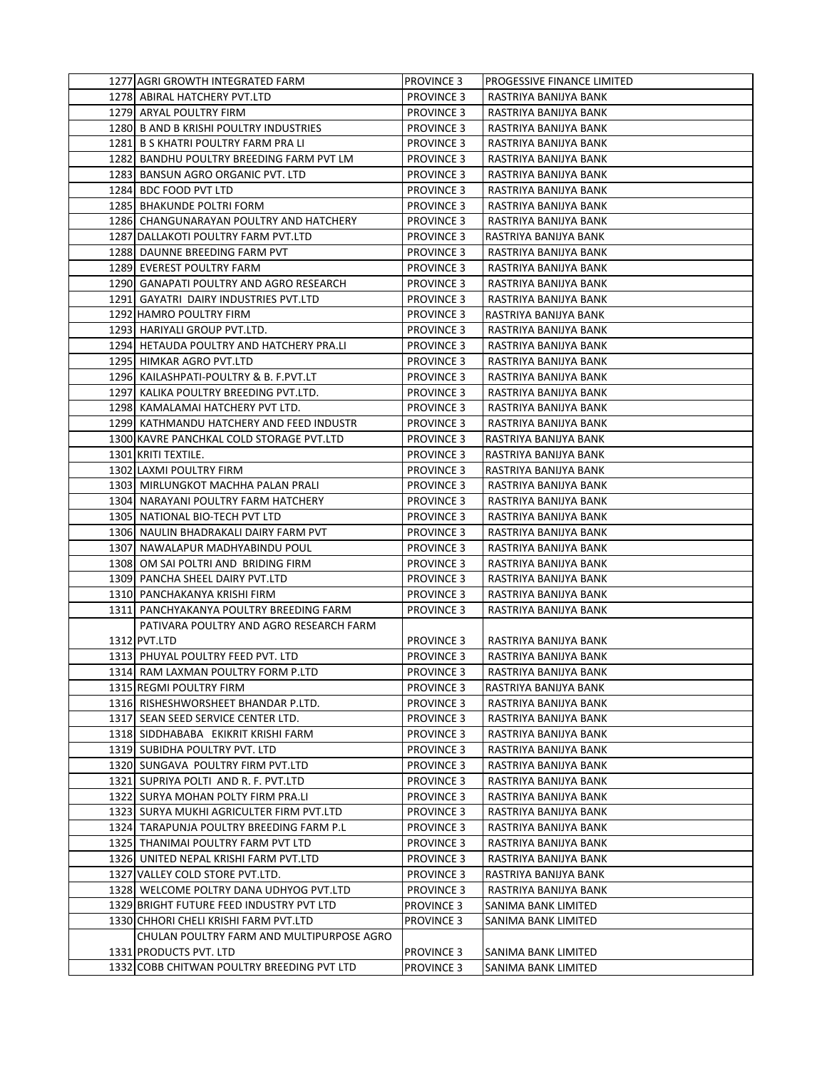| | | | |
|---|---|---|---|
| 1277 | AGRI GROWTH INTEGRATED FARM | PROVINCE 3 | PROGESSIVE FINANCE LIMITED |
| 1278 | ABIRAL HATCHERY PVT.LTD | PROVINCE 3 | RASTRIYA BANIJYA BANK |
| 1279 | ARYAL POULTRY FIRM | PROVINCE 3 | RASTRIYA BANIJYA BANK |
| 1280 | B AND B KRISHI POULTRY INDUSTRIES | PROVINCE 3 | RASTRIYA BANIJYA BANK |
| 1281 | B S KHATRI POULTRY FARM PRA LI | PROVINCE 3 | RASTRIYA BANIJYA BANK |
| 1282 | BANDHU POULTRY BREEDING FARM PVT LM | PROVINCE 3 | RASTRIYA BANIJYA BANK |
| 1283 | BANSUN AGRO ORGANIC PVT. LTD | PROVINCE 3 | RASTRIYA BANIJYA BANK |
| 1284 | BDC FOOD PVT LTD | PROVINCE 3 | RASTRIYA BANIJYA BANK |
| 1285 | BHAKUNDE POLTRI FORM | PROVINCE 3 | RASTRIYA BANIJYA BANK |
| 1286 | CHANGUNARAYAN POULTRY AND HATCHERY | PROVINCE 3 | RASTRIYA BANIJYA BANK |
| 1287 | DALLAKOTI POULTRY FARM PVT.LTD | PROVINCE 3 | RASTRIYA BANIJYA BANK |
| 1288 | DAUNNE BREEDING FARM PVT | PROVINCE 3 | RASTRIYA BANIJYA BANK |
| 1289 | EVEREST POULTRY FARM | PROVINCE 3 | RASTRIYA BANIJYA BANK |
| 1290 | GANAPATI POULTRY AND AGRO RESEARCH | PROVINCE 3 | RASTRIYA BANIJYA BANK |
| 1291 | GAYATRI DAIRY INDUSTRIES PVT.LTD | PROVINCE 3 | RASTRIYA BANIJYA BANK |
| 1292 | HAMRO POULTRY FIRM | PROVINCE 3 | RASTRIYA BANIJYA BANK |
| 1293 | HARIYALI GROUP PVT.LTD. | PROVINCE 3 | RASTRIYA BANIJYA BANK |
| 1294 | HETAUDA POULTRY AND HATCHERY PRA.LI | PROVINCE 3 | RASTRIYA BANIJYA BANK |
| 1295 | HIMKAR AGRO PVT.LTD | PROVINCE 3 | RASTRIYA BANIJYA BANK |
| 1296 | KAILASHPATI-POULTRY & B. F.PVT.LT | PROVINCE 3 | RASTRIYA BANIJYA BANK |
| 1297 | KALIKA POULTRY BREEDING PVT.LTD. | PROVINCE 3 | RASTRIYA BANIJYA BANK |
| 1298 | KAMALAMAI HATCHERY PVT LTD. | PROVINCE 3 | RASTRIYA BANIJYA BANK |
| 1299 | KATHMANDU HATCHERY AND FEED INDUSTR | PROVINCE 3 | RASTRIYA BANIJYA BANK |
| 1300 | KAVRE PANCHKAL COLD STORAGE PVT.LTD | PROVINCE 3 | RASTRIYA BANIJYA BANK |
| 1301 | KRITI TEXTILE. | PROVINCE 3 | RASTRIYA BANIJYA BANK |
| 1302 | LAXMI POULTRY FIRM | PROVINCE 3 | RASTRIYA BANIJYA BANK |
| 1303 | MIRLUNGKOT MACHHA PALAN PRALI | PROVINCE 3 | RASTRIYA BANIJYA BANK |
| 1304 | NARAYANI POULTRY FARM HATCHERY | PROVINCE 3 | RASTRIYA BANIJYA BANK |
| 1305 | NATIONAL BIO-TECH PVT LTD | PROVINCE 3 | RASTRIYA BANIJYA BANK |
| 1306 | NAULIN BHADRAKALI DAIRY FARM PVT | PROVINCE 3 | RASTRIYA BANIJYA BANK |
| 1307 | NAWALAPUR MADHYABINDU POUL | PROVINCE 3 | RASTRIYA BANIJYA BANK |
| 1308 | OM SAI POLTRI AND BRIDING FIRM | PROVINCE 3 | RASTRIYA BANIJYA BANK |
| 1309 | PANCHA SHEEL DAIRY PVT.LTD | PROVINCE 3 | RASTRIYA BANIJYA BANK |
| 1310 | PANCHAKANYA KRISHI FIRM | PROVINCE 3 | RASTRIYA BANIJYA BANK |
| 1311 | PANCHYAKANYA POULTRY BREEDING FARM | PROVINCE 3 | RASTRIYA BANIJYA BANK |
| 1312 | PATIVARA POULTRY AND AGRO RESEARCH FARM PVT.LTD | PROVINCE 3 | RASTRIYA BANIJYA BANK |
| 1313 | PHUYAL POULTRY FEED PVT. LTD | PROVINCE 3 | RASTRIYA BANIJYA BANK |
| 1314 | RAM LAXMAN POULTRY FORM P.LTD | PROVINCE 3 | RASTRIYA BANIJYA BANK |
| 1315 | REGMI POULTRY FIRM | PROVINCE 3 | RASTRIYA BANIJYA BANK |
| 1316 | RISHESHWORSHEET BHANDAR P.LTD. | PROVINCE 3 | RASTRIYA BANIJYA BANK |
| 1317 | SEAN SEED SERVICE CENTER LTD. | PROVINCE 3 | RASTRIYA BANIJYA BANK |
| 1318 | SIDDHABABA EKIKRIT KRISHI FARM | PROVINCE 3 | RASTRIYA BANIJYA BANK |
| 1319 | SUBIDHA POULTRY PVT. LTD | PROVINCE 3 | RASTRIYA BANIJYA BANK |
| 1320 | SUNGAVA POULTRY FIRM PVT.LTD | PROVINCE 3 | RASTRIYA BANIJYA BANK |
| 1321 | SUPRIYA POLTI AND R. F. PVT.LTD | PROVINCE 3 | RASTRIYA BANIJYA BANK |
| 1322 | SURYA MOHAN POLTY FIRM PRA.LI | PROVINCE 3 | RASTRIYA BANIJYA BANK |
| 1323 | SURYA MUKHI AGRICULTER FIRM PVT.LTD | PROVINCE 3 | RASTRIYA BANIJYA BANK |
| 1324 | TARAPUNJA POULTRY BREEDING FARM P.L | PROVINCE 3 | RASTRIYA BANIJYA BANK |
| 1325 | THANIMAI POULTRY FARM PVT LTD | PROVINCE 3 | RASTRIYA BANIJYA BANK |
| 1326 | UNITED NEPAL KRISHI FARM PVT.LTD | PROVINCE 3 | RASTRIYA BANIJYA BANK |
| 1327 | VALLEY COLD STORE PVT.LTD. | PROVINCE 3 | RASTRIYA BANIJYA BANK |
| 1328 | WELCOME POLTRY DANA UDHYOG PVT.LTD | PROVINCE 3 | RASTRIYA BANIJYA BANK |
| 1329 | BRIGHT FUTURE FEED INDUSTRY PVT LTD | PROVINCE 3 | SANIMA BANK LIMITED |
| 1330 | CHHORI CHELI KRISHI FARM PVT.LTD | PROVINCE 3 | SANIMA BANK LIMITED |
| 1331 | CHULAN POULTRY FARM AND MULTIPURPOSE AGRO PRODUCTS PVT. LTD | PROVINCE 3 | SANIMA BANK LIMITED |
| 1332 | COBB CHITWAN POULTRY BREEDING PVT LTD | PROVINCE 3 | SANIMA BANK LIMITED |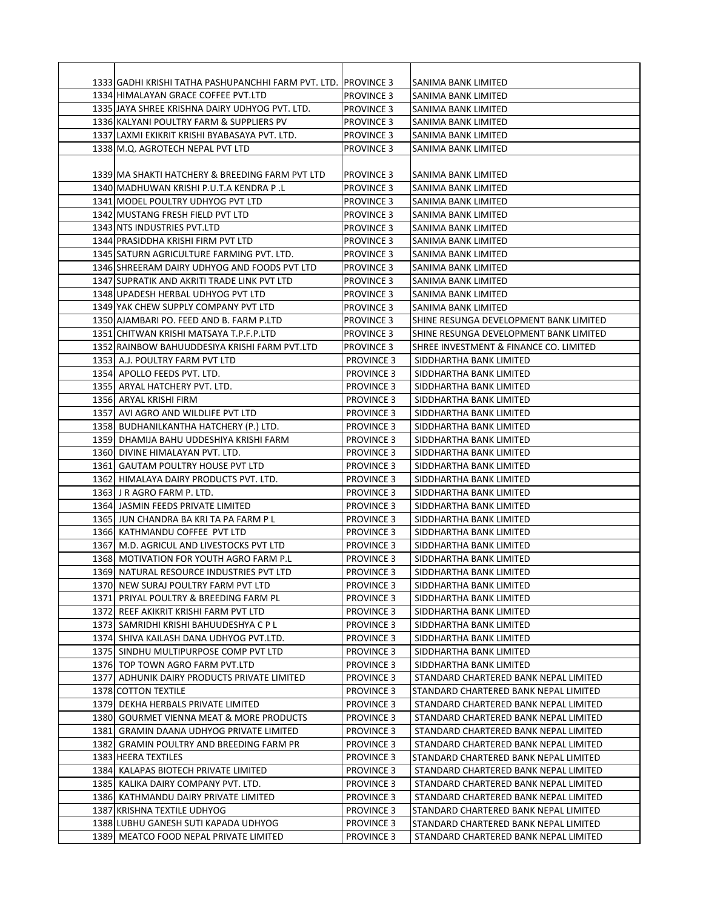| | | | |
|---|---|---|---|
| 1333 | GADHI KRISHI TATHA PASHUPANCHHI FARM PVT. LTD. | PROVINCE 3 | SANIMA BANK LIMITED |
| 1334 | HIMALAYAN GRACE COFFEE PVT.LTD | PROVINCE 3 | SANIMA BANK LIMITED |
| 1335 | JAYA SHREE KRISHNA DAIRY UDHYOG PVT. LTD. | PROVINCE 3 | SANIMA BANK LIMITED |
| 1336 | KALYANI POULTRY FARM & SUPPLIERS PV | PROVINCE 3 | SANIMA BANK LIMITED |
| 1337 | LAXMI EKIKRIT KRISHI BYABASAYA PVT. LTD. | PROVINCE 3 | SANIMA BANK LIMITED |
| 1338 | M.Q. AGROTECH NEPAL PVT LTD | PROVINCE 3 | SANIMA BANK LIMITED |
| 1339 | MA SHAKTI HATCHERY & BREEDING FARM PVT LTD | PROVINCE 3 | SANIMA BANK LIMITED |
| 1340 | MADHUWAN KRISHI P.U.T.A KENDRA P .L | PROVINCE 3 | SANIMA BANK LIMITED |
| 1341 | MODEL POULTRY UDHYOG PVT LTD | PROVINCE 3 | SANIMA BANK LIMITED |
| 1342 | MUSTANG FRESH FIELD PVT LTD | PROVINCE 3 | SANIMA BANK LIMITED |
| 1343 | NTS INDUSTRIES PVT.LTD | PROVINCE 3 | SANIMA BANK LIMITED |
| 1344 | PRASIDDHA KRISHI FIRM PVT LTD | PROVINCE 3 | SANIMA BANK LIMITED |
| 1345 | SATURN AGRICULTURE FARMING PVT. LTD. | PROVINCE 3 | SANIMA BANK LIMITED |
| 1346 | SHREERAM DAIRY UDHYOG AND FOODS PVT LTD | PROVINCE 3 | SANIMA BANK LIMITED |
| 1347 | SUPRATIK AND AKRITI TRADE LINK PVT LTD | PROVINCE 3 | SANIMA BANK LIMITED |
| 1348 | UPADESH HERBAL UDHYOG PVT LTD | PROVINCE 3 | SANIMA BANK LIMITED |
| 1349 | YAK CHEW SUPPLY COMPANY PVT LTD | PROVINCE 3 | SANIMA BANK LIMITED |
| 1350 | AJAMBARI PO. FEED AND B. FARM P.LTD | PROVINCE 3 | SHINE RESUNGA DEVELOPMENT BANK LIMITED |
| 1351 | CHITWAN KRISHI MATSAYA T.P.F.P.LTD | PROVINCE 3 | SHINE RESUNGA DEVELOPMENT BANK LIMITED |
| 1352 | RAINBOW BAHUUDDESIYA KRISHI FARM PVT.LTD | PROVINCE 3 | SHREE INVESTMENT & FINANCE CO. LIMITED |
| 1353 | A.J. POULTRY FARM PVT LTD | PROVINCE 3 | SIDDHARTHA BANK LIMITED |
| 1354 | APOLLO FEEDS PVT. LTD. | PROVINCE 3 | SIDDHARTHA BANK LIMITED |
| 1355 | ARYAL HATCHERY PVT. LTD. | PROVINCE 3 | SIDDHARTHA BANK LIMITED |
| 1356 | ARYAL KRISHI FIRM | PROVINCE 3 | SIDDHARTHA BANK LIMITED |
| 1357 | AVI AGRO AND WILDLIFE PVT LTD | PROVINCE 3 | SIDDHARTHA BANK LIMITED |
| 1358 | BUDHANILKANTHA HATCHERY (P.) LTD. | PROVINCE 3 | SIDDHARTHA BANK LIMITED |
| 1359 | DHAMIJA BAHU UDDESHIYA KRISHI FARM | PROVINCE 3 | SIDDHARTHA BANK LIMITED |
| 1360 | DIVINE HIMALAYAN PVT. LTD. | PROVINCE 3 | SIDDHARTHA BANK LIMITED |
| 1361 | GAUTAM POULTRY HOUSE PVT LTD | PROVINCE 3 | SIDDHARTHA BANK LIMITED |
| 1362 | HIMALAYA DAIRY PRODUCTS PVT. LTD. | PROVINCE 3 | SIDDHARTHA BANK LIMITED |
| 1363 | J R AGRO FARM P. LTD. | PROVINCE 3 | SIDDHARTHA BANK LIMITED |
| 1364 | JASMIN FEEDS PRIVATE LIMITED | PROVINCE 3 | SIDDHARTHA BANK LIMITED |
| 1365 | JUN CHANDRA BA KRI TA PA FARM P L | PROVINCE 3 | SIDDHARTHA BANK LIMITED |
| 1366 | KATHMANDU COFFEE PVT LTD | PROVINCE 3 | SIDDHARTHA BANK LIMITED |
| 1367 | M.D. AGRICUL AND LIVESTOCKS PVT LTD | PROVINCE 3 | SIDDHARTHA BANK LIMITED |
| 1368 | MOTIVATION FOR YOUTH AGRO FARM P.L | PROVINCE 3 | SIDDHARTHA BANK LIMITED |
| 1369 | NATURAL RESOURCE INDUSTRIES PVT LTD | PROVINCE 3 | SIDDHARTHA BANK LIMITED |
| 1370 | NEW SURAJ POULTRY FARM PVT LTD | PROVINCE 3 | SIDDHARTHA BANK LIMITED |
| 1371 | PRIYAL POULTRY & BREEDING FARM PL | PROVINCE 3 | SIDDHARTHA BANK LIMITED |
| 1372 | REEF AKIKRIT KRISHI FARM PVT LTD | PROVINCE 3 | SIDDHARTHA BANK LIMITED |
| 1373 | SAMRIDHI KRISHI BAHUUDESHYA C P L | PROVINCE 3 | SIDDHARTHA BANK LIMITED |
| 1374 | SHIVA KAILASH DANA UDHYOG PVT.LTD. | PROVINCE 3 | SIDDHARTHA BANK LIMITED |
| 1375 | SINDHU MULTIPURPOSE COMP PVT LTD | PROVINCE 3 | SIDDHARTHA BANK LIMITED |
| 1376 | TOP TOWN AGRO FARM PVT.LTD | PROVINCE 3 | SIDDHARTHA BANK LIMITED |
| 1377 | ADHUNIK DAIRY PRODUCTS PRIVATE LIMITED | PROVINCE 3 | STANDARD CHARTERED BANK NEPAL LIMITED |
| 1378 | COTTON TEXTILE | PROVINCE 3 | STANDARD CHARTERED BANK NEPAL LIMITED |
| 1379 | DEKHA HERBALS PRIVATE LIMITED | PROVINCE 3 | STANDARD CHARTERED BANK NEPAL LIMITED |
| 1380 | GOURMET VIENNA MEAT & MORE PRODUCTS | PROVINCE 3 | STANDARD CHARTERED BANK NEPAL LIMITED |
| 1381 | GRAMIN DAANA UDHYOG PRIVATE LIMITED | PROVINCE 3 | STANDARD CHARTERED BANK NEPAL LIMITED |
| 1382 | GRAMIN POULTRY AND BREEDING FARM PR | PROVINCE 3 | STANDARD CHARTERED BANK NEPAL LIMITED |
| 1383 | HEERA TEXTILES | PROVINCE 3 | STANDARD CHARTERED BANK NEPAL LIMITED |
| 1384 | KALAPAS BIOTECH PRIVATE LIMITED | PROVINCE 3 | STANDARD CHARTERED BANK NEPAL LIMITED |
| 1385 | KALIKA DAIRY COMPANY PVT. LTD. | PROVINCE 3 | STANDARD CHARTERED BANK NEPAL LIMITED |
| 1386 | KATHMANDU DAIRY PRIVATE LIMITED | PROVINCE 3 | STANDARD CHARTERED BANK NEPAL LIMITED |
| 1387 | KRISHNA TEXTILE UDHYOG | PROVINCE 3 | STANDARD CHARTERED BANK NEPAL LIMITED |
| 1388 | LUBHU GANESH SUTI KAPADA UDHYOG | PROVINCE 3 | STANDARD CHARTERED BANK NEPAL LIMITED |
| 1389 | MEATCO FOOD NEPAL PRIVATE LIMITED | PROVINCE 3 | STANDARD CHARTERED BANK NEPAL LIMITED |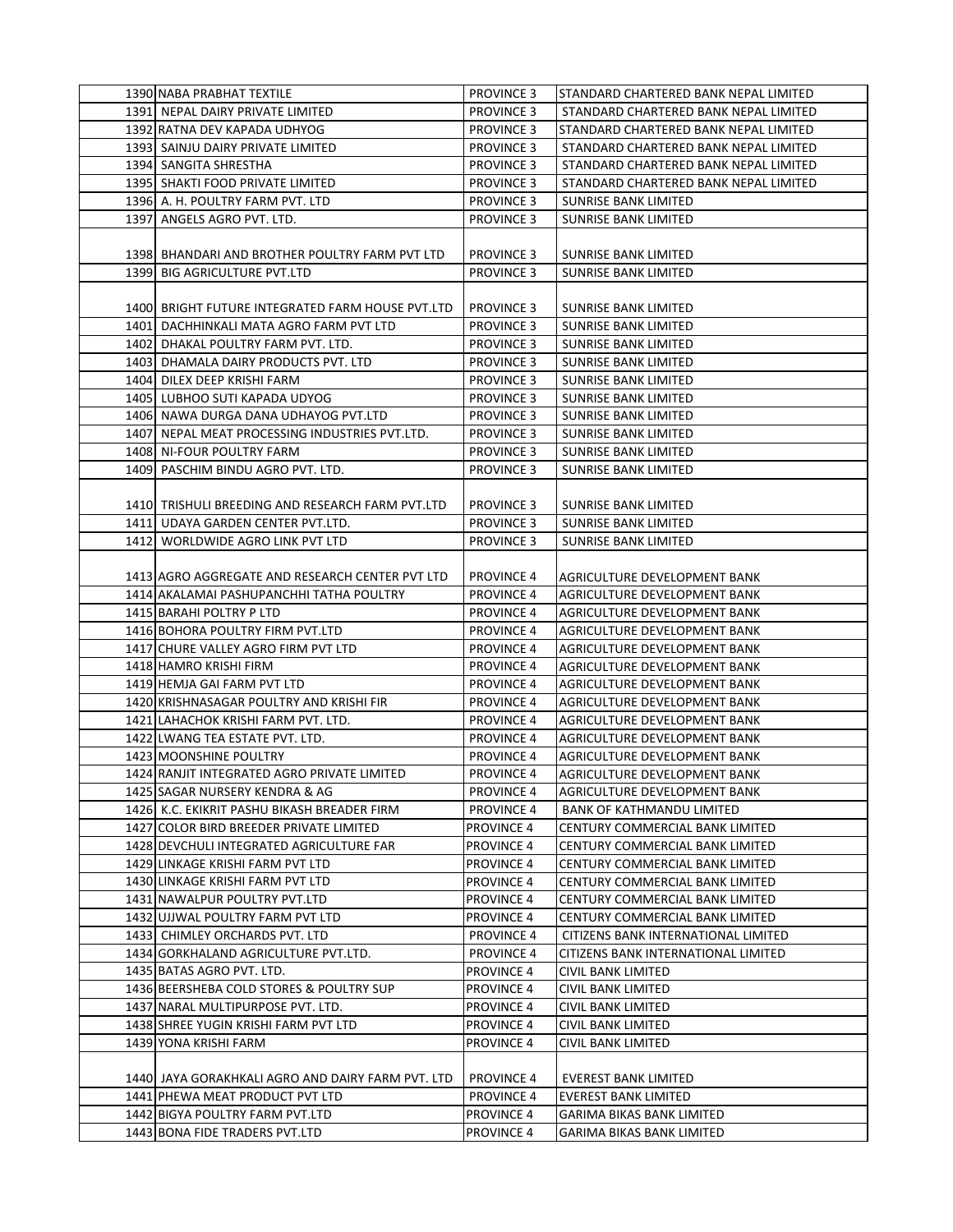| | | | |
|---|---|---|---|
| 1390 | NABA PRABHAT TEXTILE | PROVINCE 3 | STANDARD CHARTERED BANK NEPAL LIMITED |
| 1391 | NEPAL DAIRY PRIVATE LIMITED | PROVINCE 3 | STANDARD CHARTERED BANK NEPAL LIMITED |
| 1392 | RATNA DEV KAPADA UDHYOG | PROVINCE 3 | STANDARD CHARTERED BANK NEPAL LIMITED |
| 1393 | SAINJU DAIRY PRIVATE LIMITED | PROVINCE 3 | STANDARD CHARTERED BANK NEPAL LIMITED |
| 1394 | SANGITA SHRESTHA | PROVINCE 3 | STANDARD CHARTERED BANK NEPAL LIMITED |
| 1395 | SHAKTI FOOD PRIVATE LIMITED | PROVINCE 3 | STANDARD CHARTERED BANK NEPAL LIMITED |
| 1396 | A. H. POULTRY FARM PVT. LTD | PROVINCE 3 | SUNRISE BANK LIMITED |
| 1397 | ANGELS AGRO PVT. LTD. | PROVINCE 3 | SUNRISE BANK LIMITED |
| 1398 | BHANDARI AND BROTHER POULTRY FARM PVT LTD | PROVINCE 3 | SUNRISE BANK LIMITED |
| 1399 | BIG AGRICULTURE PVT.LTD | PROVINCE 3 | SUNRISE BANK LIMITED |
| 1400 | BRIGHT FUTURE INTEGRATED FARM HOUSE PVT.LTD | PROVINCE 3 | SUNRISE BANK LIMITED |
| 1401 | DACHHINKALI MATA AGRO FARM PVT LTD | PROVINCE 3 | SUNRISE BANK LIMITED |
| 1402 | DHAKAL POULTRY FARM PVT. LTD. | PROVINCE 3 | SUNRISE BANK LIMITED |
| 1403 | DHAMALA DAIRY PRODUCTS PVT. LTD | PROVINCE 3 | SUNRISE BANK LIMITED |
| 1404 | DILEX DEEP KRISHI FARM | PROVINCE 3 | SUNRISE BANK LIMITED |
| 1405 | LUBHOO SUTI KAPADA UDYOG | PROVINCE 3 | SUNRISE BANK LIMITED |
| 1406 | NAWA DURGA DANA UDHAYOG PVT.LTD | PROVINCE 3 | SUNRISE BANK LIMITED |
| 1407 | NEPAL MEAT PROCESSING INDUSTRIES PVT.LTD. | PROVINCE 3 | SUNRISE BANK LIMITED |
| 1408 | NI-FOUR POULTRY FARM | PROVINCE 3 | SUNRISE BANK LIMITED |
| 1409 | PASCHIM BINDU AGRO PVT. LTD. | PROVINCE 3 | SUNRISE BANK LIMITED |
| 1410 | TRISHULI BREEDING AND RESEARCH FARM PVT.LTD | PROVINCE 3 | SUNRISE BANK LIMITED |
| 1411 | UDAYA GARDEN CENTER PVT.LTD. | PROVINCE 3 | SUNRISE BANK LIMITED |
| 1412 | WORLDWIDE AGRO LINK PVT LTD | PROVINCE 3 | SUNRISE BANK LIMITED |
| 1413 | AGRO AGGREGATE AND RESEARCH CENTER PVT LTD | PROVINCE 4 | AGRICULTURE DEVELOPMENT BANK |
| 1414 | AKALAMAI PASHUPANCHHI TATHA POULTRY | PROVINCE 4 | AGRICULTURE DEVELOPMENT BANK |
| 1415 | BARAHI POLTRY P LTD | PROVINCE 4 | AGRICULTURE DEVELOPMENT BANK |
| 1416 | BOHORA POULTRY FIRM PVT.LTD | PROVINCE 4 | AGRICULTURE DEVELOPMENT BANK |
| 1417 | CHURE VALLEY AGRO FIRM PVT LTD | PROVINCE 4 | AGRICULTURE DEVELOPMENT BANK |
| 1418 | HAMRO KRISHI FIRM | PROVINCE 4 | AGRICULTURE DEVELOPMENT BANK |
| 1419 | HEMJA GAI FARM PVT LTD | PROVINCE 4 | AGRICULTURE DEVELOPMENT BANK |
| 1420 | KRISHNASAGAR POULTRY AND KRISHI FIR | PROVINCE 4 | AGRICULTURE DEVELOPMENT BANK |
| 1421 | LAHACHOK KRISHI FARM PVT. LTD. | PROVINCE 4 | AGRICULTURE DEVELOPMENT BANK |
| 1422 | LWANG TEA ESTATE PVT. LTD. | PROVINCE 4 | AGRICULTURE DEVELOPMENT BANK |
| 1423 | MOONSHINE POULTRY | PROVINCE 4 | AGRICULTURE DEVELOPMENT BANK |
| 1424 | RANJIT INTEGRATED AGRO PRIVATE LIMITED | PROVINCE 4 | AGRICULTURE DEVELOPMENT BANK |
| 1425 | SAGAR NURSERY KENDRA & AG | PROVINCE 4 | AGRICULTURE DEVELOPMENT BANK |
| 1426 | K.C. EKIKRIT PASHU BIKASH BREADER FIRM | PROVINCE 4 | BANK OF KATHMANDU LIMITED |
| 1427 | COLOR BIRD BREEDER PRIVATE LIMITED | PROVINCE 4 | CENTURY COMMERCIAL BANK LIMITED |
| 1428 | DEVCHULI INTEGRATED AGRICULTURE FAR | PROVINCE 4 | CENTURY COMMERCIAL BANK LIMITED |
| 1429 | LINKAGE KRISHI FARM PVT LTD | PROVINCE 4 | CENTURY COMMERCIAL BANK LIMITED |
| 1430 | LINKAGE KRISHI FARM PVT LTD | PROVINCE 4 | CENTURY COMMERCIAL BANK LIMITED |
| 1431 | NAWALPUR POULTRY PVT.LTD | PROVINCE 4 | CENTURY COMMERCIAL BANK LIMITED |
| 1432 | UJJWAL POULTRY FARM PVT LTD | PROVINCE 4 | CENTURY COMMERCIAL BANK LIMITED |
| 1433 | CHIMLEY ORCHARDS PVT. LTD | PROVINCE 4 | CITIZENS BANK INTERNATIONAL LIMITED |
| 1434 | GORKHALAND AGRICULTURE PVT.LTD. | PROVINCE 4 | CITIZENS BANK INTERNATIONAL LIMITED |
| 1435 | BATAS AGRO PVT. LTD. | PROVINCE 4 | CIVIL BANK LIMITED |
| 1436 | BEERSHEBA COLD STORES & POULTRY SUP | PROVINCE 4 | CIVIL BANK LIMITED |
| 1437 | NARAL MULTIPURPOSE PVT. LTD. | PROVINCE 4 | CIVIL BANK LIMITED |
| 1438 | SHREE YUGIN KRISHI FARM PVT LTD | PROVINCE 4 | CIVIL BANK LIMITED |
| 1439 | YONA KRISHI FARM | PROVINCE 4 | CIVIL BANK LIMITED |
| 1440 | JAYA GORAKHKALI AGRO AND DAIRY FARM PVT. LTD | PROVINCE 4 | EVEREST BANK LIMITED |
| 1441 | PHEWA MEAT PRODUCT PVT LTD | PROVINCE 4 | EVEREST BANK LIMITED |
| 1442 | BIGYA POULTRY FARM PVT.LTD | PROVINCE 4 | GARIMA BIKAS BANK LIMITED |
| 1443 | BONA FIDE TRADERS PVT.LTD | PROVINCE 4 | GARIMA BIKAS BANK LIMITED |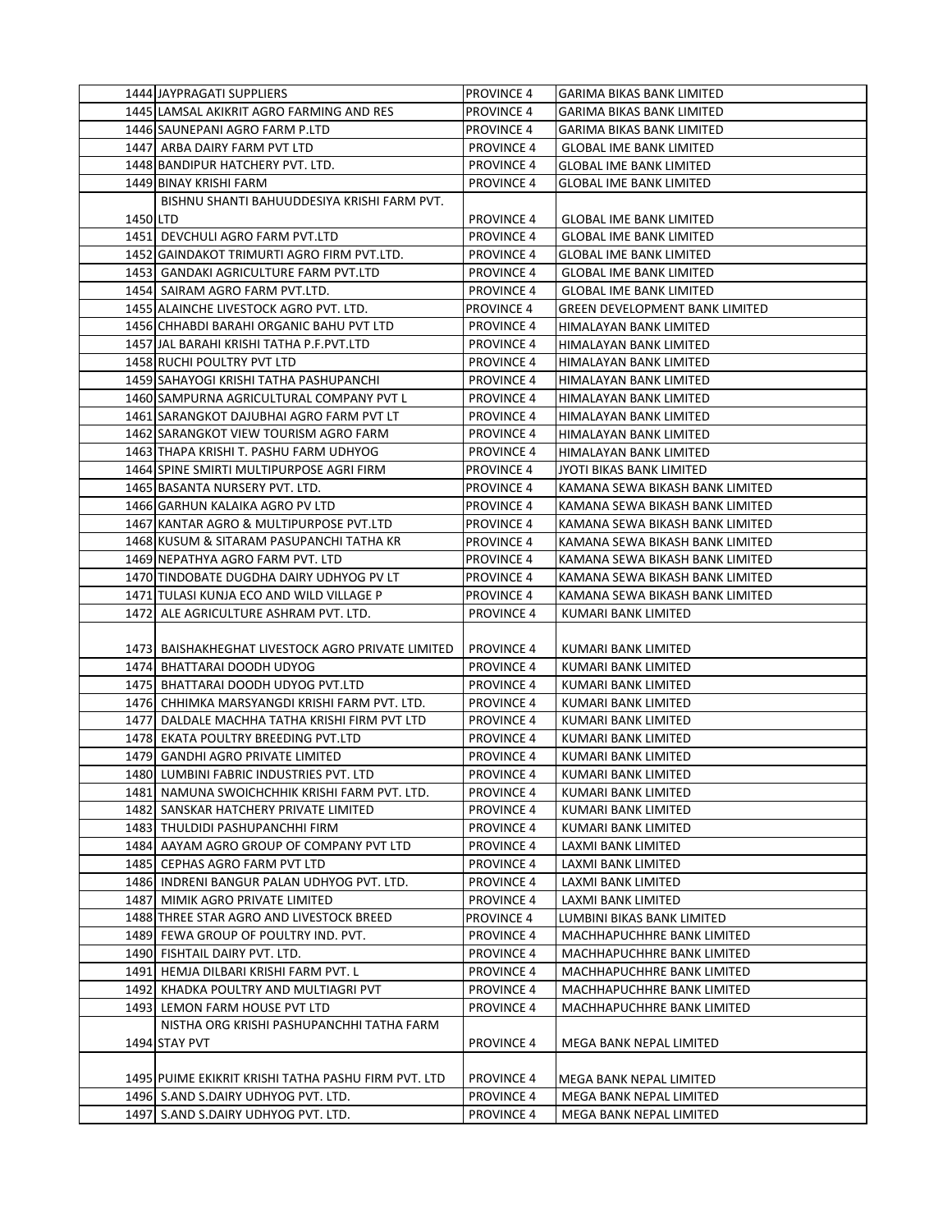| 1444 | JAYPRAGATI SUPPLIERS | PROVINCE 4 | GARIMA BIKAS BANK LIMITED |
|---|---|---|---|
| 1445 | LAMSAL AKIKRIT AGRO FARMING AND RES | PROVINCE 4 | GARIMA BIKAS BANK LIMITED |
| 1446 | SAUNEPANI AGRO FARM P.LTD | PROVINCE 4 | GARIMA BIKAS BANK LIMITED |
| 1447 | ARBA DAIRY FARM PVT LTD | PROVINCE 4 | GLOBAL IME BANK LIMITED |
| 1448 | BANDIPUR HATCHERY PVT. LTD. | PROVINCE 4 | GLOBAL IME BANK LIMITED |
| 1449 | BINAY KRISHI FARM | PROVINCE 4 | GLOBAL IME BANK LIMITED |
| 1450 | BISHNU SHANTI BAHUUDDESIYA KRISHI FARM PVT. LTD | PROVINCE 4 | GLOBAL IME BANK LIMITED |
| 1451 | DEVCHULI AGRO FARM PVT.LTD | PROVINCE 4 | GLOBAL IME BANK LIMITED |
| 1452 | GAINDAKOT TRIMURTI AGRO FIRM PVT.LTD. | PROVINCE 4 | GLOBAL IME BANK LIMITED |
| 1453 | GANDAKI AGRICULTURE FARM PVT.LTD | PROVINCE 4 | GLOBAL IME BANK LIMITED |
| 1454 | SAIRAM AGRO FARM PVT.LTD. | PROVINCE 4 | GLOBAL IME BANK LIMITED |
| 1455 | ALAINCHE LIVESTOCK AGRO PVT. LTD. | PROVINCE 4 | GREEN DEVELOPMENT BANK LIMITED |
| 1456 | CHHABDI BARAHI ORGANIC BAHU PVT LTD | PROVINCE 4 | HIMALAYAN BANK LIMITED |
| 1457 | JAL BARAHI KRISHI TATHA P.F.PVT.LTD | PROVINCE 4 | HIMALAYAN BANK LIMITED |
| 1458 | RUCHI POULTRY PVT LTD | PROVINCE 4 | HIMALAYAN BANK LIMITED |
| 1459 | SAHAYOGI KRISHI TATHA PASHUPANCHI | PROVINCE 4 | HIMALAYAN BANK LIMITED |
| 1460 | SAMPURNA AGRICULTURAL COMPANY PVT L | PROVINCE 4 | HIMALAYAN BANK LIMITED |
| 1461 | SARANGKOT DAJUBHAI AGRO FARM PVT LT | PROVINCE 4 | HIMALAYAN BANK LIMITED |
| 1462 | SARANGKOT VIEW TOURISM AGRO FARM | PROVINCE 4 | HIMALAYAN BANK LIMITED |
| 1463 | THAPA KRISHI T. PASHU FARM UDHYOG | PROVINCE 4 | HIMALAYAN BANK LIMITED |
| 1464 | SPINE SMIRTI MULTIPURPOSE AGRI FIRM | PROVINCE 4 | JYOTI BIKAS BANK LIMITED |
| 1465 | BASANTA NURSERY PVT. LTD. | PROVINCE 4 | KAMANA SEWA BIKASH BANK LIMITED |
| 1466 | GARHUN KALAIKA AGRO PV LTD | PROVINCE 4 | KAMANA SEWA BIKASH BANK LIMITED |
| 1467 | KANTAR AGRO & MULTIPURPOSE PVT.LTD | PROVINCE 4 | KAMANA SEWA BIKASH BANK LIMITED |
| 1468 | KUSUM & SITARAM PASUPANCHI TATHA KR | PROVINCE 4 | KAMANA SEWA BIKASH BANK LIMITED |
| 1469 | NEPATHYA AGRO FARM PVT. LTD | PROVINCE 4 | KAMANA SEWA BIKASH BANK LIMITED |
| 1470 | TINDOBATE DUGDHA DAIRY UDHYOG PV LT | PROVINCE 4 | KAMANA SEWA BIKASH BANK LIMITED |
| 1471 | TULASI KUNJA ECO AND WILD VILLAGE P | PROVINCE 4 | KAMANA SEWA BIKASH BANK LIMITED |
| 1472 | ALE AGRICULTURE ASHRAM PVT. LTD. | PROVINCE 4 | KUMARI BANK LIMITED |
| 1473 | BAISHAKHEGHAT LIVESTOCK AGRO PRIVATE LIMITED | PROVINCE 4 | KUMARI BANK LIMITED |
| 1474 | BHATTARAI DOODH UDYOG | PROVINCE 4 | KUMARI BANK LIMITED |
| 1475 | BHATTARAI DOODH UDYOG PVT.LTD | PROVINCE 4 | KUMARI BANK LIMITED |
| 1476 | CHHIMKA MARSYANGDI KRISHI FARM PVT. LTD. | PROVINCE 4 | KUMARI BANK LIMITED |
| 1477 | DALDALE MACHHA TATHA KRISHI FIRM PVT LTD | PROVINCE 4 | KUMARI BANK LIMITED |
| 1478 | EKATA POULTRY BREEDING PVT.LTD | PROVINCE 4 | KUMARI BANK LIMITED |
| 1479 | GANDHI AGRO PRIVATE LIMITED | PROVINCE 4 | KUMARI BANK LIMITED |
| 1480 | LUMBINI FABRIC INDUSTRIES PVT. LTD | PROVINCE 4 | KUMARI BANK LIMITED |
| 1481 | NAMUNA SWOICHCHHIK KRISHI FARM PVT. LTD. | PROVINCE 4 | KUMARI BANK LIMITED |
| 1482 | SANSKAR HATCHERY PRIVATE LIMITED | PROVINCE 4 | KUMARI BANK LIMITED |
| 1483 | THULDIDI PASHUPANCHHI FIRM | PROVINCE 4 | KUMARI BANK LIMITED |
| 1484 | AAYAM AGRO GROUP OF COMPANY PVT LTD | PROVINCE 4 | LAXMI BANK LIMITED |
| 1485 | CEPHAS AGRO FARM PVT LTD | PROVINCE 4 | LAXMI BANK LIMITED |
| 1486 | INDRENI BANGUR PALAN UDHYOG PVT. LTD. | PROVINCE 4 | LAXMI BANK LIMITED |
| 1487 | MIMIK AGRO PRIVATE LIMITED | PROVINCE 4 | LAXMI BANK LIMITED |
| 1488 | THREE STAR AGRO AND LIVESTOCK BREED | PROVINCE 4 | LUMBINI BIKAS BANK LIMITED |
| 1489 | FEWA GROUP OF POULTRY IND. PVT. | PROVINCE 4 | MACHHAPUCHHRE BANK LIMITED |
| 1490 | FISHTAIL DAIRY PVT. LTD. | PROVINCE 4 | MACHHAPUCHHRE BANK LIMITED |
| 1491 | HEMJA DILBARI KRISHI FARM PVT. L | PROVINCE 4 | MACHHAPUCHHRE BANK LIMITED |
| 1492 | KHADKA POULTRY AND MULTIAGRI PVT | PROVINCE 4 | MACHHAPUCHHRE BANK LIMITED |
| 1493 | LEMON FARM HOUSE PVT LTD | PROVINCE 4 | MACHHAPUCHHRE BANK LIMITED |
| 1494 | NISTHA ORG KRISHI PASHUPANCHHI TATHA FARM STAY PVT | PROVINCE 4 | MEGA BANK NEPAL LIMITED |
| 1495 | PUIME EKIKRIT KRISHI TATHA PASHU FIRM PVT. LTD | PROVINCE 4 | MEGA BANK NEPAL LIMITED |
| 1496 | S.AND S.DAIRY UDHYOG PVT. LTD. | PROVINCE 4 | MEGA BANK NEPAL LIMITED |
| 1497 | S.AND S.DAIRY UDHYOG PVT. LTD. | PROVINCE 4 | MEGA BANK NEPAL LIMITED |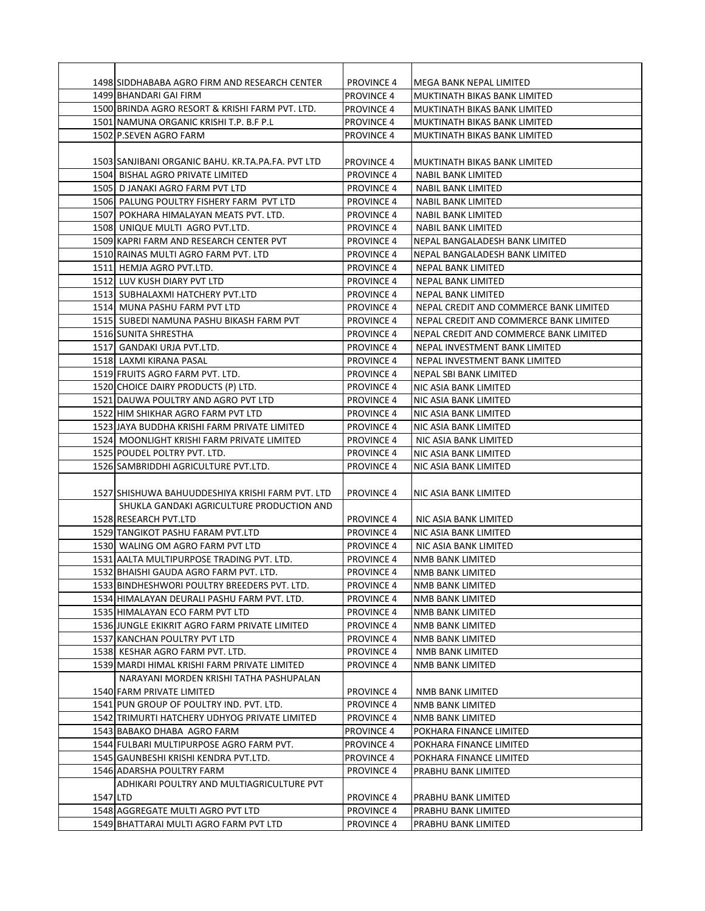| | | | |
|---|---|---|---|
| 1498 | SIDDHABABA AGRO FIRM AND RESEARCH CENTER | PROVINCE 4 | MEGA BANK NEPAL LIMITED |
| 1499 | BHANDARI GAI FIRM | PROVINCE 4 | MUKTINATH BIKAS BANK LIMITED |
| 1500 | BRINDA AGRO RESORT & KRISHI FARM PVT. LTD. | PROVINCE 4 | MUKTINATH BIKAS BANK LIMITED |
| 1501 | NAMUNA ORGANIC KRISHI T.P. B.F P.L | PROVINCE 4 | MUKTINATH BIKAS BANK LIMITED |
| 1502 | P.SEVEN AGRO FARM | PROVINCE 4 | MUKTINATH BIKAS BANK LIMITED |
| 1503 | SANJIBANI ORGANIC BAHU. KR.TA.PA.FA. PVT LTD | PROVINCE 4 | MUKTINATH BIKAS BANK LIMITED |
| 1504 | BISHAL AGRO PRIVATE LIMITED | PROVINCE 4 | NABIL BANK LIMITED |
| 1505 | D JANAKI AGRO FARM PVT LTD | PROVINCE 4 | NABIL BANK LIMITED |
| 1506 | PALUNG POULTRY FISHERY FARM PVT LTD | PROVINCE 4 | NABIL BANK LIMITED |
| 1507 | POKHARA HIMALAYAN MEATS PVT. LTD. | PROVINCE 4 | NABIL BANK LIMITED |
| 1508 | UNIQUE MULTI AGRO PVT.LTD. | PROVINCE 4 | NABIL BANK LIMITED |
| 1509 | KAPRI FARM AND RESEARCH CENTER PVT | PROVINCE 4 | NEPAL BANGALADESH BANK LIMITED |
| 1510 | RAINAS MULTI AGRO FARM PVT. LTD | PROVINCE 4 | NEPAL BANGALADESH BANK LIMITED |
| 1511 | HEMJA AGRO PVT.LTD. | PROVINCE 4 | NEPAL BANK LIMITED |
| 1512 | LUV KUSH DIARY PVT LTD | PROVINCE 4 | NEPAL BANK LIMITED |
| 1513 | SUBHALAXMI HATCHERY PVT.LTD | PROVINCE 4 | NEPAL BANK LIMITED |
| 1514 | MUNA PASHU FARM PVT LTD | PROVINCE 4 | NEPAL CREDIT AND COMMERCE BANK LIMITED |
| 1515 | SUBEDI NAMUNA PASHU BIKASH FARM PVT | PROVINCE 4 | NEPAL CREDIT AND COMMERCE BANK LIMITED |
| 1516 | SUNITA SHRESTHA | PROVINCE 4 | NEPAL CREDIT AND COMMERCE BANK LIMITED |
| 1517 | GANDAKI URJA PVT.LTD. | PROVINCE 4 | NEPAL INVESTMENT BANK LIMITED |
| 1518 | LAXMI KIRANA PASAL | PROVINCE 4 | NEPAL INVESTMENT BANK LIMITED |
| 1519 | FRUITS AGRO FARM PVT. LTD. | PROVINCE 4 | NEPAL SBI BANK LIMITED |
| 1520 | CHOICE DAIRY PRODUCTS (P) LTD. | PROVINCE 4 | NIC ASIA BANK LIMITED |
| 1521 | DAUWA POULTRY AND AGRO PVT LTD | PROVINCE 4 | NIC ASIA BANK LIMITED |
| 1522 | HIM SHIKHAR AGRO FARM PVT LTD | PROVINCE 4 | NIC ASIA BANK LIMITED |
| 1523 | JAYA BUDDHA KRISHI FARM PRIVATE LIMITED | PROVINCE 4 | NIC ASIA BANK LIMITED |
| 1524 | MOONLIGHT KRISHI FARM PRIVATE LIMITED | PROVINCE 4 | NIC ASIA BANK LIMITED |
| 1525 | POUDEL POLTRY PVT. LTD. | PROVINCE 4 | NIC ASIA BANK LIMITED |
| 1526 | SAMBRIDDHI AGRICULTURE PVT.LTD. | PROVINCE 4 | NIC ASIA BANK LIMITED |
| 1527 | SHISHUWA BAHUUDDESHIYA KRISHI FARM PVT. LTD | PROVINCE 4 | NIC ASIA BANK LIMITED |
| 1528 | SHUKLA GANDAKI AGRICULTURE PRODUCTION AND RESEARCH PVT.LTD | PROVINCE 4 | NIC ASIA BANK LIMITED |
| 1529 | TANGIKOT PASHU FARAM PVT.LTD | PROVINCE 4 | NIC ASIA BANK LIMITED |
| 1530 | WALING OM AGRO FARM PVT LTD | PROVINCE 4 | NIC ASIA BANK LIMITED |
| 1531 | AALTA MULTIPURPOSE TRADING PVT. LTD. | PROVINCE 4 | NMB BANK LIMITED |
| 1532 | BHAISHI GAUDA AGRO FARM PVT. LTD. | PROVINCE 4 | NMB BANK LIMITED |
| 1533 | BINDHESHWORI POULTRY BREEDERS PVT. LTD. | PROVINCE 4 | NMB BANK LIMITED |
| 1534 | HIMALAYAN DEURALI PASHU FARM PVT. LTD. | PROVINCE 4 | NMB BANK LIMITED |
| 1535 | HIMALAYAN ECO FARM PVT LTD | PROVINCE 4 | NMB BANK LIMITED |
| 1536 | JUNGLE EKIKRIT AGRO FARM PRIVATE LIMITED | PROVINCE 4 | NMB BANK LIMITED |
| 1537 | KANCHAN POULTRY PVT LTD | PROVINCE 4 | NMB BANK LIMITED |
| 1538 | KESHAR AGRO FARM PVT. LTD. | PROVINCE 4 | NMB BANK LIMITED |
| 1539 | MARDI HIMAL KRISHI FARM PRIVATE LIMITED | PROVINCE 4 | NMB BANK LIMITED |
| 1540 | NARAYANI MORDEN KRISHI TATHA PASHUPALAN FARM PRIVATE LIMITED | PROVINCE 4 | NMB BANK LIMITED |
| 1541 | PUN GROUP OF POULTRY IND. PVT. LTD. | PROVINCE 4 | NMB BANK LIMITED |
| 1542 | TRIMURTI HATCHERY UDHYOG PRIVATE LIMITED | PROVINCE 4 | NMB BANK LIMITED |
| 1543 | BABAKO DHABA AGRO FARM | PROVINCE 4 | POKHARA FINANCE LIMITED |
| 1544 | FULBARI MULTIPURPOSE AGRO FARM PVT. | PROVINCE 4 | POKHARA FINANCE LIMITED |
| 1545 | GAUNBESHI KRISHI KENDRA PVT.LTD. | PROVINCE 4 | POKHARA FINANCE LIMITED |
| 1546 | ADARSHA POULTRY FARM | PROVINCE 4 | PRABHU BANK LIMITED |
| 1547 | ADHIKARI POULTRY AND MULTIAGRICULTURE PVT LTD | PROVINCE 4 | PRABHU BANK LIMITED |
| 1548 | AGGREGATE MULTI AGRO PVT LTD | PROVINCE 4 | PRABHU BANK LIMITED |
| 1549 | BHATTARAI MULTI AGRO FARM PVT LTD | PROVINCE 4 | PRABHU BANK LIMITED |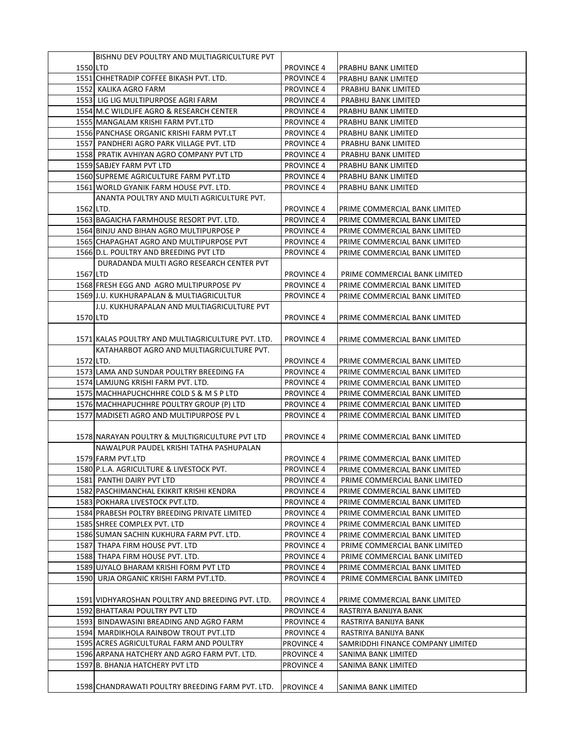| | | | |
|---|---|---|---|
| 1550 | BISHNU DEV POULTRY AND MULTIAGRICULTURE PVT LTD | PROVINCE 4 | PRABHU BANK LIMITED |
| 1551 | CHHETRADIP COFFEE BIKASH PVT. LTD. | PROVINCE 4 | PRABHU BANK LIMITED |
| 1552 | KALIKA AGRO FARM | PROVINCE 4 | PRABHU BANK LIMITED |
| 1553 | LIG LIG MULTIPURPOSE AGRI FARM | PROVINCE 4 | PRABHU BANK LIMITED |
| 1554 | M.C WILDLIFE AGRO & RESEARCH CENTER | PROVINCE 4 | PRABHU BANK LIMITED |
| 1555 | MANGALAM KRISHI FARM PVT.LTD | PROVINCE 4 | PRABHU BANK LIMITED |
| 1556 | PANCHASE ORGANIC KRISHI FARM PVT.LT | PROVINCE 4 | PRABHU BANK LIMITED |
| 1557 | PANDHERI AGRO PARK VILLAGE PVT. LTD | PROVINCE 4 | PRABHU BANK LIMITED |
| 1558 | PRATIK AVHIYAN AGRO COMPANY PVT LTD | PROVINCE 4 | PRABHU BANK LIMITED |
| 1559 | SABJEY FARM PVT LTD | PROVINCE 4 | PRABHU BANK LIMITED |
| 1560 | SUPREME AGRICULTURE FARM PVT.LTD | PROVINCE 4 | PRABHU BANK LIMITED |
| 1561 | WORLD GYANIK FARM HOUSE PVT. LTD. | PROVINCE 4 | PRABHU BANK LIMITED |
| 1562 | ANANTA POULTRY AND MULTI AGRICULTURE PVT. LTD. | PROVINCE 4 | PRIME COMMERCIAL BANK LIMITED |
| 1563 | BAGAICHA FARMHOUSE RESORT PVT. LTD. | PROVINCE 4 | PRIME COMMERCIAL BANK LIMITED |
| 1564 | BINJU AND BIHAN AGRO MULTIPURPOSE P | PROVINCE 4 | PRIME COMMERCIAL BANK LIMITED |
| 1565 | CHAPAGHAT AGRO AND MULTIPURPOSE PVT | PROVINCE 4 | PRIME COMMERCIAL BANK LIMITED |
| 1566 | D.L. POULTRY AND BREEDING PVT LTD | PROVINCE 4 | PRIME COMMERCIAL BANK LIMITED |
| 1567 | DURADANDA MULTI AGRO RESEARCH CENTER PVT LTD | PROVINCE 4 | PRIME COMMERCIAL BANK LIMITED |
| 1568 | FRESH EGG AND AGRO MULTIPURPOSE PV | PROVINCE 4 | PRIME COMMERCIAL BANK LIMITED |
| 1569 | J.U. KUKHURAPALAN & MULTIAGRICULTUR | PROVINCE 4 | PRIME COMMERCIAL BANK LIMITED |
| 1570 | J.U. KUKHURAPALAN AND MULTIAGRICULTURE PVT LTD | PROVINCE 4 | PRIME COMMERCIAL BANK LIMITED |
| 1571 | KALAS POULTRY AND MULTIAGRICULTURE PVT. LTD. | PROVINCE 4 | PRIME COMMERCIAL BANK LIMITED |
| 1572 | KATAHARBOT AGRO AND MULTIAGRICULTURE PVT. LTD. | PROVINCE 4 | PRIME COMMERCIAL BANK LIMITED |
| 1573 | LAMA AND SUNDAR POULTRY BREEDING FA | PROVINCE 4 | PRIME COMMERCIAL BANK LIMITED |
| 1574 | LAMJUNG KRISHI FARM PVT. LTD. | PROVINCE 4 | PRIME COMMERCIAL BANK LIMITED |
| 1575 | MACHHAPUCHCHHRE COLD S & M S P LTD | PROVINCE 4 | PRIME COMMERCIAL BANK LIMITED |
| 1576 | MACHHAPUCHHRE POULTRY GROUP (P) LTD | PROVINCE 4 | PRIME COMMERCIAL BANK LIMITED |
| 1577 | MADISETI AGRO AND MULTIPURPOSE PV L | PROVINCE 4 | PRIME COMMERCIAL BANK LIMITED |
| 1578 | NARAYAN POULTRY & MULTIGRICULTURE PVT LTD | PROVINCE 4 | PRIME COMMERCIAL BANK LIMITED |
| 1579 | NAWALPUR PAUDEL KRISHI TATHA PASHUPALAN FARM PVT.LTD | PROVINCE 4 | PRIME COMMERCIAL BANK LIMITED |
| 1580 | P.L.A. AGRICULTURE & LIVESTOCK PVT. | PROVINCE 4 | PRIME COMMERCIAL BANK LIMITED |
| 1581 | PANTHI DAIRY PVT LTD | PROVINCE 4 | PRIME COMMERCIAL BANK LIMITED |
| 1582 | PASCHIMANCHAL EKIKRIT KRISHI KENDRA | PROVINCE 4 | PRIME COMMERCIAL BANK LIMITED |
| 1583 | POKHARA LIVESTOCK PVT.LTD. | PROVINCE 4 | PRIME COMMERCIAL BANK LIMITED |
| 1584 | PRABESH POLTRY BREEDING PRIVATE LIMITED | PROVINCE 4 | PRIME COMMERCIAL BANK LIMITED |
| 1585 | SHREE COMPLEX PVT. LTD | PROVINCE 4 | PRIME COMMERCIAL BANK LIMITED |
| 1586 | SUMAN SACHIN KUKHURA FARM PVT. LTD. | PROVINCE 4 | PRIME COMMERCIAL BANK LIMITED |
| 1587 | THAPA FIRM HOUSE PVT. LTD | PROVINCE 4 | PRIME COMMERCIAL BANK LIMITED |
| 1588 | THAPA FIRM HOUSE PVT. LTD. | PROVINCE 4 | PRIME COMMERCIAL BANK LIMITED |
| 1589 | UJYALO BHARAM KRISHI FORM PVT LTD | PROVINCE 4 | PRIME COMMERCIAL BANK LIMITED |
| 1590 | URJA ORGANIC KRISHI FARM PVT.LTD. | PROVINCE 4 | PRIME COMMERCIAL BANK LIMITED |
| 1591 | VIDHYAROSHAN POULTRY AND BREEDING PVT. LTD. | PROVINCE 4 | PRIME COMMERCIAL BANK LIMITED |
| 1592 | BHATTARAI POULTRY PVT LTD | PROVINCE 4 | RASTRIYA BANIJYA BANK |
| 1593 | BINDAWASINI BREADING AND AGRO FARM | PROVINCE 4 | RASTRIYA BANIJYA BANK |
| 1594 | MARDIKHOLA RAINBOW TROUT PVT.LTD | PROVINCE 4 | RASTRIYA BANIJYA BANK |
| 1595 | ACRES AGRICULTURAL FARM AND POULTRY | PROVINCE 4 | SAMRIDDHI FINANCE COMPANY LIMITED |
| 1596 | ARPANA HATCHERY AND AGRO FARM PVT. LTD. | PROVINCE 4 | SANIMA BANK LIMITED |
| 1597 | B. BHANJA HATCHERY PVT LTD | PROVINCE 4 | SANIMA BANK LIMITED |
| 1598 | CHANDRAWATI POULTRY BREEDING FARM PVT. LTD. | PROVINCE 4 | SANIMA BANK LIMITED |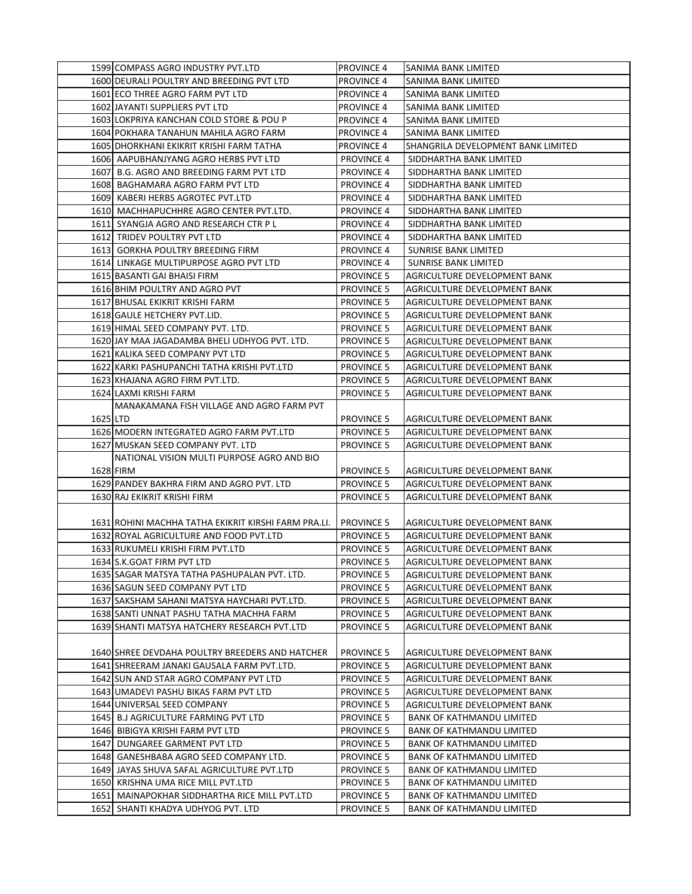| | | | |
|---|---|---|---|
| 1599 | COMPASS AGRO INDUSTRY PVT.LTD | PROVINCE 4 | SANIMA BANK LIMITED |
| 1600 | DEURALI POULTRY AND BREEDING PVT LTD | PROVINCE 4 | SANIMA BANK LIMITED |
| 1601 | ECO THREE AGRO FARM PVT LTD | PROVINCE 4 | SANIMA BANK LIMITED |
| 1602 | JAYANTI SUPPLIERS PVT LTD | PROVINCE 4 | SANIMA BANK LIMITED |
| 1603 | LOKPRIYA KANCHAN COLD STORE & POU P | PROVINCE 4 | SANIMA BANK LIMITED |
| 1604 | POKHARA TANAHUN MAHILA AGRO FARM | PROVINCE 4 | SANIMA BANK LIMITED |
| 1605 | DHORKHANI EKIKRIT KRISHI FARM TATHA | PROVINCE 4 | SHANGRILA DEVELOPMENT BANK LIMITED |
| 1606 | AAPUBHANJYANG AGRO HERBS PVT LTD | PROVINCE 4 | SIDDHARTHA BANK LIMITED |
| 1607 | B.G. AGRO AND BREEDING FARM PVT LTD | PROVINCE 4 | SIDDHARTHA BANK LIMITED |
| 1608 | BAGHAMARA AGRO FARM PVT LTD | PROVINCE 4 | SIDDHARTHA BANK LIMITED |
| 1609 | KABERI HERBS AGROTEC PVT.LTD | PROVINCE 4 | SIDDHARTHA BANK LIMITED |
| 1610 | MACHHAPUCHHRE AGRO CENTER PVT.LTD. | PROVINCE 4 | SIDDHARTHA BANK LIMITED |
| 1611 | SYANGJA AGRO AND RESEARCH CTR P L | PROVINCE 4 | SIDDHARTHA BANK LIMITED |
| 1612 | TRIDEV POULTRY PVT LTD | PROVINCE 4 | SIDDHARTHA BANK LIMITED |
| 1613 | GORKHA POULTRY BREEDING FIRM | PROVINCE 4 | SUNRISE BANK LIMITED |
| 1614 | LINKAGE MULTIPURPOSE AGRO PVT LTD | PROVINCE 4 | SUNRISE BANK LIMITED |
| 1615 | BASANTI GAI BHAISI FIRM | PROVINCE 5 | AGRICULTURE DEVELOPMENT BANK |
| 1616 | BHIM POULTRY AND AGRO PVT | PROVINCE 5 | AGRICULTURE DEVELOPMENT BANK |
| 1617 | BHUSAL EKIKRIT KRISHI FARM | PROVINCE 5 | AGRICULTURE DEVELOPMENT BANK |
| 1618 | GAULE HETCHERY PVT.LID. | PROVINCE 5 | AGRICULTURE DEVELOPMENT BANK |
| 1619 | HIMAL SEED COMPANY PVT. LTD. | PROVINCE 5 | AGRICULTURE DEVELOPMENT BANK |
| 1620 | JAY MAA JAGADAMBA BHELI UDHYOG PVT. LTD. | PROVINCE 5 | AGRICULTURE DEVELOPMENT BANK |
| 1621 | KALIKA SEED COMPANY PVT LTD | PROVINCE 5 | AGRICULTURE DEVELOPMENT BANK |
| 1622 | KARKI PASHUPANCHI TATHA KRISHI PVT.LTD | PROVINCE 5 | AGRICULTURE DEVELOPMENT BANK |
| 1623 | KHAJANA AGRO FIRM PVT.LTD. | PROVINCE 5 | AGRICULTURE DEVELOPMENT BANK |
| 1624 | LAXMI KRISHI FARM | PROVINCE 5 | AGRICULTURE DEVELOPMENT BANK |
| 1625 | MANAKAMANA FISH VILLAGE AND AGRO FARM PVT LTD | PROVINCE 5 | AGRICULTURE DEVELOPMENT BANK |
| 1626 | MODERN INTEGRATED AGRO FARM PVT.LTD | PROVINCE 5 | AGRICULTURE DEVELOPMENT BANK |
| 1627 | MUSKAN SEED COMPANY PVT. LTD | PROVINCE 5 | AGRICULTURE DEVELOPMENT BANK |
| 1628 | NATIONAL VISION MULTI PURPOSE AGRO AND BIO FIRM | PROVINCE 5 | AGRICULTURE DEVELOPMENT BANK |
| 1629 | PANDEY BAKHRA FIRM AND AGRO PVT. LTD | PROVINCE 5 | AGRICULTURE DEVELOPMENT BANK |
| 1630 | RAJ EKIKRIT KRISHI FIRM | PROVINCE 5 | AGRICULTURE DEVELOPMENT BANK |
| 1631 | ROHINI MACHHA TATHA EKIKRIT KIRSHI FARM PRA.LI. | PROVINCE 5 | AGRICULTURE DEVELOPMENT BANK |
| 1632 | ROYAL AGRICULTURE AND FOOD PVT.LTD | PROVINCE 5 | AGRICULTURE DEVELOPMENT BANK |
| 1633 | RUKUMELI KRISHI FIRM PVT.LTD | PROVINCE 5 | AGRICULTURE DEVELOPMENT BANK |
| 1634 | S.K.GOAT FIRM PVT LTD | PROVINCE 5 | AGRICULTURE DEVELOPMENT BANK |
| 1635 | SAGAR MATSYA TATHA PASHUPALAN PVT. LTD. | PROVINCE 5 | AGRICULTURE DEVELOPMENT BANK |
| 1636 | SAGUN SEED COMPANY PVT LTD | PROVINCE 5 | AGRICULTURE DEVELOPMENT BANK |
| 1637 | SAKSHAM SAHANI MATSYA HAYCHARI PVT.LTD. | PROVINCE 5 | AGRICULTURE DEVELOPMENT BANK |
| 1638 | SANTI UNNAT PASHU TATHA MACHHA FARM | PROVINCE 5 | AGRICULTURE DEVELOPMENT BANK |
| 1639 | SHANTI MATSYA HATCHERY RESEARCH PVT.LTD | PROVINCE 5 | AGRICULTURE DEVELOPMENT BANK |
| 1640 | SHREE DEVDAHA POULTRY BREEDERS AND HATCHER | PROVINCE 5 | AGRICULTURE DEVELOPMENT BANK |
| 1641 | SHREERAM JANAKI GAUSALA FARM PVT.LTD. | PROVINCE 5 | AGRICULTURE DEVELOPMENT BANK |
| 1642 | SUN AND STAR AGRO COMPANY PVT LTD | PROVINCE 5 | AGRICULTURE DEVELOPMENT BANK |
| 1643 | UMADEVI PASHU BIKAS FARM PVT LTD | PROVINCE 5 | AGRICULTURE DEVELOPMENT BANK |
| 1644 | UNIVERSAL SEED COMPANY | PROVINCE 5 | AGRICULTURE DEVELOPMENT BANK |
| 1645 | B.J AGRICULTURE FARMING PVT LTD | PROVINCE 5 | BANK OF KATHMANDU LIMITED |
| 1646 | BIBIGYA KRISHI FARM PVT LTD | PROVINCE 5 | BANK OF KATHMANDU LIMITED |
| 1647 | DUNGAREE GARMENT PVT LTD | PROVINCE 5 | BANK OF KATHMANDU LIMITED |
| 1648 | GANESHBABA AGRO SEED COMPANY LTD. | PROVINCE 5 | BANK OF KATHMANDU LIMITED |
| 1649 | JAYAS SHUVA SAFAL AGRICULTURE PVT.LTD | PROVINCE 5 | BANK OF KATHMANDU LIMITED |
| 1650 | KRISHNA UMA RICE MILL PVT.LTD | PROVINCE 5 | BANK OF KATHMANDU LIMITED |
| 1651 | MAINAPOKHAR SIDDHARTHA RICE MILL PVT.LTD | PROVINCE 5 | BANK OF KATHMANDU LIMITED |
| 1652 | SHANTI KHADYA UDHYOG PVT. LTD | PROVINCE 5 | BANK OF KATHMANDU LIMITED |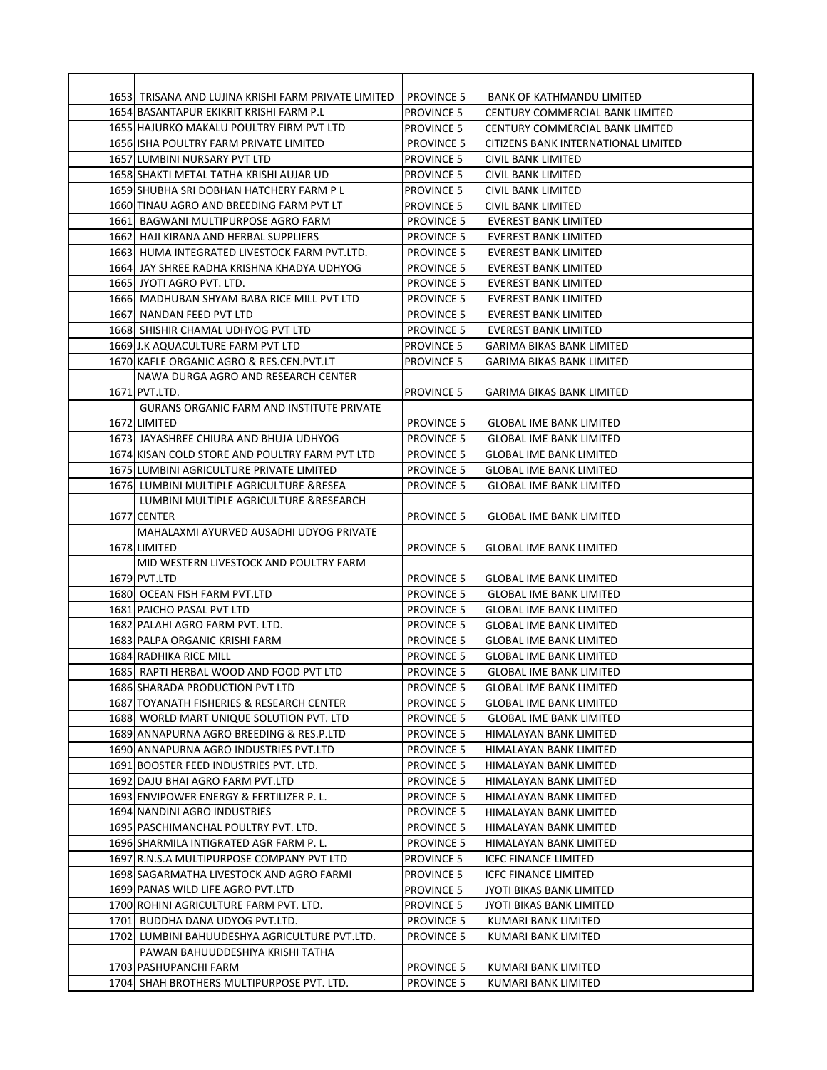| | | | |
|---|---|---|---|
| 1653 | TRISANA AND LUJINA KRISHI FARM PRIVATE LIMITED | PROVINCE 5 | BANK OF KATHMANDU LIMITED |
| 1654 | BASANTAPUR EKIKRIT KRISHI FARM P.L | PROVINCE 5 | CENTURY COMMERCIAL BANK LIMITED |
| 1655 | HAJURKO MAKALU POULTRY FIRM PVT LTD | PROVINCE 5 | CENTURY COMMERCIAL BANK LIMITED |
| 1656 | ISHA POULTRY FARM PRIVATE LIMITED | PROVINCE 5 | CITIZENS BANK INTERNATIONAL LIMITED |
| 1657 | LUMBINI NURSARY PVT LTD | PROVINCE 5 | CIVIL BANK LIMITED |
| 1658 | SHAKTI METAL TATHA KRISHI AUJAR UD | PROVINCE 5 | CIVIL BANK LIMITED |
| 1659 | SHUBHA SRI DOBHAN HATCHERY FARM P L | PROVINCE 5 | CIVIL BANK LIMITED |
| 1660 | TINAU AGRO AND BREEDING FARM PVT LT | PROVINCE 5 | CIVIL BANK LIMITED |
| 1661 | BAGWANI MULTIPURPOSE AGRO FARM | PROVINCE 5 | EVEREST BANK LIMITED |
| 1662 | HAJI KIRANA AND HERBAL SUPPLIERS | PROVINCE 5 | EVEREST BANK LIMITED |
| 1663 | HUMA INTEGRATED LIVESTOCK FARM PVT.LTD. | PROVINCE 5 | EVEREST BANK LIMITED |
| 1664 | JAY SHREE RADHA KRISHNA KHADYA UDHYOG | PROVINCE 5 | EVEREST BANK LIMITED |
| 1665 | JYOTI AGRO PVT. LTD. | PROVINCE 5 | EVEREST BANK LIMITED |
| 1666 | MADHUBAN SHYAM BABA RICE MILL PVT LTD | PROVINCE 5 | EVEREST BANK LIMITED |
| 1667 | NANDAN FEED PVT LTD | PROVINCE 5 | EVEREST BANK LIMITED |
| 1668 | SHISHIR CHAMAL UDHYOG PVT LTD | PROVINCE 5 | EVEREST BANK LIMITED |
| 1669 | J.K AQUACULTURE FARM PVT LTD | PROVINCE 5 | GARIMA BIKAS BANK LIMITED |
| 1670 | KAFLE ORGANIC AGRO & RES.CEN.PVT.LT | PROVINCE 5 | GARIMA BIKAS BANK LIMITED |
| 1671 | NAWA DURGA AGRO AND RESEARCH CENTER PVT.LTD. | PROVINCE 5 | GARIMA BIKAS BANK LIMITED |
| 1672 | GURANS ORGANIC FARM AND INSTITUTE PRIVATE LIMITED | PROVINCE 5 | GLOBAL IME BANK LIMITED |
| 1673 | JAYASHREE CHIURA AND BHUJA UDHYOG | PROVINCE 5 | GLOBAL IME BANK LIMITED |
| 1674 | KISAN COLD STORE AND POULTRY FARM PVT LTD | PROVINCE 5 | GLOBAL IME BANK LIMITED |
| 1675 | LUMBINI AGRICULTURE PRIVATE LIMITED | PROVINCE 5 | GLOBAL IME BANK LIMITED |
| 1676 | LUMBINI MULTIPLE AGRICULTURE &RESEA | PROVINCE 5 | GLOBAL IME BANK LIMITED |
| 1677 | LUMBINI MULTIPLE AGRICULTURE &RESEARCH CENTER | PROVINCE 5 | GLOBAL IME BANK LIMITED |
| 1678 | MAHALAXMI AYURVED AUSADHI UDYOG PRIVATE LIMITED | PROVINCE 5 | GLOBAL IME BANK LIMITED |
| 1679 | MID WESTERN LIVESTOCK AND POULTRY FARM PVT.LTD | PROVINCE 5 | GLOBAL IME BANK LIMITED |
| 1680 | OCEAN FISH FARM PVT.LTD | PROVINCE 5 | GLOBAL IME BANK LIMITED |
| 1681 | PAICHO PASAL PVT LTD | PROVINCE 5 | GLOBAL IME BANK LIMITED |
| 1682 | PALAHI AGRO FARM PVT. LTD. | PROVINCE 5 | GLOBAL IME BANK LIMITED |
| 1683 | PALPA ORGANIC KRISHI FARM | PROVINCE 5 | GLOBAL IME BANK LIMITED |
| 1684 | RADHIKA RICE MILL | PROVINCE 5 | GLOBAL IME BANK LIMITED |
| 1685 | RAPTI HERBAL WOOD AND FOOD PVT LTD | PROVINCE 5 | GLOBAL IME BANK LIMITED |
| 1686 | SHARADA PRODUCTION PVT LTD | PROVINCE 5 | GLOBAL IME BANK LIMITED |
| 1687 | TOYANATH FISHERIES & RESEARCH CENTER | PROVINCE 5 | GLOBAL IME BANK LIMITED |
| 1688 | WORLD MART UNIQUE SOLUTION PVT. LTD | PROVINCE 5 | GLOBAL IME BANK LIMITED |
| 1689 | ANNAPURNA AGRO BREEDING & RES.P.LTD | PROVINCE 5 | HIMALAYAN BANK LIMITED |
| 1690 | ANNAPURNA AGRO INDUSTRIES PVT.LTD | PROVINCE 5 | HIMALAYAN BANK LIMITED |
| 1691 | BOOSTER FEED INDUSTRIES PVT. LTD. | PROVINCE 5 | HIMALAYAN BANK LIMITED |
| 1692 | DAJU BHAI AGRO FARM PVT.LTD | PROVINCE 5 | HIMALAYAN BANK LIMITED |
| 1693 | ENVIPOWER ENERGY & FERTILIZER P. L. | PROVINCE 5 | HIMALAYAN BANK LIMITED |
| 1694 | NANDINI AGRO INDUSTRIES | PROVINCE 5 | HIMALAYAN BANK LIMITED |
| 1695 | PASCHIMANCHAL POULTRY PVT. LTD. | PROVINCE 5 | HIMALAYAN BANK LIMITED |
| 1696 | SHARMILA INTIGRATED AGR FARM P. L. | PROVINCE 5 | HIMALAYAN BANK LIMITED |
| 1697 | R.N.S.A MULTIPURPOSE COMPANY PVT LTD | PROVINCE 5 | ICFC FINANCE LIMITED |
| 1698 | SAGARMATHA LIVESTOCK AND AGRO FARMI | PROVINCE 5 | ICFC FINANCE LIMITED |
| 1699 | PANAS WILD LIFE AGRO PVT.LTD | PROVINCE 5 | JYOTI BIKAS BANK LIMITED |
| 1700 | ROHINI AGRICULTURE FARM PVT. LTD. | PROVINCE 5 | JYOTI BIKAS BANK LIMITED |
| 1701 | BUDDHA DANA UDYOG PVT.LTD. | PROVINCE 5 | KUMARI BANK LIMITED |
| 1702 | LUMBINI BAHUUDESHYA AGRICULTURE PVT.LTD. | PROVINCE 5 | KUMARI BANK LIMITED |
| 1703 | PAWAN BAHUUDDESHIYA KRISHI TATHA PASHUPANCHI FARM | PROVINCE 5 | KUMARI BANK LIMITED |
| 1704 | SHAH BROTHERS MULTIPURPOSE PVT. LTD. | PROVINCE 5 | KUMARI BANK LIMITED |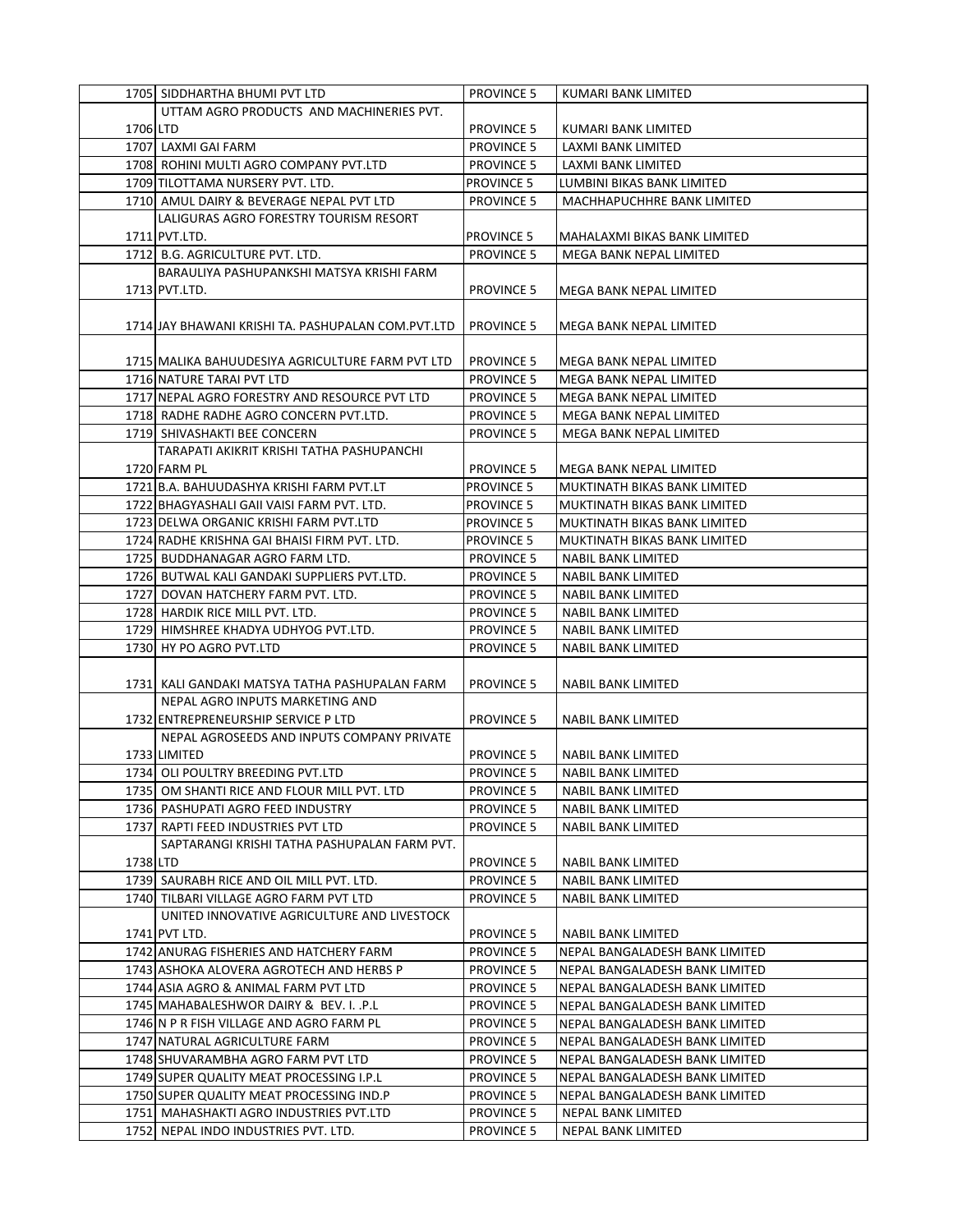| | | | |
|---|---|---|---|
| 1705 | SIDDHARTHA BHUMI PVT LTD | PROVINCE 5 | KUMARI BANK LIMITED |
| 1706 | UTTAM AGRO PRODUCTS AND MACHINERIES PVT. LTD | PROVINCE 5 | KUMARI BANK LIMITED |
| 1707 | LAXMI GAI FARM | PROVINCE 5 | LAXMI BANK LIMITED |
| 1708 | ROHINI MULTI AGRO COMPANY PVT.LTD | PROVINCE 5 | LAXMI BANK LIMITED |
| 1709 | TILOTTAMA NURSERY PVT. LTD. | PROVINCE 5 | LUMBINI BIKAS BANK LIMITED |
| 1710 | AMUL DAIRY & BEVERAGE NEPAL PVT LTD | PROVINCE 5 | MACHHAPUCHHRE BANK LIMITED |
| 1711 | LALIGURAS AGRO FORESTRY TOURISM RESORT PVT.LTD. | PROVINCE 5 | MAHALAXMI BIKAS BANK LIMITED |
| 1712 | B.G. AGRICULTURE PVT. LTD. | PROVINCE 5 | MEGA BANK NEPAL LIMITED |
| 1713 | BARAULIYA PASHUPANKSHI MATSYA KRISHI FARM PVT.LTD. | PROVINCE 5 | MEGA BANK NEPAL LIMITED |
| 1714 | JAY BHAWANI KRISHI TA. PASHUPALAN COM.PVT.LTD | PROVINCE 5 | MEGA BANK NEPAL LIMITED |
| 1715 | MALIKA BAHUUDESIYA AGRICULTURE FARM PVT LTD | PROVINCE 5 | MEGA BANK NEPAL LIMITED |
| 1716 | NATURE TARAI PVT LTD | PROVINCE 5 | MEGA BANK NEPAL LIMITED |
| 1717 | NEPAL AGRO FORESTRY AND RESOURCE PVT LTD | PROVINCE 5 | MEGA BANK NEPAL LIMITED |
| 1718 | RADHE RADHE AGRO CONCERN PVT.LTD. | PROVINCE 5 | MEGA BANK NEPAL LIMITED |
| 1719 | SHIVASHAKTI BEE CONCERN | PROVINCE 5 | MEGA BANK NEPAL LIMITED |
| 1720 | TARAPATI AKIKRIT KRISHI TATHA PASHUPANCHI FARM PL | PROVINCE 5 | MEGA BANK NEPAL LIMITED |
| 1721 | B.A. BAHUUDASHYA KRISHI FARM PVT.LT | PROVINCE 5 | MUKTINATH BIKAS BANK LIMITED |
| 1722 | BHAGYASHALI GAII VAISI FARM PVT. LTD. | PROVINCE 5 | MUKTINATH BIKAS BANK LIMITED |
| 1723 | DELWA ORGANIC KRISHI FARM PVT.LTD | PROVINCE 5 | MUKTINATH BIKAS BANK LIMITED |
| 1724 | RADHE KRISHNA GAI BHAISI FIRM PVT. LTD. | PROVINCE 5 | MUKTINATH BIKAS BANK LIMITED |
| 1725 | BUDDHANAGAR AGRO FARM LTD. | PROVINCE 5 | NABIL BANK LIMITED |
| 1726 | BUTWAL KALI GANDAKI SUPPLIERS PVT.LTD. | PROVINCE 5 | NABIL BANK LIMITED |
| 1727 | DOVAN HATCHERY FARM PVT. LTD. | PROVINCE 5 | NABIL BANK LIMITED |
| 1728 | HARDIK RICE MILL PVT. LTD. | PROVINCE 5 | NABIL BANK LIMITED |
| 1729 | HIMSHREE KHADYA UDHYOG PVT.LTD. | PROVINCE 5 | NABIL BANK LIMITED |
| 1730 | HY PO AGRO PVT.LTD | PROVINCE 5 | NABIL BANK LIMITED |
| 1731 | KALI GANDAKI MATSYA TATHA PASHUPALAN FARM | PROVINCE 5 | NABIL BANK LIMITED |
| 1732 | NEPAL AGRO INPUTS MARKETING AND ENTREPRENEURSHIP SERVICE P LTD | PROVINCE 5 | NABIL BANK LIMITED |
| 1733 | NEPAL AGROSEEDS AND INPUTS COMPANY PRIVATE LIMITED | PROVINCE 5 | NABIL BANK LIMITED |
| 1734 | OLI POULTRY BREEDING PVT.LTD | PROVINCE 5 | NABIL BANK LIMITED |
| 1735 | OM SHANTI RICE AND FLOUR MILL PVT. LTD | PROVINCE 5 | NABIL BANK LIMITED |
| 1736 | PASHUPATI AGRO FEED INDUSTRY | PROVINCE 5 | NABIL BANK LIMITED |
| 1737 | RAPTI FEED INDUSTRIES PVT LTD | PROVINCE 5 | NABIL BANK LIMITED |
| 1738 | SAPTARANGI KRISHI TATHA PASHUPALAN FARM PVT. LTD | PROVINCE 5 | NABIL BANK LIMITED |
| 1739 | SAURABH RICE AND OIL MILL PVT. LTD. | PROVINCE 5 | NABIL BANK LIMITED |
| 1740 | TILBARI VILLAGE AGRO FARM PVT LTD | PROVINCE 5 | NABIL BANK LIMITED |
| 1741 | UNITED INNOVATIVE AGRICULTURE AND LIVESTOCK PVT LTD. | PROVINCE 5 | NABIL BANK LIMITED |
| 1742 | ANURAG FISHERIES AND HATCHERY FARM | PROVINCE 5 | NEPAL BANGALADESH BANK LIMITED |
| 1743 | ASHOKA ALOVERA AGROTECH AND HERBS P | PROVINCE 5 | NEPAL BANGALADESH BANK LIMITED |
| 1744 | ASIA AGRO & ANIMAL FARM PVT LTD | PROVINCE 5 | NEPAL BANGALADESH BANK LIMITED |
| 1745 | MAHABALESHWOR DAIRY & BEV. I. .P.L | PROVINCE 5 | NEPAL BANGALADESH BANK LIMITED |
| 1746 | N P R FISH VILLAGE AND AGRO FARM PL | PROVINCE 5 | NEPAL BANGALADESH BANK LIMITED |
| 1747 | NATURAL AGRICULTURE FARM | PROVINCE 5 | NEPAL BANGALADESH BANK LIMITED |
| 1748 | SHUVARAMBHA AGRO FARM PVT LTD | PROVINCE 5 | NEPAL BANGALADESH BANK LIMITED |
| 1749 | SUPER QUALITY MEAT PROCESSING I.P.L | PROVINCE 5 | NEPAL BANGALADESH BANK LIMITED |
| 1750 | SUPER QUALITY MEAT PROCESSING IND.P | PROVINCE 5 | NEPAL BANGALADESH BANK LIMITED |
| 1751 | MAHASHAKTI AGRO INDUSTRIES PVT.LTD | PROVINCE 5 | NEPAL BANK LIMITED |
| 1752 | NEPAL INDO INDUSTRIES PVT. LTD. | PROVINCE 5 | NEPAL BANK LIMITED |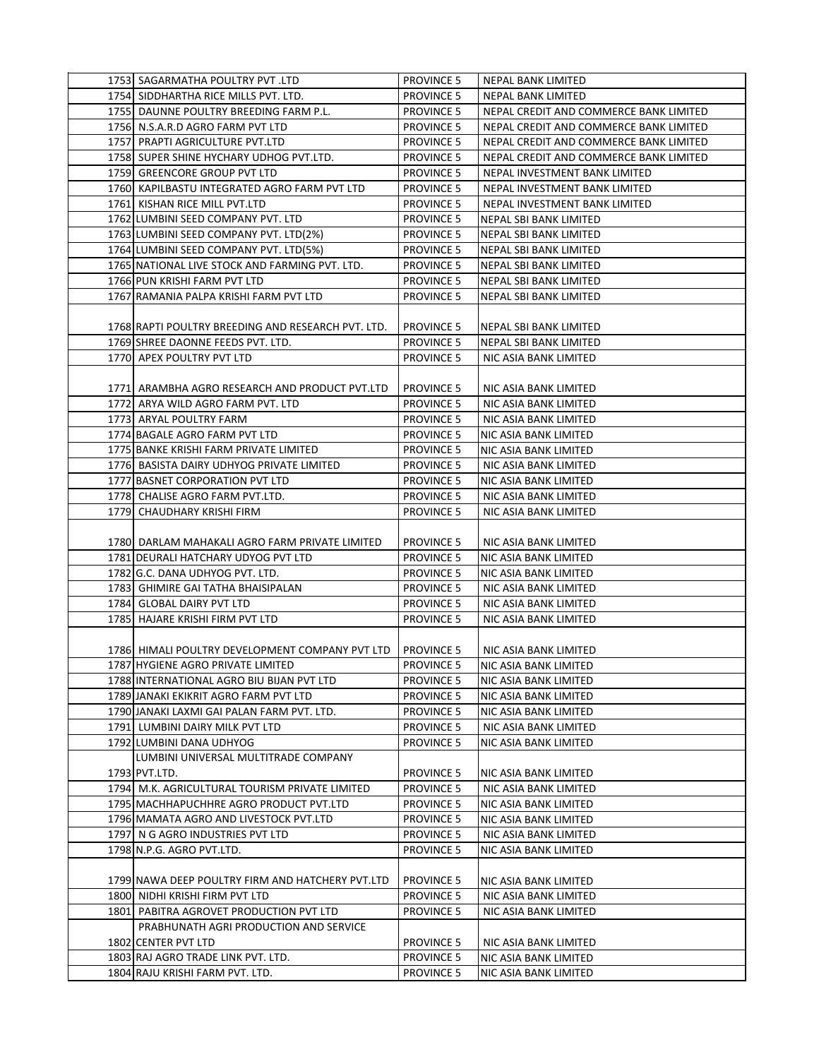| | | | |
|---|---|---|---|
| 1753 | SAGARMATHA POULTRY PVT .LTD | PROVINCE 5 | NEPAL BANK LIMITED |
| 1754 | SIDDHARTHA RICE MILLS PVT. LTD. | PROVINCE 5 | NEPAL BANK LIMITED |
| 1755 | DAUNNE POULTRY BREEDING FARM P.L. | PROVINCE 5 | NEPAL CREDIT AND COMMERCE BANK LIMITED |
| 1756 | N.S.A.R.D AGRO FARM PVT LTD | PROVINCE 5 | NEPAL CREDIT AND COMMERCE BANK LIMITED |
| 1757 | PRAPTI AGRICULTURE PVT.LTD | PROVINCE 5 | NEPAL CREDIT AND COMMERCE BANK LIMITED |
| 1758 | SUPER SHINE HYCHARY UDHOG PVT.LTD. | PROVINCE 5 | NEPAL CREDIT AND COMMERCE BANK LIMITED |
| 1759 | GREENCORE GROUP PVT LTD | PROVINCE 5 | NEPAL INVESTMENT BANK LIMITED |
| 1760 | KAPILBASTU INTEGRATED AGRO FARM PVT LTD | PROVINCE 5 | NEPAL INVESTMENT BANK LIMITED |
| 1761 | KISHAN RICE MILL PVT.LTD | PROVINCE 5 | NEPAL INVESTMENT BANK LIMITED |
| 1762 | LUMBINI SEED COMPANY PVT. LTD | PROVINCE 5 | NEPAL SBI BANK LIMITED |
| 1763 | LUMBINI SEED COMPANY PVT. LTD(2%) | PROVINCE 5 | NEPAL SBI BANK LIMITED |
| 1764 | LUMBINI SEED COMPANY PVT. LTD(5%) | PROVINCE 5 | NEPAL SBI BANK LIMITED |
| 1765 | NATIONAL LIVE STOCK AND FARMING PVT. LTD. | PROVINCE 5 | NEPAL SBI BANK LIMITED |
| 1766 | PUN KRISHI FARM PVT LTD | PROVINCE 5 | NEPAL SBI BANK LIMITED |
| 1767 | RAMANIA PALPA KRISHI FARM PVT LTD | PROVINCE 5 | NEPAL SBI BANK LIMITED |
| 1768 | RAPTI POULTRY BREEDING AND RESEARCH PVT. LTD. | PROVINCE 5 | NEPAL SBI BANK LIMITED |
| 1769 | SHREE DAONNE FEEDS PVT. LTD. | PROVINCE 5 | NEPAL SBI BANK LIMITED |
| 1770 | APEX POULTRY PVT LTD | PROVINCE 5 | NIC ASIA BANK LIMITED |
| 1771 | ARAMBHA AGRO RESEARCH AND PRODUCT PVT.LTD | PROVINCE 5 | NIC ASIA BANK LIMITED |
| 1772 | ARYA WILD AGRO FARM PVT. LTD | PROVINCE 5 | NIC ASIA BANK LIMITED |
| 1773 | ARYAL POULTRY FARM | PROVINCE 5 | NIC ASIA BANK LIMITED |
| 1774 | BAGALE AGRO FARM PVT LTD | PROVINCE 5 | NIC ASIA BANK LIMITED |
| 1775 | BANKE KRISHI FARM PRIVATE LIMITED | PROVINCE 5 | NIC ASIA BANK LIMITED |
| 1776 | BASISTA DAIRY UDHYOG PRIVATE LIMITED | PROVINCE 5 | NIC ASIA BANK LIMITED |
| 1777 | BASNET CORPORATION PVT LTD | PROVINCE 5 | NIC ASIA BANK LIMITED |
| 1778 | CHALISE AGRO FARM PVT.LTD. | PROVINCE 5 | NIC ASIA BANK LIMITED |
| 1779 | CHAUDHARY KRISHI FIRM | PROVINCE 5 | NIC ASIA BANK LIMITED |
| 1780 | DARLAM MAHAKALI AGRO FARM PRIVATE LIMITED | PROVINCE 5 | NIC ASIA BANK LIMITED |
| 1781 | DEURALI HATCHARY UDYOG PVT LTD | PROVINCE 5 | NIC ASIA BANK LIMITED |
| 1782 | G.C. DANA UDHYOG PVT. LTD. | PROVINCE 5 | NIC ASIA BANK LIMITED |
| 1783 | GHIMIRE GAI TATHA BHAISIPALAN | PROVINCE 5 | NIC ASIA BANK LIMITED |
| 1784 | GLOBAL DAIRY PVT LTD | PROVINCE 5 | NIC ASIA BANK LIMITED |
| 1785 | HAJARE KRISHI FIRM PVT LTD | PROVINCE 5 | NIC ASIA BANK LIMITED |
| 1786 | HIMALI POULTRY DEVELOPMENT COMPANY PVT LTD | PROVINCE 5 | NIC ASIA BANK LIMITED |
| 1787 | HYGIENE AGRO PRIVATE LIMITED | PROVINCE 5 | NIC ASIA BANK LIMITED |
| 1788 | INTERNATIONAL AGRO BIU BIJAN PVT LTD | PROVINCE 5 | NIC ASIA BANK LIMITED |
| 1789 | JANAKI EKIKRIT AGRO FARM PVT LTD | PROVINCE 5 | NIC ASIA BANK LIMITED |
| 1790 | JANAKI LAXMI GAI PALAN FARM PVT. LTD. | PROVINCE 5 | NIC ASIA BANK LIMITED |
| 1791 | LUMBINI DAIRY MILK PVT LTD | PROVINCE 5 | NIC ASIA BANK LIMITED |
| 1792 | LUMBINI DANA UDHYOG | PROVINCE 5 | NIC ASIA BANK LIMITED |
| 1793 | LUMBINI UNIVERSAL MULTITRADE COMPANY PVT.LTD. | PROVINCE 5 | NIC ASIA BANK LIMITED |
| 1794 | M.K. AGRICULTURAL TOURISM PRIVATE LIMITED | PROVINCE 5 | NIC ASIA BANK LIMITED |
| 1795 | MACHHAPUCHHRE AGRO PRODUCT PVT.LTD | PROVINCE 5 | NIC ASIA BANK LIMITED |
| 1796 | MAMATA AGRO AND LIVESTOCK PVT.LTD | PROVINCE 5 | NIC ASIA BANK LIMITED |
| 1797 | N G AGRO INDUSTRIES PVT LTD | PROVINCE 5 | NIC ASIA BANK LIMITED |
| 1798 | N.P.G. AGRO PVT.LTD. | PROVINCE 5 | NIC ASIA BANK LIMITED |
| 1799 | NAWA DEEP POULTRY FIRM AND HATCHERY PVT.LTD | PROVINCE 5 | NIC ASIA BANK LIMITED |
| 1800 | NIDHI KRISHI FIRM PVT LTD | PROVINCE 5 | NIC ASIA BANK LIMITED |
| 1801 | PABITRA AGROVET PRODUCTION PVT LTD | PROVINCE 5 | NIC ASIA BANK LIMITED |
| 1802 | PRABHUNATH AGRI PRODUCTION AND SERVICE CENTER PVT LTD | PROVINCE 5 | NIC ASIA BANK LIMITED |
| 1803 | RAJ AGRO TRADE LINK PVT. LTD. | PROVINCE 5 | NIC ASIA BANK LIMITED |
| 1804 | RAJU KRISHI FARM PVT. LTD. | PROVINCE 5 | NIC ASIA BANK LIMITED |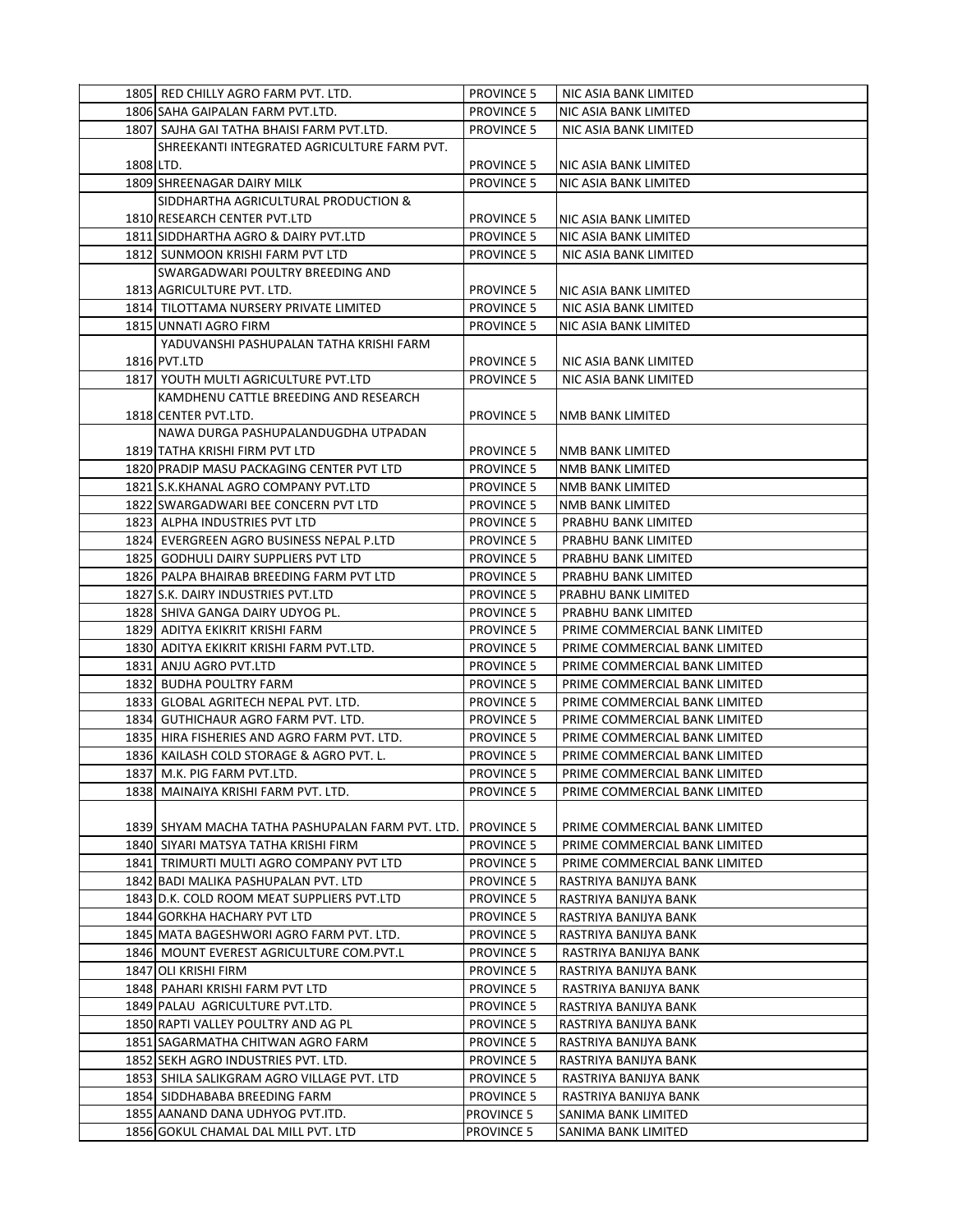| | | | |
|---|---|---|---|
| 1805 | RED CHILLY AGRO FARM PVT. LTD. | PROVINCE 5 | NIC ASIA BANK LIMITED |
| 1806 | SAHA GAIPALAN FARM PVT.LTD. | PROVINCE 5 | NIC ASIA BANK LIMITED |
| 1807 | SAJHA GAI TATHA BHAISI FARM PVT.LTD. | PROVINCE 5 | NIC ASIA BANK LIMITED |
| 1808 | SHREEKANTI INTEGRATED AGRICULTURE FARM PVT. LTD. | PROVINCE 5 | NIC ASIA BANK LIMITED |
| 1809 | SHREENAGAR DAIRY MILK | PROVINCE 5 | NIC ASIA BANK LIMITED |
| 1810 | SIDDHARTHA AGRICULTURAL PRODUCTION & RESEARCH CENTER PVT.LTD | PROVINCE 5 | NIC ASIA BANK LIMITED |
| 1811 | SIDDHARTHA AGRO & DAIRY PVT.LTD | PROVINCE 5 | NIC ASIA BANK LIMITED |
| 1812 | SUNMOON KRISHI FARM PVT LTD | PROVINCE 5 | NIC ASIA BANK LIMITED |
| 1813 | SWARGADWARI POULTRY BREEDING AND AGRICULTURE PVT. LTD. | PROVINCE 5 | NIC ASIA BANK LIMITED |
| 1814 | TILOTTAMA NURSERY PRIVATE LIMITED | PROVINCE 5 | NIC ASIA BANK LIMITED |
| 1815 | UNNATI AGRO FIRM | PROVINCE 5 | NIC ASIA BANK LIMITED |
| 1816 | YADUVANSHI PASHUPALAN TATHA KRISHI FARM PVT.LTD | PROVINCE 5 | NIC ASIA BANK LIMITED |
| 1817 | YOUTH MULTI AGRICULTURE PVT.LTD | PROVINCE 5 | NIC ASIA BANK LIMITED |
| 1818 | KAMDHENU CATTLE BREEDING AND RESEARCH CENTER PVT.LTD. | PROVINCE 5 | NMB BANK LIMITED |
| 1819 | NAWA DURGA PASHUPALANDUGDHA UTPADAN TATHA KRISHI FIRM PVT LTD | PROVINCE 5 | NMB BANK LIMITED |
| 1820 | PRADIP MASU PACKAGING CENTER PVT LTD | PROVINCE 5 | NMB BANK LIMITED |
| 1821 | S.K.KHANAL AGRO COMPANY PVT.LTD | PROVINCE 5 | NMB BANK LIMITED |
| 1822 | SWARGADWARI BEE CONCERN PVT LTD | PROVINCE 5 | NMB BANK LIMITED |
| 1823 | ALPHA INDUSTRIES PVT LTD | PROVINCE 5 | PRABHU BANK LIMITED |
| 1824 | EVERGREEN AGRO BUSINESS NEPAL P.LTD | PROVINCE 5 | PRABHU BANK LIMITED |
| 1825 | GODHULI DAIRY SUPPLIERS PVT LTD | PROVINCE 5 | PRABHU BANK LIMITED |
| 1826 | PALPA BHAIRAB BREEDING FARM PVT LTD | PROVINCE 5 | PRABHU BANK LIMITED |
| 1827 | S.K. DAIRY INDUSTRIES PVT.LTD | PROVINCE 5 | PRABHU BANK LIMITED |
| 1828 | SHIVA GANGA DAIRY UDYOG PL. | PROVINCE 5 | PRABHU BANK LIMITED |
| 1829 | ADITYA EKIKRIT KRISHI FARM | PROVINCE 5 | PRIME COMMERCIAL BANK LIMITED |
| 1830 | ADITYA EKIKRIT KRISHI FARM PVT.LTD. | PROVINCE 5 | PRIME COMMERCIAL BANK LIMITED |
| 1831 | ANJU AGRO PVT.LTD | PROVINCE 5 | PRIME COMMERCIAL BANK LIMITED |
| 1832 | BUDHA POULTRY FARM | PROVINCE 5 | PRIME COMMERCIAL BANK LIMITED |
| 1833 | GLOBAL AGRITECH NEPAL PVT. LTD. | PROVINCE 5 | PRIME COMMERCIAL BANK LIMITED |
| 1834 | GUTHICHAUR AGRO FARM PVT. LTD. | PROVINCE 5 | PRIME COMMERCIAL BANK LIMITED |
| 1835 | HIRA FISHERIES AND AGRO FARM PVT. LTD. | PROVINCE 5 | PRIME COMMERCIAL BANK LIMITED |
| 1836 | KAILASH COLD STORAGE & AGRO PVT. L. | PROVINCE 5 | PRIME COMMERCIAL BANK LIMITED |
| 1837 | M.K. PIG FARM PVT.LTD. | PROVINCE 5 | PRIME COMMERCIAL BANK LIMITED |
| 1838 | MAINAIYA KRISHI FARM PVT. LTD. | PROVINCE 5 | PRIME COMMERCIAL BANK LIMITED |
| 1839 | SHYAM MACHA TATHA PASHUPALAN FARM PVT. LTD. | PROVINCE 5 | PRIME COMMERCIAL BANK LIMITED |
| 1840 | SIYARI MATSYA TATHA KRISHI FIRM | PROVINCE 5 | PRIME COMMERCIAL BANK LIMITED |
| 1841 | TRIMURTI MULTI AGRO COMPANY PVT LTD | PROVINCE 5 | PRIME COMMERCIAL BANK LIMITED |
| 1842 | BADI MALIKA PASHUPALAN PVT. LTD | PROVINCE 5 | RASTRIYA BANIJYA BANK |
| 1843 | D.K. COLD ROOM MEAT SUPPLIERS PVT.LTD | PROVINCE 5 | RASTRIYA BANIJYA BANK |
| 1844 | GORKHA HACHARY PVT LTD | PROVINCE 5 | RASTRIYA BANIJYA BANK |
| 1845 | MATA BAGESHWORI AGRO FARM PVT. LTD. | PROVINCE 5 | RASTRIYA BANIJYA BANK |
| 1846 | MOUNT EVEREST AGRICULTURE COM.PVT.L | PROVINCE 5 | RASTRIYA BANIJYA BANK |
| 1847 | OLI KRISHI FIRM | PROVINCE 5 | RASTRIYA BANIJYA BANK |
| 1848 | PAHARI KRISHI FARM PVT LTD | PROVINCE 5 | RASTRIYA BANIJYA BANK |
| 1849 | PALAU AGRICULTURE PVT.LTD. | PROVINCE 5 | RASTRIYA BANIJYA BANK |
| 1850 | RAPTI VALLEY POULTRY AND AG PL | PROVINCE 5 | RASTRIYA BANIJYA BANK |
| 1851 | SAGARMATHA CHITWAN AGRO FARM | PROVINCE 5 | RASTRIYA BANIJYA BANK |
| 1852 | SEKH AGRO INDUSTRIES PVT. LTD. | PROVINCE 5 | RASTRIYA BANIJYA BANK |
| 1853 | SHILA SALIKGRAM AGRO VILLAGE PVT. LTD | PROVINCE 5 | RASTRIYA BANIJYA BANK |
| 1854 | SIDDHABABA BREEDING FARM | PROVINCE 5 | RASTRIYA BANIJYA BANK |
| 1855 | AANAND DANA UDHYOG PVT.ITD. | PROVINCE 5 | SANIMA BANK LIMITED |
| 1856 | GOKUL CHAMAL DAL MILL PVT. LTD | PROVINCE 5 | SANIMA BANK LIMITED |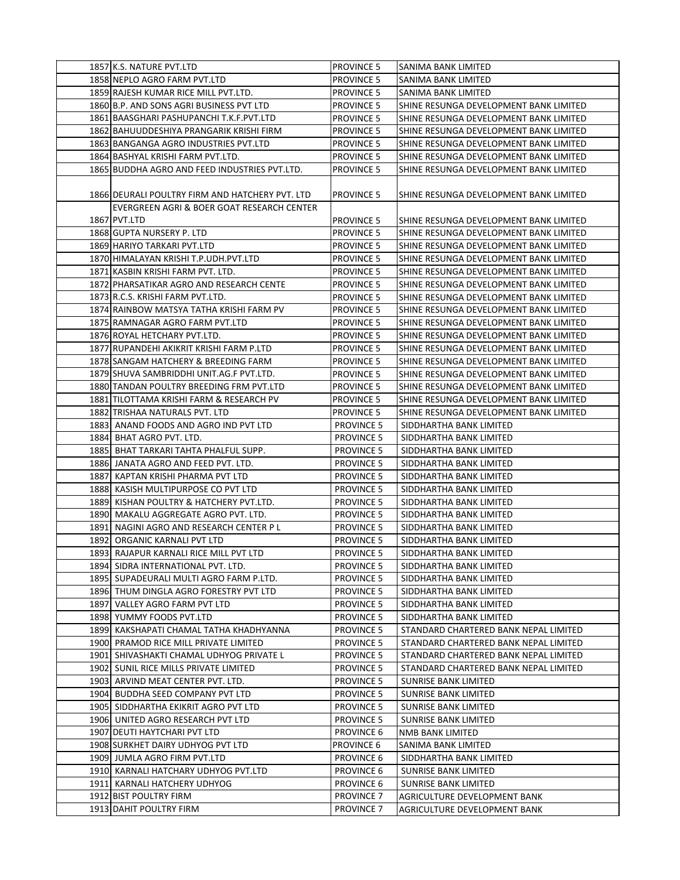| | | | |
|---|---|---|---|
| 1857 | K.S. NATURE PVT.LTD | PROVINCE 5 | SANIMA BANK LIMITED |
| 1858 | NEPLO AGRO FARM PVT.LTD | PROVINCE 5 | SANIMA BANK LIMITED |
| 1859 | RAJESH KUMAR RICE MILL PVT.LTD. | PROVINCE 5 | SANIMA BANK LIMITED |
| 1860 | B.P. AND SONS AGRI BUSINESS PVT LTD | PROVINCE 5 | SHINE RESUNGA DEVELOPMENT BANK LIMITED |
| 1861 | BAASGHARI PASHUPANCHI T.K.F.PVT.LTD | PROVINCE 5 | SHINE RESUNGA DEVELOPMENT BANK LIMITED |
| 1862 | BAHUUDDESHIYA PRANGARIK KRISHI FIRM | PROVINCE 5 | SHINE RESUNGA DEVELOPMENT BANK LIMITED |
| 1863 | BANGANGA AGRO INDUSTRIES PVT.LTD | PROVINCE 5 | SHINE RESUNGA DEVELOPMENT BANK LIMITED |
| 1864 | BASHYAL KRISHI FARM PVT.LTD. | PROVINCE 5 | SHINE RESUNGA DEVELOPMENT BANK LIMITED |
| 1865 | BUDDHA AGRO AND FEED INDUSTRIES PVT.LTD. | PROVINCE 5 | SHINE RESUNGA DEVELOPMENT BANK LIMITED |
| 1866 | DEURALI POULTRY FIRM AND HATCHERY PVT. LTD | PROVINCE 5 | SHINE RESUNGA DEVELOPMENT BANK LIMITED |
| 1867 | EVERGREEN AGRI & BOER GOAT RESEARCH CENTER PVT.LTD | PROVINCE 5 | SHINE RESUNGA DEVELOPMENT BANK LIMITED |
| 1868 | GUPTA NURSERY P. LTD | PROVINCE 5 | SHINE RESUNGA DEVELOPMENT BANK LIMITED |
| 1869 | HARIYO TARKARI PVT.LTD | PROVINCE 5 | SHINE RESUNGA DEVELOPMENT BANK LIMITED |
| 1870 | HIMALAYAN KRISHI T.P.UDH.PVT.LTD | PROVINCE 5 | SHINE RESUNGA DEVELOPMENT BANK LIMITED |
| 1871 | KASBIN KRISHI FARM PVT. LTD. | PROVINCE 5 | SHINE RESUNGA DEVELOPMENT BANK LIMITED |
| 1872 | PHARSATIKAR AGRO AND RESEARCH CENTE | PROVINCE 5 | SHINE RESUNGA DEVELOPMENT BANK LIMITED |
| 1873 | R.C.S. KRISHI FARM PVT.LTD. | PROVINCE 5 | SHINE RESUNGA DEVELOPMENT BANK LIMITED |
| 1874 | RAINBOW MATSYA TATHA KRISHI FARM PV | PROVINCE 5 | SHINE RESUNGA DEVELOPMENT BANK LIMITED |
| 1875 | RAMNAGAR AGRO FARM PVT.LTD | PROVINCE 5 | SHINE RESUNGA DEVELOPMENT BANK LIMITED |
| 1876 | ROYAL HETCHARY PVT.LTD. | PROVINCE 5 | SHINE RESUNGA DEVELOPMENT BANK LIMITED |
| 1877 | RUPANDEHI AKIKRIT KRISHI FARM P.LTD | PROVINCE 5 | SHINE RESUNGA DEVELOPMENT BANK LIMITED |
| 1878 | SANGAM HATCHERY & BREEDING FARM | PROVINCE 5 | SHINE RESUNGA DEVELOPMENT BANK LIMITED |
| 1879 | SHUVA SAMBRIDDHI UNIT.AG.F PVT.LTD. | PROVINCE 5 | SHINE RESUNGA DEVELOPMENT BANK LIMITED |
| 1880 | TANDAN POULTRY BREEDING FRM PVT.LTD | PROVINCE 5 | SHINE RESUNGA DEVELOPMENT BANK LIMITED |
| 1881 | TILOTTAMA KRISHI FARM & RESEARCH PV | PROVINCE 5 | SHINE RESUNGA DEVELOPMENT BANK LIMITED |
| 1882 | TRISHAA NATURALS PVT. LTD | PROVINCE 5 | SHINE RESUNGA DEVELOPMENT BANK LIMITED |
| 1883 | ANAND FOODS AND AGRO IND PVT LTD | PROVINCE 5 | SIDDHARTHA BANK LIMITED |
| 1884 | BHAT AGRO PVT. LTD. | PROVINCE 5 | SIDDHARTHA BANK LIMITED |
| 1885 | BHAT TARKARI TAHTA PHALFUL SUPP. | PROVINCE 5 | SIDDHARTHA BANK LIMITED |
| 1886 | JANATA AGRO AND FEED PVT. LTD. | PROVINCE 5 | SIDDHARTHA BANK LIMITED |
| 1887 | KAPTAN KRISHI PHARMA PVT LTD | PROVINCE 5 | SIDDHARTHA BANK LIMITED |
| 1888 | KASISH MULTIPURPOSE CO PVT LTD | PROVINCE 5 | SIDDHARTHA BANK LIMITED |
| 1889 | KISHAN POULTRY & HATCHERY PVT.LTD. | PROVINCE 5 | SIDDHARTHA BANK LIMITED |
| 1890 | MAKALU AGGREGATE AGRO PVT. LTD. | PROVINCE 5 | SIDDHARTHA BANK LIMITED |
| 1891 | NAGINI AGRO AND RESEARCH CENTER P L | PROVINCE 5 | SIDDHARTHA BANK LIMITED |
| 1892 | ORGANIC KARNALI PVT LTD | PROVINCE 5 | SIDDHARTHA BANK LIMITED |
| 1893 | RAJAPUR KARNALI RICE MILL PVT LTD | PROVINCE 5 | SIDDHARTHA BANK LIMITED |
| 1894 | SIDRA INTERNATIONAL PVT. LTD. | PROVINCE 5 | SIDDHARTHA BANK LIMITED |
| 1895 | SUPADEURALI MULTI AGRO FARM P.LTD. | PROVINCE 5 | SIDDHARTHA BANK LIMITED |
| 1896 | THUM DINGLA AGRO FORESTRY PVT LTD | PROVINCE 5 | SIDDHARTHA BANK LIMITED |
| 1897 | VALLEY AGRO FARM PVT LTD | PROVINCE 5 | SIDDHARTHA BANK LIMITED |
| 1898 | YUMMY FOODS PVT.LTD | PROVINCE 5 | SIDDHARTHA BANK LIMITED |
| 1899 | KAKSHAPATI CHAMAL TATHA KHADHYANNA | PROVINCE 5 | STANDARD CHARTERED BANK NEPAL LIMITED |
| 1900 | PRAMOD RICE MILL PRIVATE LIMITED | PROVINCE 5 | STANDARD CHARTERED BANK NEPAL LIMITED |
| 1901 | SHIVASHAKTI CHAMAL UDHYOG PRIVATE L | PROVINCE 5 | STANDARD CHARTERED BANK NEPAL LIMITED |
| 1902 | SUNIL RICE MILLS PRIVATE LIMITED | PROVINCE 5 | STANDARD CHARTERED BANK NEPAL LIMITED |
| 1903 | ARVIND MEAT CENTER PVT. LTD. | PROVINCE 5 | SUNRISE BANK LIMITED |
| 1904 | BUDDHA SEED COMPANY PVT LTD | PROVINCE 5 | SUNRISE BANK LIMITED |
| 1905 | SIDDHARTHA EKIKRIT AGRO PVT LTD | PROVINCE 5 | SUNRISE BANK LIMITED |
| 1906 | UNITED AGRO RESEARCH PVT LTD | PROVINCE 5 | SUNRISE BANK LIMITED |
| 1907 | DEUTI HAYTCHARI PVT LTD | PROVINCE 6 | NMB BANK LIMITED |
| 1908 | SURKHET DAIRY UDHYOG PVT LTD | PROVINCE 6 | SANIMA BANK LIMITED |
| 1909 | JUMLA AGRO FIRM PVT.LTD | PROVINCE 6 | SIDDHARTHA BANK LIMITED |
| 1910 | KARNALI HATCHARY UDHYOG PVT.LTD | PROVINCE 6 | SUNRISE BANK LIMITED |
| 1911 | KARNALI HATCHERY UDHYOG | PROVINCE 6 | SUNRISE BANK LIMITED |
| 1912 | BIST POULTRY FIRM | PROVINCE 7 | AGRICULTURE DEVELOPMENT BANK |
| 1913 | DAHIT POULTRY FIRM | PROVINCE 7 | AGRICULTURE DEVELOPMENT BANK |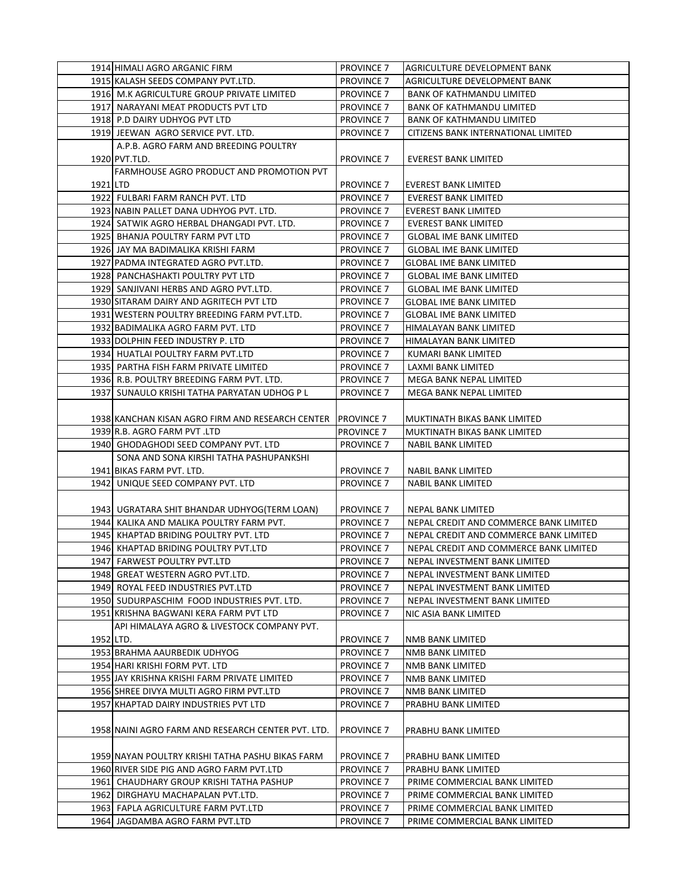| | | | |
|---|---|---|---|
| 1914 | HIMALI AGRO ARGANIC FIRM | PROVINCE 7 | AGRICULTURE DEVELOPMENT BANK |
| 1915 | KALASH SEEDS COMPANY PVT.LTD. | PROVINCE 7 | AGRICULTURE DEVELOPMENT BANK |
| 1916 | M.K AGRICULTURE GROUP PRIVATE LIMITED | PROVINCE 7 | BANK OF KATHMANDU LIMITED |
| 1917 | NARAYANI MEAT PRODUCTS PVT LTD | PROVINCE 7 | BANK OF KATHMANDU LIMITED |
| 1918 | P.D DAIRY UDHYOG PVT LTD | PROVINCE 7 | BANK OF KATHMANDU LIMITED |
| 1919 | JEEWAN AGRO SERVICE PVT. LTD. | PROVINCE 7 | CITIZENS BANK INTERNATIONAL LIMITED |
| 1920 | A.P.B. AGRO FARM AND BREEDING POULTRY PVT.TLD. | PROVINCE 7 | EVEREST BANK LIMITED |
| 1921 | FARMHOUSE AGRO PRODUCT AND PROMOTION PVT LTD | PROVINCE 7 | EVEREST BANK LIMITED |
| 1922 | FULBARI FARM RANCH PVT. LTD | PROVINCE 7 | EVEREST BANK LIMITED |
| 1923 | NABIN PALLET DANA UDHYOG PVT. LTD. | PROVINCE 7 | EVEREST BANK LIMITED |
| 1924 | SATWIK AGRO HERBAL DHANGADI PVT. LTD. | PROVINCE 7 | EVEREST BANK LIMITED |
| 1925 | BHANJA POULTRY FARM PVT LTD | PROVINCE 7 | GLOBAL IME BANK LIMITED |
| 1926 | JAY MA BADIMALIKA KRISHI FARM | PROVINCE 7 | GLOBAL IME BANK LIMITED |
| 1927 | PADMA INTEGRATED AGRO PVT.LTD. | PROVINCE 7 | GLOBAL IME BANK LIMITED |
| 1928 | PANCHASHAKTI POULTRY PVT LTD | PROVINCE 7 | GLOBAL IME BANK LIMITED |
| 1929 | SANJIVANI HERBS AND AGRO PVT.LTD. | PROVINCE 7 | GLOBAL IME BANK LIMITED |
| 1930 | SITARAM DAIRY AND AGRITECH PVT LTD | PROVINCE 7 | GLOBAL IME BANK LIMITED |
| 1931 | WESTERN POULTRY BREEDING FARM PVT.LTD. | PROVINCE 7 | GLOBAL IME BANK LIMITED |
| 1932 | BADIMALIKA AGRO FARM PVT. LTD | PROVINCE 7 | HIMALAYAN BANK LIMITED |
| 1933 | DOLPHIN FEED INDUSTRY P. LTD | PROVINCE 7 | HIMALAYAN BANK LIMITED |
| 1934 | HUATLAI POULTRY FARM PVT.LTD | PROVINCE 7 | KUMARI BANK LIMITED |
| 1935 | PARTHA FISH FARM PRIVATE LIMITED | PROVINCE 7 | LAXMI BANK LIMITED |
| 1936 | R.B. POULTRY BREEDING FARM PVT. LTD. | PROVINCE 7 | MEGA BANK NEPAL LIMITED |
| 1937 | SUNAULO KRISHI TATHA PARYATAN UDHOG P L | PROVINCE 7 | MEGA BANK NEPAL LIMITED |
| 1938 | KANCHAN KISAN AGRO FIRM AND RESEARCH CENTER | PROVINCE 7 | MUKTINATH BIKAS BANK LIMITED |
| 1939 | R.B. AGRO FARM PVT .LTD | PROVINCE 7 | MUKTINATH BIKAS BANK LIMITED |
| 1940 | GHODAGHODI SEED COMPANY PVT. LTD | PROVINCE 7 | NABIL BANK LIMITED |
| 1941 | SONA AND SONA KIRSHI TATHA PASHUPANKSHI BIKAS FARM PVT. LTD. | PROVINCE 7 | NABIL BANK LIMITED |
| 1942 | UNIQUE SEED COMPANY PVT. LTD | PROVINCE 7 | NABIL BANK LIMITED |
| 1943 | UGRATARA SHIT BHANDAR UDHYOG(TERM LOAN) | PROVINCE 7 | NEPAL BANK LIMITED |
| 1944 | KALIKA AND MALIKA POULTRY FARM PVT. | PROVINCE 7 | NEPAL CREDIT AND COMMERCE BANK LIMITED |
| 1945 | KHAPTAD BRIDING POULTRY PVT. LTD | PROVINCE 7 | NEPAL CREDIT AND COMMERCE BANK LIMITED |
| 1946 | KHAPTAD BRIDING POULTRY PVT.LTD | PROVINCE 7 | NEPAL CREDIT AND COMMERCE BANK LIMITED |
| 1947 | FARWEST POULTRY PVT.LTD | PROVINCE 7 | NEPAL INVESTMENT BANK LIMITED |
| 1948 | GREAT WESTERN AGRO PVT.LTD. | PROVINCE 7 | NEPAL INVESTMENT BANK LIMITED |
| 1949 | ROYAL FEED INDUSTRIES PVT.LTD | PROVINCE 7 | NEPAL INVESTMENT BANK LIMITED |
| 1950 | SUDURPASCHIM FOOD INDUSTRIES PVT. LTD. | PROVINCE 7 | NEPAL INVESTMENT BANK LIMITED |
| 1951 | KRISHNA BAGWANI KERA FARM PVT LTD | PROVINCE 7 | NIC ASIA BANK LIMITED |
| 1952 | API HIMALAYA AGRO & LIVESTOCK COMPANY PVT. LTD. | PROVINCE 7 | NMB BANK LIMITED |
| 1953 | BRAHMA AAURBEDIK UDHYOG | PROVINCE 7 | NMB BANK LIMITED |
| 1954 | HARI KRISHI FORM PVT. LTD | PROVINCE 7 | NMB BANK LIMITED |
| 1955 | JAY KRISHNA KRISHI FARM PRIVATE LIMITED | PROVINCE 7 | NMB BANK LIMITED |
| 1956 | SHREE DIVYA MULTI AGRO FIRM PVT.LTD | PROVINCE 7 | NMB BANK LIMITED |
| 1957 | KHAPTAD DAIRY INDUSTRIES PVT LTD | PROVINCE 7 | PRABHU BANK LIMITED |
| 1958 | NAINI AGRO FARM AND RESEARCH CENTER PVT. LTD. | PROVINCE 7 | PRABHU BANK LIMITED |
| 1959 | NAYAN POULTRY KRISHI TATHA PASHU BIKAS FARM | PROVINCE 7 | PRABHU BANK LIMITED |
| 1960 | RIVER SIDE PIG AND AGRO FARM PVT.LTD | PROVINCE 7 | PRABHU BANK LIMITED |
| 1961 | CHAUDHARY GROUP KRISHI TATHA PASHUP | PROVINCE 7 | PRIME COMMERCIAL BANK LIMITED |
| 1962 | DIRGHAYU MACHAPALAN PVT.LTD. | PROVINCE 7 | PRIME COMMERCIAL BANK LIMITED |
| 1963 | FAPLA AGRICULTURE FARM PVT.LTD | PROVINCE 7 | PRIME COMMERCIAL BANK LIMITED |
| 1964 | JAGDAMBA AGRO FARM PVT.LTD | PROVINCE 7 | PRIME COMMERCIAL BANK LIMITED |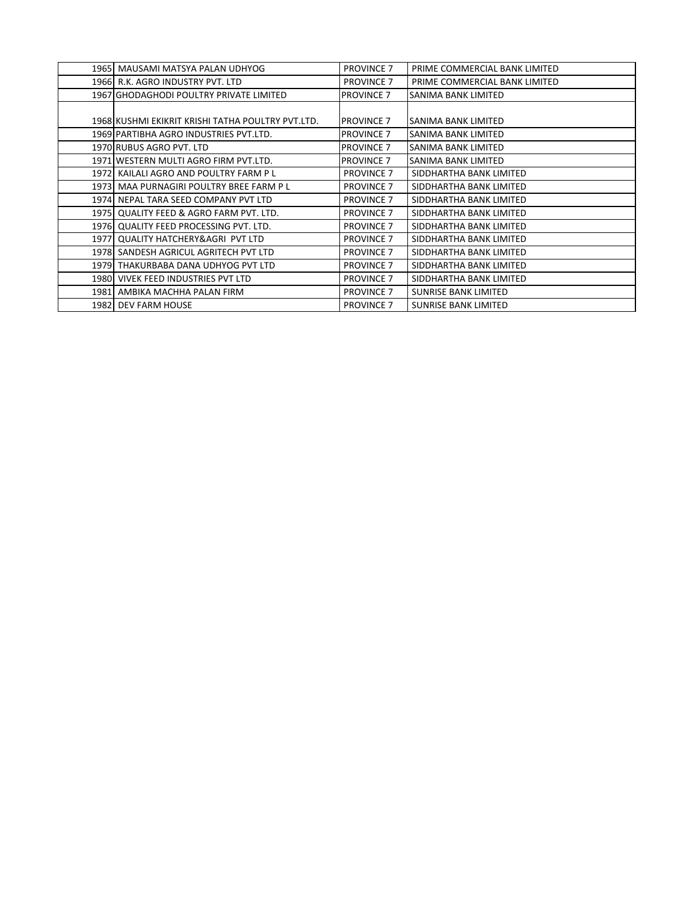| | | | |
|---|---|---|---|
| 1965 | MAUSAMI MATSYA PALAN UDHYOG | PROVINCE 7 | PRIME COMMERCIAL BANK LIMITED |
| 1966 | R.K. AGRO INDUSTRY PVT. LTD | PROVINCE 7 | PRIME COMMERCIAL BANK LIMITED |
| 1967 | GHODAGHODI POULTRY PRIVATE LIMITED | PROVINCE 7 | SANIMA BANK LIMITED |
| 1968 | KUSHMI EKIKRIT KRISHI TATHA POULTRY PVT.LTD. | PROVINCE 7 | SANIMA BANK LIMITED |
| 1969 | PARTIBHA AGRO INDUSTRIES PVT.LTD. | PROVINCE 7 | SANIMA BANK LIMITED |
| 1970 | RUBUS AGRO PVT. LTD | PROVINCE 7 | SANIMA BANK LIMITED |
| 1971 | WESTERN MULTI AGRO FIRM PVT.LTD. | PROVINCE 7 | SANIMA BANK LIMITED |
| 1972 | KAILALI AGRO AND POULTRY FARM P L | PROVINCE 7 | SIDDHARTHA BANK LIMITED |
| 1973 | MAA PURNAGIRI POULTRY BREE FARM P L | PROVINCE 7 | SIDDHARTHA BANK LIMITED |
| 1974 | NEPAL TARA SEED COMPANY PVT LTD | PROVINCE 7 | SIDDHARTHA BANK LIMITED |
| 1975 | QUALITY FEED & AGRO FARM PVT. LTD. | PROVINCE 7 | SIDDHARTHA BANK LIMITED |
| 1976 | QUALITY FEED PROCESSING PVT. LTD. | PROVINCE 7 | SIDDHARTHA BANK LIMITED |
| 1977 | QUALITY HATCHERY&AGRI PVT LTD | PROVINCE 7 | SIDDHARTHA BANK LIMITED |
| 1978 | SANDESH AGRICUL AGRITECH PVT LTD | PROVINCE 7 | SIDDHARTHA BANK LIMITED |
| 1979 | THAKURBABA DANA UDHYOG PVT LTD | PROVINCE 7 | SIDDHARTHA BANK LIMITED |
| 1980 | VIVEK FEED INDUSTRIES PVT LTD | PROVINCE 7 | SIDDHARTHA BANK LIMITED |
| 1981 | AMBIKA MACHHA PALAN FIRM | PROVINCE 7 | SUNRISE BANK LIMITED |
| 1982 | DEV FARM HOUSE | PROVINCE 7 | SUNRISE BANK LIMITED |